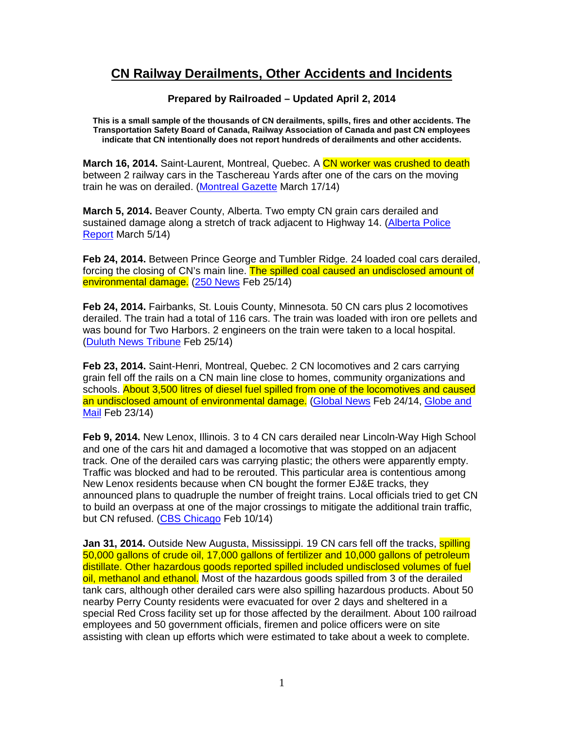# CN Railway Derailments, Other Accidents and Incidents

**Prepared by Railroaded – Updated April 2, 2014**

**This is a small sample of the thousands of CN derailments, spills, fires and other accidents. The Transportation Safety Board of Canada, Railway Association of Canada and past CN employees indicate that CN intentionally does not report hundreds of derailments and other accidents.**

**March 16, 2014.** Saint-Laurent, Montreal, Quebec. A CN worker was crushed to death between 2 railway cars in the Taschereau Yards after one of the cars on the moving train he was on derailed. (Montreal Gazette March 17/14)

**March 5, 2014.** Beaver County, Alberta. Two empty CN grain cars derailed and sustained damage along a stretch of track adjacent to Highway 14. (Alberta Police Report March 5/14)

**Feb 24, 2014.** Between Prince George and Tumbler Ridge. 24 loaded coal cars derailed, forcing the closing of CN's main line. The spilled coal caused an undisclosed amount of environmental damage. (250 News Feb 25/14)

**Feb 24, 2014.** Fairbanks, St. Louis County, Minnesota. 50 CN cars plus 2 locomotives derailed. The train had a total of 116 cars. The train was loaded with iron ore pellets and was bound for Two Harbors. 2 engineers on the train were taken to a local hospital. (Duluth News Tribune Feb 25/14)

**Feb 23, 2014.** Saint-Henri, Montreal, Quebec. 2 CN locomotives and 2 cars carrying grain fell off the rails on a CN main line close to homes, community organizations and schools. About 3,500 litres of diesel fuel spilled from one of the locomotives and caused an undisclosed amount of environmental damage. (Global News Feb 24/14, Globe and Mail Feb 23/14)

**Feb 9, 2014.** New Lenox, Illinois. 3 to 4 CN cars derailed near Lincoln-Way High School and one of the cars hit and damaged a locomotive that was stopped on an adjacent track. One of the derailed cars was carrying plastic; the others were apparently empty. Traffic was blocked and had to be rerouted. This particular area is contentious among New Lenox residents because when CN bought the former EJ&E tracks, they announced plans to quadruple the number of freight trains. Local officials tried to get CN to build an overpass at one of the major crossings to mitigate the additional train traffic, but CN refused. (CBS Chicago Feb 10/14)

**Jan 31, 2014.** Outside New Augusta, Mississippi. 19 CN cars fell off the tracks, spilling 50,000 gallons of crude oil, 17,000 gallons of fertilizer and 10,000 gallons of petroleum distillate. Other hazardous goods reported spilled included undisclosed volumes of fuel oil, methanol and ethanol. Most of the hazardous goods spilled from 3 of the derailed tank cars, although other derailed cars were also spilling hazardous products. About 50 nearby Perry County residents were evacuated for over 2 days and sheltered in a special Red Cross facility set up for those affected by the derailment. About 100 railroad employees and 50 government officials, firemen and police officers were on site assisting with clean up efforts which were estimated to take about a week to complete.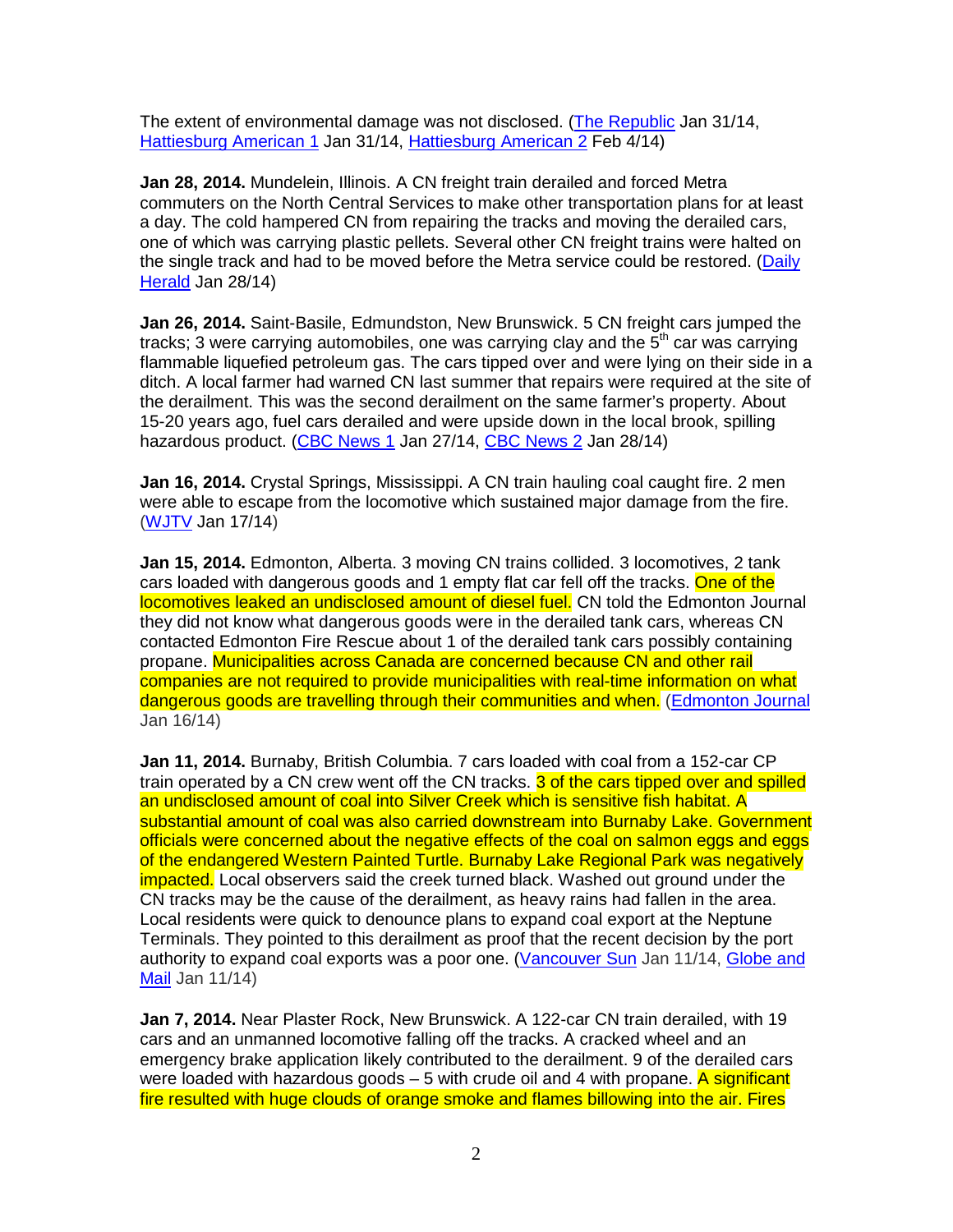The extent of environmental damage was not disclosed. (The Republic Jan 31/14, Hattiesburg American 1 Jan 31/14, Hattiesburg American 2 Feb 4/14)

**Jan 28, 2014.** Mundelein, Illinois. A CN freight train derailed and forced Metra commuters on the North Central Services to make other transportation plans for at least a day. The cold hampered CN from repairing the tracks and moving the derailed cars, one of which was carrying plastic pellets. Several other CN freight trains were halted on the single track and had to be moved before the Metra service could be restored. (Daily Herald Jan 28/14)

**Jan 26, 2014.** Saint-Basile, Edmundston, New Brunswick. 5 CN freight cars jumped the tracks; 3 were carrying automobiles, one was carrying clay and the 5th car was carrying flammable liquefied petroleum gas. The cars tipped over and were lying on their side in a ditch. A local farmer had warned CN last summer that repairs were required at the site of the derailment. This was the second derailment on the same farmer's property. About 15-20 years ago, fuel cars derailed and were upside down in the local brook, spilling hazardous product. (CBC News 1 Jan 27/14, CBC News 2 Jan 28/14)

**Jan 16, 2014.** Crystal Springs, Mississippi. A CN train hauling coal caught fire. 2 men were able to escape from the locomotive which sustained major damage from the fire. (WJTV Jan 17/14)

**Jan 15, 2014.** Edmonton, Alberta. 3 moving CN trains collided. 3 locomotives, 2 tank cars loaded with dangerous goods and 1 empty flat car fell off the tracks. One of the locomotives leaked an undisclosed amount of diesel fuel. CN told the Edmonton Journal they did not know what dangerous goods were in the derailed tank cars, whereas CN contacted Edmonton Fire Rescue about 1 of the derailed tank cars possibly containing propane. Municipalities across Canada are concerned because CN and other rail companies are not required to provide municipalities with real-time information on what dangerous goods are travelling through their communities and when. (Edmonton Journal Jan 16/14)

**Jan 11, 2014.** Burnaby, British Columbia. 7 cars loaded with coal from a 152-car CP train operated by a CN crew went off the CN tracks. 3 of the cars tipped over and spilled an undisclosed amount of coal into Silver Creek which is sensitive fish habitat. A substantial amount of coal was also carried downstream into Burnaby Lake. Government officials were concerned about the negative effects of the coal on salmon eggs and eggs of the endangered Western Painted Turtle. Burnaby Lake Regional Park was negatively impacted. Local observers said the creek turned black. Washed out ground under the CN tracks may be the cause of the derailment, as heavy rains had fallen in the area. Local residents were quick to denounce plans to expand coal export at the Neptune Terminals. They pointed to this derailment as proof that the recent decision by the port authority to expand coal exports was a poor one. (Vancouver Sun Jan 11/14, Globe and Mail Jan 11/14)

**Jan 7, 2014.** Near Plaster Rock, New Brunswick. A 122-car CN train derailed, with 19 cars and an unmanned locomotive falling off the tracks. A cracked wheel and an emergency brake application likely contributed to the derailment. 9 of the derailed cars were loaded with hazardous goods – 5 with crude oil and 4 with propane. A significant fire resulted with huge clouds of orange smoke and flames billowing into the air. Fires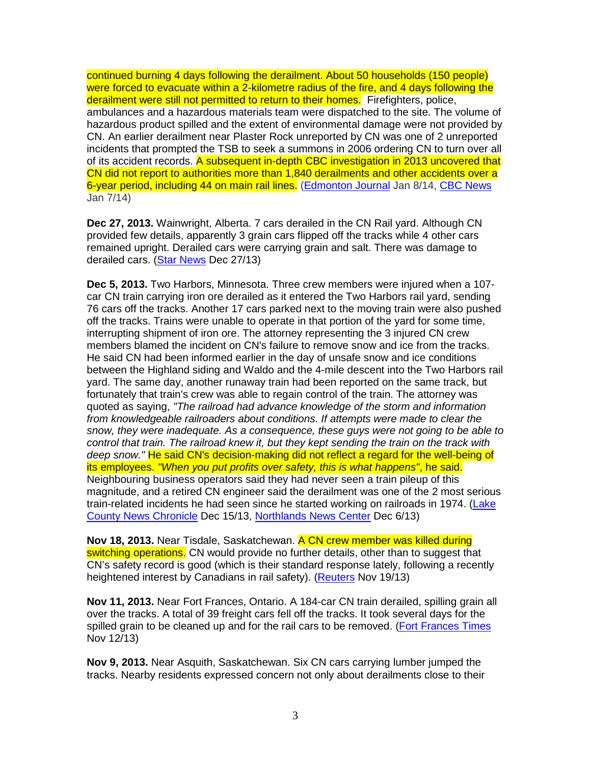continued burning 4 days following the derailment. About 50 households (150 people) were forced to evacuate within a 2-kilometre radius of the fire, and 4 days following the derailment were still not permitted to return to their homes. Firefighters, police, ambulances and a hazardous materials team were dispatched to the site. The volume of hazardous product spilled and the extent of environmental damage were not provided by CN. An earlier derailment near Plaster Rock unreported by CN was one of 2 unreported incidents that prompted the TSB to seek a summons in 2006 ordering CN to turn over all of its accident records. A subsequent in-depth CBC investigation in 2013 uncovered that CN did not report to authorities more than 1,840 derailments and other accidents over a 6-year period, including 44 on main rail lines. (Edmonton Journal Jan 8/14, CBC News Jan 7/14)

**Dec 27, 2013.** Wainwright, Alberta. 7 cars derailed in the CN Rail yard. Although CN provided few details, apparently 3 grain cars flipped off the tracks while 4 other cars remained upright. Derailed cars were carrying grain and salt. There was damage to derailed cars. (Star News Dec 27/13)

**Dec 5, 2013.** Two Harbors, Minnesota. Three crew members were injured when a 107-car CN train carrying iron ore derailed as it entered the Two Harbors rail yard, sending 76 cars off the tracks. Another 17 cars parked next to the moving train were also pushed off the tracks. Trains were unable to operate in that portion of the yard for some time, interrupting shipment of iron ore. The attorney representing the 3 injured CN crew members blamed the incident on CN's failure to remove snow and ice from the tracks. He said CN had been informed earlier in the day of unsafe snow and ice conditions between the Highland siding and Waldo and the 4-mile descent into the Two Harbors rail yard. The same day, another runaway train had been reported on the same track, but fortunately that train's crew was able to regain control of the train. The attorney was quoted as saying, *"The railroad had advance knowledge of the storm and information from knowledgeable railroaders about conditions. If attempts were made to clear the snow, they were inadequate. As a consequence, these guys were not going to be able to control that train. The railroad knew it, but they kept sending the train on the track with deep snow."* He said CN's decision-making did not reflect a regard for the well-being of its employees. *"When you put profits over safety, this is what happens"*, he said. Neighbouring business operators said they had never seen a train pileup of this magnitude, and a retired CN engineer said the derailment was one of the 2 most serious train-related incidents he had seen since he started working on railroads in 1974. (Lake County News Chronicle Dec 15/13, Northlands News Center Dec 6/13)

**Nov 18, 2013.** Near Tisdale, Saskatchewan. A CN crew member was killed during switching operations. CN would provide no further details, other than to suggest that CN's safety record is good (which is their standard response lately, following a recently heightened interest by Canadians in rail safety). (Reuters Nov 19/13)

**Nov 11, 2013.** Near Fort Frances, Ontario. A 184-car CN train derailed, spilling grain all over the tracks. A total of 39 freight cars fell off the tracks. It took several days for the spilled grain to be cleaned up and for the rail cars to be removed. (Fort Frances Times Nov 12/13)

**Nov 9, 2013.** Near Asquith, Saskatchewan. Six CN cars carrying lumber jumped the tracks. Nearby residents expressed concern not only about derailments close to their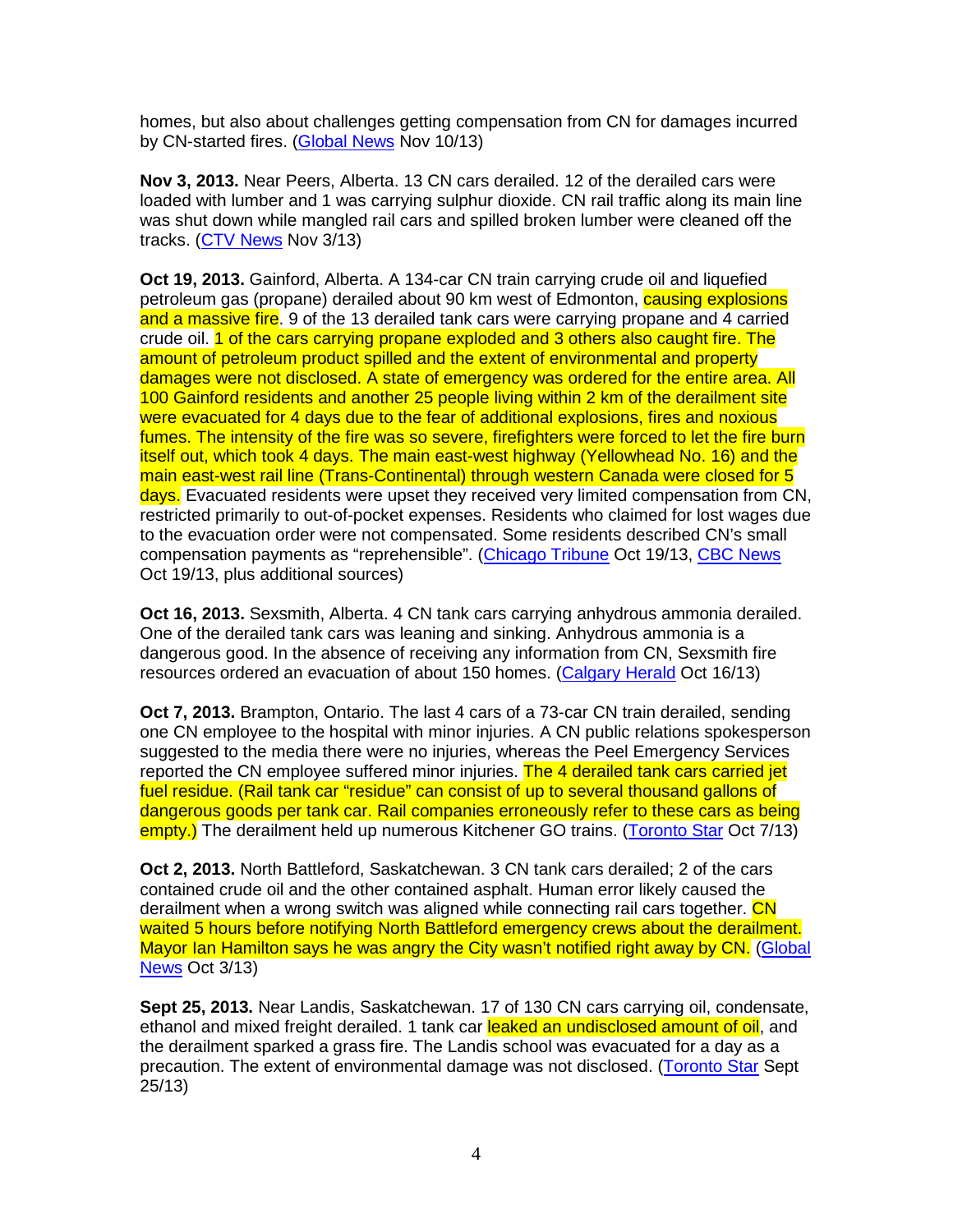homes, but also about challenges getting compensation from CN for damages incurred by CN-started fires. (Global News Nov 10/13)

**Nov 3, 2013.** Near Peers, Alberta. 13 CN cars derailed. 12 of the derailed cars were loaded with lumber and 1 was carrying sulphur dioxide. CN rail traffic along its main line was shut down while mangled rail cars and spilled broken lumber were cleaned off the tracks. (CTV News Nov 3/13)

**Oct 19, 2013.** Gainford, Alberta. A 134-car CN train carrying crude oil and liquefied petroleum gas (propane) derailed about 90 km west of Edmonton, causing explosions and a massive fire. 9 of the 13 derailed tank cars were carrying propane and 4 carried crude oil. 1 of the cars carrying propane exploded and 3 others also caught fire. The amount of petroleum product spilled and the extent of environmental and property damages were not disclosed. A state of emergency was ordered for the entire area. All 100 Gainford residents and another 25 people living within 2 km of the derailment site were evacuated for 4 days due to the fear of additional explosions, fires and noxious fumes. The intensity of the fire was so severe, firefighters were forced to let the fire burn itself out, which took 4 days. The main east-west highway (Yellowhead No. 16) and the main east-west rail line (Trans-Continental) through western Canada were closed for 5 days. Evacuated residents were upset they received very limited compensation from CN, restricted primarily to out-of-pocket expenses. Residents who claimed for lost wages due to the evacuation order were not compensated. Some residents described CN's small compensation payments as "reprehensible". (Chicago Tribune Oct 19/13, CBC News Oct 19/13, plus additional sources)

**Oct 16, 2013.** Sexsmith, Alberta. 4 CN tank cars carrying anhydrous ammonia derailed. One of the derailed tank cars was leaning and sinking. Anhydrous ammonia is a dangerous good. In the absence of receiving any information from CN, Sexsmith fire resources ordered an evacuation of about 150 homes. (Calgary Herald Oct 16/13)

**Oct 7, 2013.** Brampton, Ontario. The last 4 cars of a 73-car CN train derailed, sending one CN employee to the hospital with minor injuries. A CN public relations spokesperson suggested to the media there were no injuries, whereas the Peel Emergency Services reported the CN employee suffered minor injuries. The 4 derailed tank cars carried jet fuel residue. (Rail tank car "residue" can consist of up to several thousand gallons of dangerous goods per tank car. Rail companies erroneously refer to these cars as being empty.) The derailment held up numerous Kitchener GO trains. (Toronto Star Oct 7/13)

**Oct 2, 2013.** North Battleford, Saskatchewan. 3 CN tank cars derailed; 2 of the cars contained crude oil and the other contained asphalt. Human error likely caused the derailment when a wrong switch was aligned while connecting rail cars together. CN waited 5 hours before notifying North Battleford emergency crews about the derailment. Mayor Ian Hamilton says he was angry the City wasn't notified right away by CN. (Global News Oct 3/13)

**Sept 25, 2013.** Near Landis, Saskatchewan. 17 of 130 CN cars carrying oil, condensate, ethanol and mixed freight derailed. 1 tank car leaked an undisclosed amount of oil, and the derailment sparked a grass fire. The Landis school was evacuated for a day as a precaution. The extent of environmental damage was not disclosed. (Toronto Star Sept 25/13)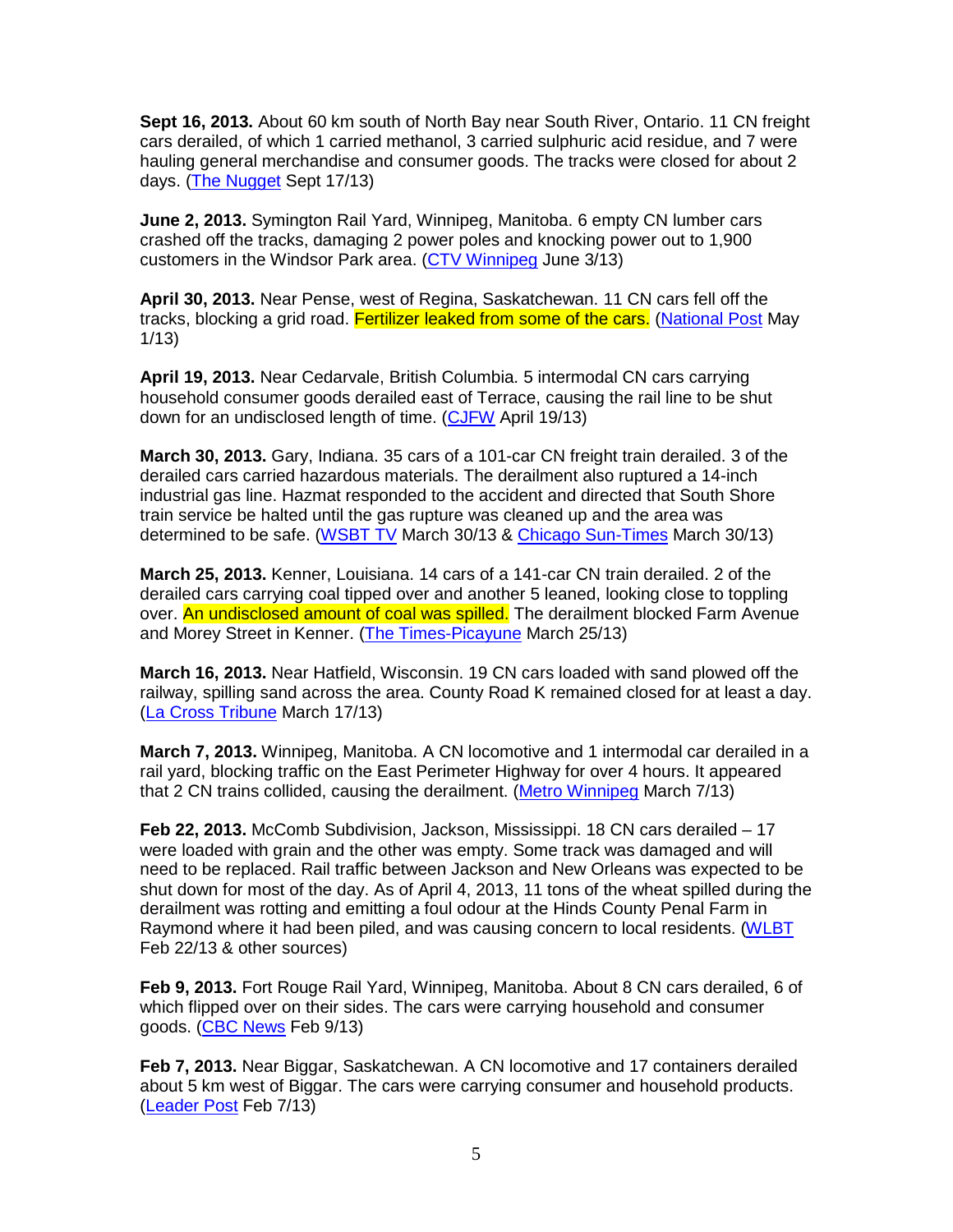**Sept 16, 2013.** About 60 km south of North Bay near South River, Ontario. 11 CN freight cars derailed, of which 1 carried methanol, 3 carried sulphuric acid residue, and 7 were hauling general merchandise and consumer goods. The tracks were closed for about 2 days. (The Nugget Sept 17/13)

**June 2, 2013.** Symington Rail Yard, Winnipeg, Manitoba. 6 empty CN lumber cars crashed off the tracks, damaging 2 power poles and knocking power out to 1,900 customers in the Windsor Park area. (CTV Winnipeg June 3/13)

**April 30, 2013.** Near Pense, west of Regina, Saskatchewan. 11 CN cars fell off the tracks, blocking a grid road. Fertilizer leaked from some of the cars. (National Post May 1/13)

**April 19, 2013.** Near Cedarvale, British Columbia. 5 intermodal CN cars carrying household consumer goods derailed east of Terrace, causing the rail line to be shut down for an undisclosed length of time. (CJFW April 19/13)

**March 30, 2013.** Gary, Indiana. 35 cars of a 101-car CN freight train derailed. 3 of the derailed cars carried hazardous materials. The derailment also ruptured a 14-inch industrial gas line. Hazmat responded to the accident and directed that South Shore train service be halted until the gas rupture was cleaned up and the area was determined to be safe. (WSBT TV March 30/13 & Chicago Sun-Times March 30/13)

**March 25, 2013.** Kenner, Louisiana. 14 cars of a 141-car CN train derailed. 2 of the derailed cars carrying coal tipped over and another 5 leaned, looking close to toppling over. An undisclosed amount of coal was spilled. The derailment blocked Farm Avenue and Morey Street in Kenner. (The Times-Picayune March 25/13)

**March 16, 2013.** Near Hatfield, Wisconsin. 19 CN cars loaded with sand plowed off the railway, spilling sand across the area. County Road K remained closed for at least a day. (La Cross Tribune March 17/13)

**March 7, 2013.** Winnipeg, Manitoba. A CN locomotive and 1 intermodal car derailed in a rail yard, blocking traffic on the East Perimeter Highway for over 4 hours. It appeared that 2 CN trains collided, causing the derailment. (Metro Winnipeg March 7/13)

**Feb 22, 2013.** McComb Subdivision, Jackson, Mississippi. 18 CN cars derailed – 17 were loaded with grain and the other was empty. Some track was damaged and will need to be replaced. Rail traffic between Jackson and New Orleans was expected to be shut down for most of the day. As of April 4, 2013, 11 tons of the wheat spilled during the derailment was rotting and emitting a foul odour at the Hinds County Penal Farm in Raymond where it had been piled, and was causing concern to local residents. (WLBT Feb 22/13 & other sources)

**Feb 9, 2013.** Fort Rouge Rail Yard, Winnipeg, Manitoba. About 8 CN cars derailed, 6 of which flipped over on their sides. The cars were carrying household and consumer goods. (CBC News Feb 9/13)

**Feb 7, 2013.** Near Biggar, Saskatchewan. A CN locomotive and 17 containers derailed about 5 km west of Biggar. The cars were carrying consumer and household products. (Leader Post Feb 7/13)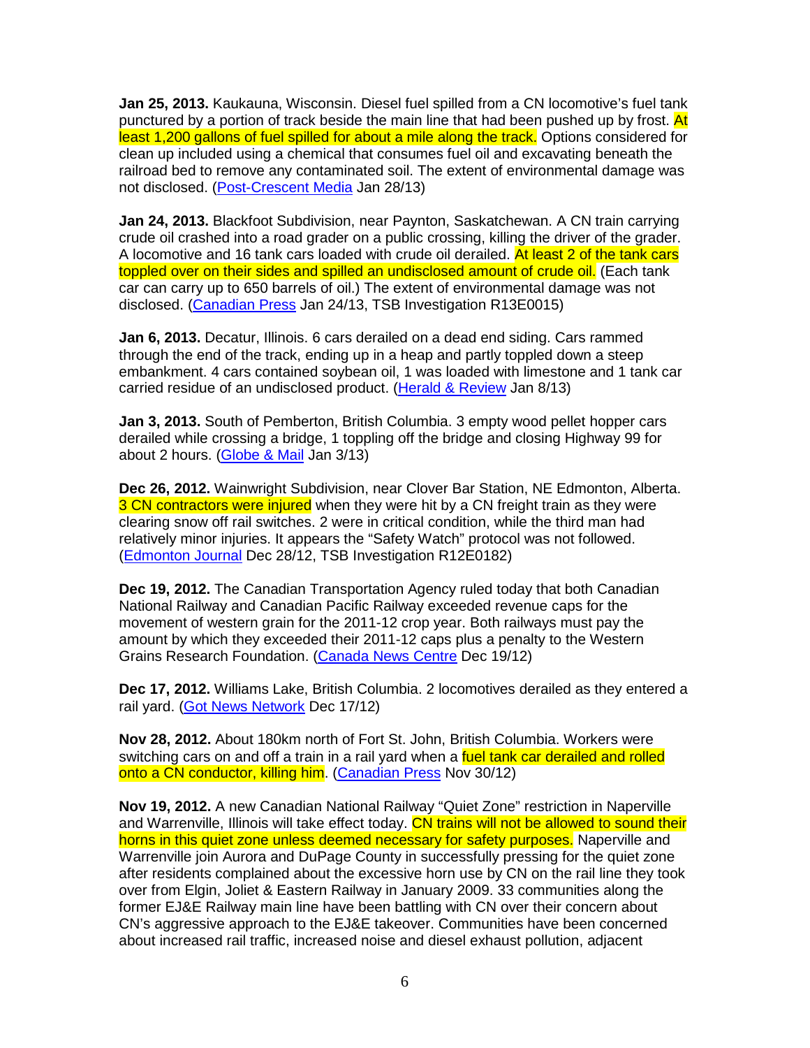**Jan 25, 2013.** Kaukauna, Wisconsin. Diesel fuel spilled from a CN locomotive's fuel tank punctured by a portion of track beside the main line that had been pushed up by frost. At least 1,200 gallons of fuel spilled for about a mile along the track. Options considered for clean up included using a chemical that consumes fuel oil and excavating beneath the railroad bed to remove any contaminated soil. The extent of environmental damage was not disclosed. (Post-Crescent Media Jan 28/13)

**Jan 24, 2013.** Blackfoot Subdivision, near Paynton, Saskatchewan. A CN train carrying crude oil crashed into a road grader on a public crossing, killing the driver of the grader. A locomotive and 16 tank cars loaded with crude oil derailed. At least 2 of the tank cars toppled over on their sides and spilled an undisclosed amount of crude oil. (Each tank car can carry up to 650 barrels of oil.) The extent of environmental damage was not disclosed. (Canadian Press Jan 24/13, TSB Investigation R13E0015)

**Jan 6, 2013.** Decatur, Illinois. 6 cars derailed on a dead end siding. Cars rammed through the end of the track, ending up in a heap and partly toppled down a steep embankment. 4 cars contained soybean oil, 1 was loaded with limestone and 1 tank car carried residue of an undisclosed product. (Herald & Review Jan 8/13)

**Jan 3, 2013.** South of Pemberton, British Columbia. 3 empty wood pellet hopper cars derailed while crossing a bridge, 1 toppling off the bridge and closing Highway 99 for about 2 hours. (Globe & Mail Jan 3/13)

**Dec 26, 2012.** Wainwright Subdivision, near Clover Bar Station, NE Edmonton, Alberta. 3 CN contractors were injured when they were hit by a CN freight train as they were clearing snow off rail switches. 2 were in critical condition, while the third man had relatively minor injuries. It appears the "Safety Watch" protocol was not followed. (Edmonton Journal Dec 28/12, TSB Investigation R12E0182)

**Dec 19, 2012.** The Canadian Transportation Agency ruled today that both Canadian National Railway and Canadian Pacific Railway exceeded revenue caps for the movement of western grain for the 2011-12 crop year. Both railways must pay the amount by which they exceeded their 2011-12 caps plus a penalty to the Western Grains Research Foundation. (Canada News Centre Dec 19/12)

**Dec 17, 2012.** Williams Lake, British Columbia. 2 locomotives derailed as they entered a rail yard. (Got News Network Dec 17/12)

**Nov 28, 2012.** About 180km north of Fort St. John, British Columbia. Workers were switching cars on and off a train in a rail yard when a fuel tank car derailed and rolled onto a CN conductor, killing him. (Canadian Press Nov 30/12)

**Nov 19, 2012.** A new Canadian National Railway "Quiet Zone" restriction in Naperville and Warrenville, Illinois will take effect today. CN trains will not be allowed to sound their horns in this quiet zone unless deemed necessary for safety purposes. Naperville and Warrenville join Aurora and DuPage County in successfully pressing for the quiet zone after residents complained about the excessive horn use by CN on the rail line they took over from Elgin, Joliet & Eastern Railway in January 2009. 33 communities along the former EJ&E Railway main line have been battling with CN over their concern about CN's aggressive approach to the EJ&E takeover. Communities have been concerned about increased rail traffic, increased noise and diesel exhaust pollution, adjacent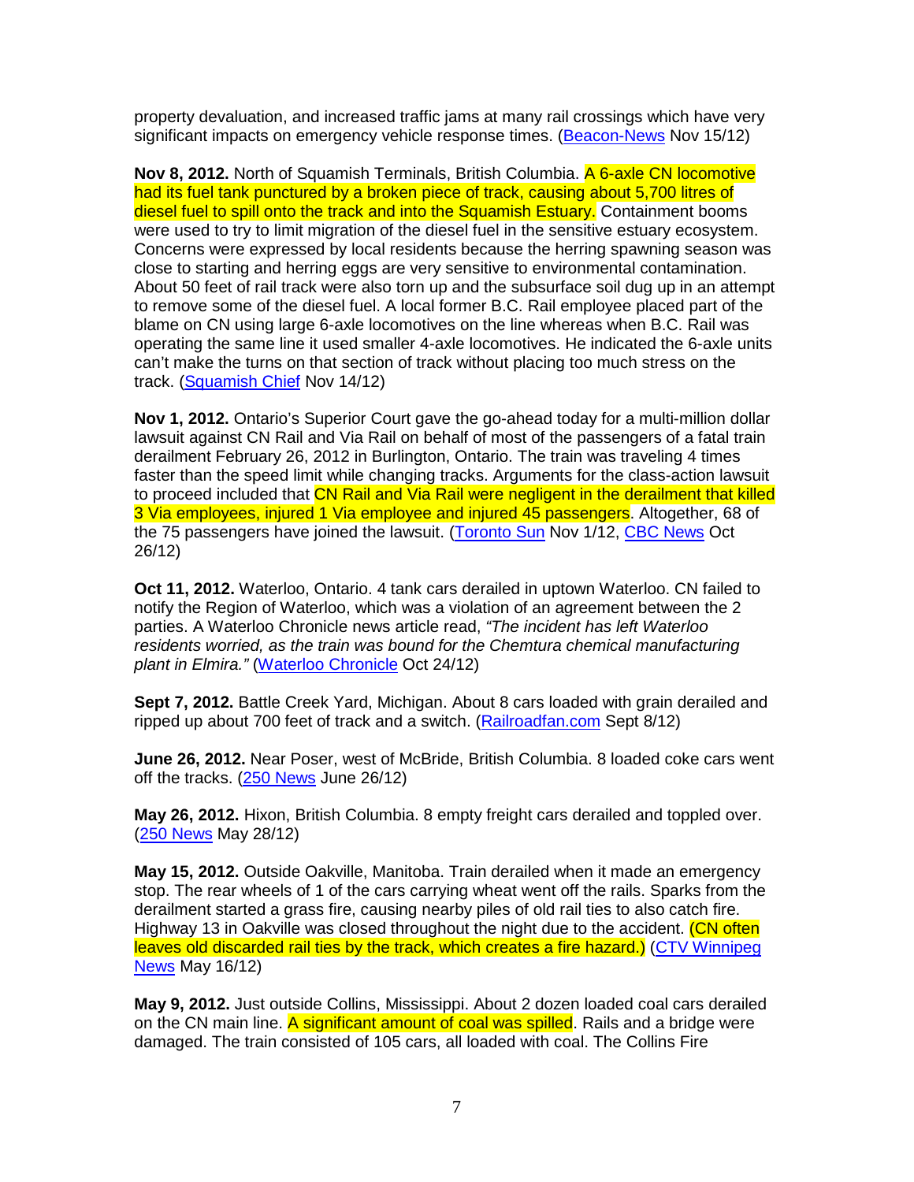property devaluation, and increased traffic jams at many rail crossings which have very significant impacts on emergency vehicle response times. (Beacon-News Nov 15/12)

**Nov 8, 2012.** North of Squamish Terminals, British Columbia. A 6-axle CN locomotive had its fuel tank punctured by a broken piece of track, causing about 5,700 litres of diesel fuel to spill onto the track and into the Squamish Estuary. Containment booms were used to try to limit migration of the diesel fuel in the sensitive estuary ecosystem. Concerns were expressed by local residents because the herring spawning season was close to starting and herring eggs are very sensitive to environmental contamination. About 50 feet of rail track were also torn up and the subsurface soil dug up in an attempt to remove some of the diesel fuel. A local former B.C. Rail employee placed part of the blame on CN using large 6-axle locomotives on the line whereas when B.C. Rail was operating the same line it used smaller 4-axle locomotives. He indicated the 6-axle units can't make the turns on that section of track without placing too much stress on the track. (Squamish Chief Nov 14/12)

**Nov 1, 2012.** Ontario's Superior Court gave the go-ahead today for a multi-million dollar lawsuit against CN Rail and Via Rail on behalf of most of the passengers of a fatal train derailment February 26, 2012 in Burlington, Ontario. The train was traveling 4 times faster than the speed limit while changing tracks. Arguments for the class-action lawsuit to proceed included that CN Rail and Via Rail were negligent in the derailment that killed 3 Via employees, injured 1 Via employee and injured 45 passengers. Altogether, 68 of the 75 passengers have joined the lawsuit. (Toronto Sun Nov 1/12, CBC News Oct 26/12)

**Oct 11, 2012.** Waterloo, Ontario. 4 tank cars derailed in uptown Waterloo. CN failed to notify the Region of Waterloo, which was a violation of an agreement between the 2 parties. A Waterloo Chronicle news article read, *"The incident has left Waterloo residents worried, as the train was bound for the Chemtura chemical manufacturing plant in Elmira."* (Waterloo Chronicle Oct 24/12)

**Sept 7, 2012.** Battle Creek Yard, Michigan. About 8 cars loaded with grain derailed and ripped up about 700 feet of track and a switch. (Railroadfan.com Sept 8/12)

**June 26, 2012.** Near Poser, west of McBride, British Columbia. 8 loaded coke cars went off the tracks. (250 News June 26/12)

**May 26, 2012.** Hixon, British Columbia. 8 empty freight cars derailed and toppled over. (250 News May 28/12)

**May 15, 2012.** Outside Oakville, Manitoba. Train derailed when it made an emergency stop. The rear wheels of 1 of the cars carrying wheat went off the rails. Sparks from the derailment started a grass fire, causing nearby piles of old rail ties to also catch fire. Highway 13 in Oakville was closed throughout the night due to the accident. (CN often leaves old discarded rail ties by the track, which creates a fire hazard.) (CTV Winnipeg News May 16/12)

**May 9, 2012.** Just outside Collins, Mississippi. About 2 dozen loaded coal cars derailed on the CN main line. A significant amount of coal was spilled. Rails and a bridge were damaged. The train consisted of 105 cars, all loaded with coal. The Collins Fire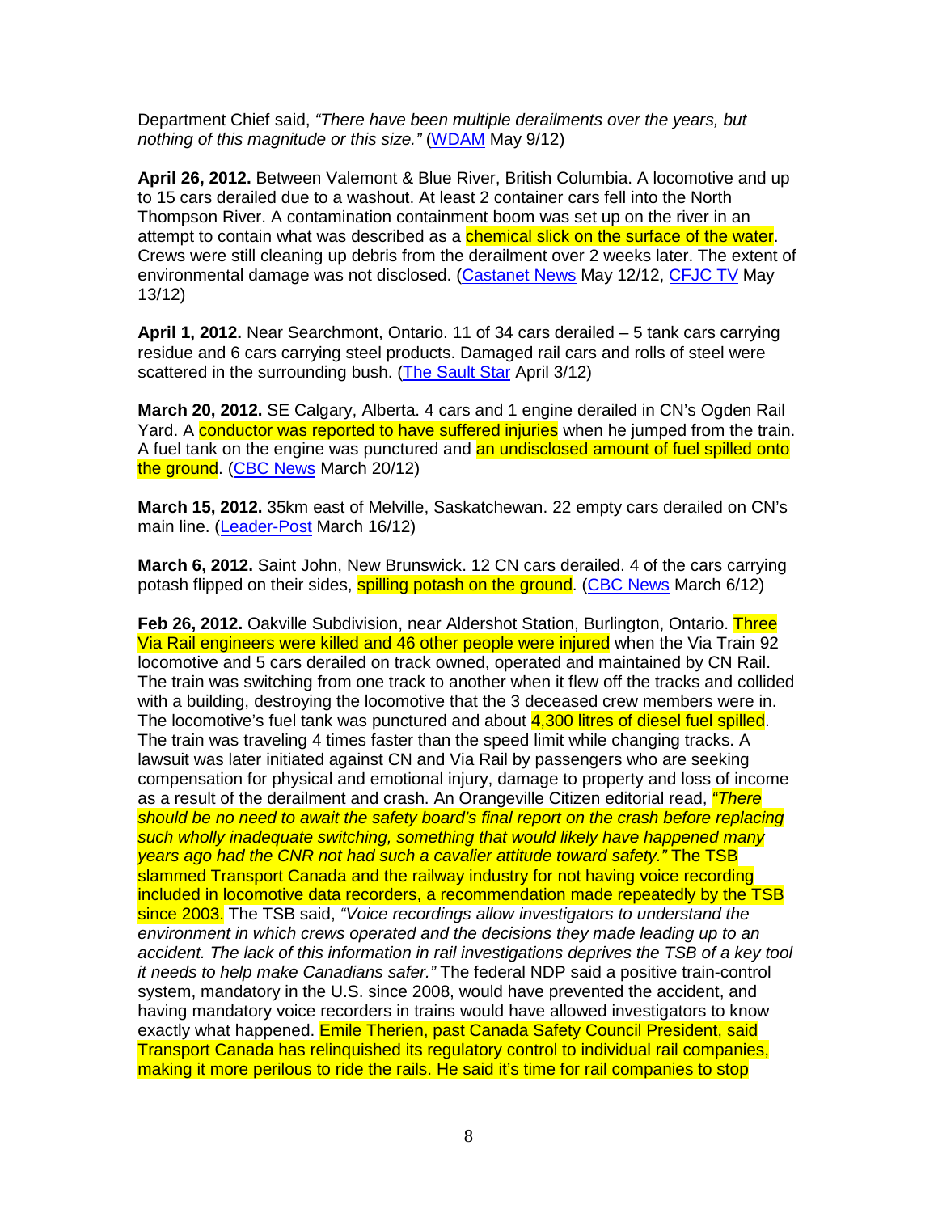Department Chief said, *"There have been multiple derailments over the years, but nothing of this magnitude or this size."* (WDAM May 9/12)

**April 26, 2012.** Between Valemont & Blue River, British Columbia. A locomotive and up to 15 cars derailed due to a washout. At least 2 container cars fell into the North Thompson River. A contamination containment boom was set up on the river in an attempt to contain what was described as a chemical slick on the surface of the water. Crews were still cleaning up debris from the derailment over 2 weeks later. The extent of environmental damage was not disclosed. (Castanet News May 12/12, CFJC TV May 13/12)

**April 1, 2012.** Near Searchmont, Ontario. 11 of 34 cars derailed – 5 tank cars carrying residue and 6 cars carrying steel products. Damaged rail cars and rolls of steel were scattered in the surrounding bush. (The Sault Star April 3/12)

**March 20, 2012.** SE Calgary, Alberta. 4 cars and 1 engine derailed in CN's Ogden Rail Yard. A conductor was reported to have suffered injuries when he jumped from the train. A fuel tank on the engine was punctured and an undisclosed amount of fuel spilled onto the ground. (CBC News March 20/12)

**March 15, 2012.** 35km east of Melville, Saskatchewan. 22 empty cars derailed on CN's main line. (Leader-Post March 16/12)

**March 6, 2012.** Saint John, New Brunswick. 12 CN cars derailed. 4 of the cars carrying potash flipped on their sides, spilling potash on the ground. (CBC News March 6/12)

**Feb 26, 2012.** Oakville Subdivision, near Aldershot Station, Burlington, Ontario. Three Via Rail engineers were killed and 46 other people were injured when the Via Train 92 locomotive and 5 cars derailed on track owned, operated and maintained by CN Rail. The train was switching from one track to another when it flew off the tracks and collided with a building, destroying the locomotive that the 3 deceased crew members were in. The locomotive's fuel tank was punctured and about 4,300 litres of diesel fuel spilled. The train was traveling 4 times faster than the speed limit while changing tracks. A lawsuit was later initiated against CN and Via Rail by passengers who are seeking compensation for physical and emotional injury, damage to property and loss of income as a result of the derailment and crash. An Orangeville Citizen editorial read, *"There should be no need to await the safety board's final report on the crash before replacing such wholly inadequate switching, something that would likely have happened many years ago had the CNR not had such a cavalier attitude toward safety."* The TSB slammed Transport Canada and the railway industry for not having voice recording included in locomotive data recorders, a recommendation made repeatedly by the TSB since 2003. The TSB said, *"Voice recordings allow investigators to understand the environment in which crews operated and the decisions they made leading up to an accident. The lack of this information in rail investigations deprives the TSB of a key tool it needs to help make Canadians safer."* The federal NDP said a positive train-control system, mandatory in the U.S. since 2008, would have prevented the accident, and having mandatory voice recorders in trains would have allowed investigators to know exactly what happened. Emile Therien, past Canada Safety Council President, said Transport Canada has relinquished its regulatory control to individual rail companies, making it more perilous to ride the rails. He said it's time for rail companies to stop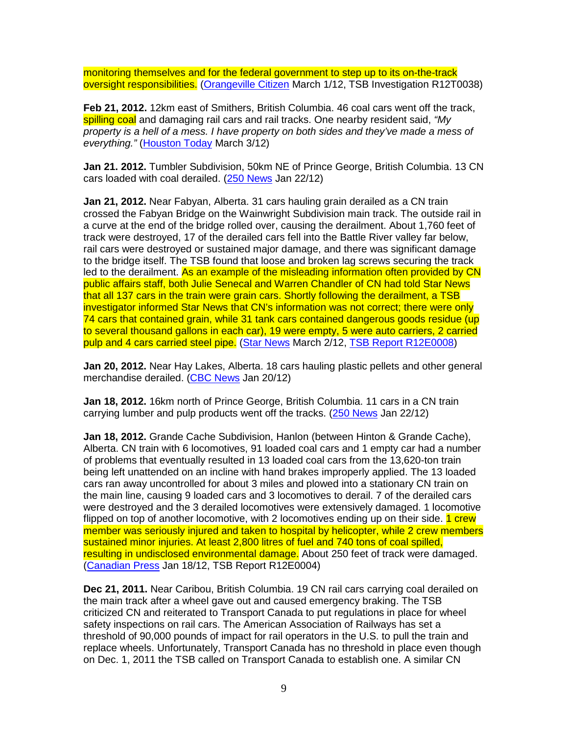monitoring themselves and for the federal government to step up to its on-the-track oversight responsibilities. (Orangeville Citizen March 1/12, TSB Investigation R12T0038)

**Feb 21, 2012.** 12km east of Smithers, British Columbia. 46 coal cars went off the track, spilling coal and damaging rail cars and rail tracks. One nearby resident said, *"My property is a hell of a mess. I have property on both sides and they've made a mess of everything."* (Houston Today March 3/12)

**Jan 21. 2012.** Tumbler Subdivision, 50km NE of Prince George, British Columbia. 13 CN cars loaded with coal derailed. (250 News Jan 22/12)

**Jan 21, 2012.** Near Fabyan, Alberta. 31 cars hauling grain derailed as a CN train crossed the Fabyan Bridge on the Wainwright Subdivision main track. The outside rail in a curve at the end of the bridge rolled over, causing the derailment. About 1,760 feet of track were destroyed, 17 of the derailed cars fell into the Battle River valley far below, rail cars were destroyed or sustained major damage, and there was significant damage to the bridge itself. The TSB found that loose and broken lag screws securing the track led to the derailment. As an example of the misleading information often provided by CN public affairs staff, both Julie Senecal and Warren Chandler of CN had told Star News that all 137 cars in the train were grain cars. Shortly following the derailment, a TSB investigator informed Star News that CN's information was not correct; there were only 74 cars that contained grain, while 31 tank cars contained dangerous goods residue (up to several thousand gallons in each car), 19 were empty, 5 were auto carriers, 2 carried pulp and 4 cars carried steel pipe. (Star News March 2/12, TSB Report R12E0008)

**Jan 20, 2012.** Near Hay Lakes, Alberta. 18 cars hauling plastic pellets and other general merchandise derailed. (CBC News Jan 20/12)

**Jan 18, 2012.** 16km north of Prince George, British Columbia. 11 cars in a CN train carrying lumber and pulp products went off the tracks. (250 News Jan 22/12)

**Jan 18, 2012.** Grande Cache Subdivision, Hanlon (between Hinton & Grande Cache), Alberta. CN train with 6 locomotives, 91 loaded coal cars and 1 empty car had a number of problems that eventually resulted in 13 loaded coal cars from the 13,620-ton train being left unattended on an incline with hand brakes improperly applied. The 13 loaded cars ran away uncontrolled for about 3 miles and plowed into a stationary CN train on the main line, causing 9 loaded cars and 3 locomotives to derail. 7 of the derailed cars were destroyed and the 3 derailed locomotives were extensively damaged. 1 locomotive flipped on top of another locomotive, with 2 locomotives ending up on their side. 1 crew member was seriously injured and taken to hospital by helicopter, while 2 crew members sustained minor injuries. At least 2,800 litres of fuel and 740 tons of coal spilled, resulting in undisclosed environmental damage. About 250 feet of track were damaged. (Canadian Press Jan 18/12, TSB Report R12E0004)

**Dec 21, 2011.** Near Caribou, British Columbia. 19 CN rail cars carrying coal derailed on the main track after a wheel gave out and caused emergency braking. The TSB criticized CN and reiterated to Transport Canada to put regulations in place for wheel safety inspections on rail cars. The American Association of Railways has set a threshold of 90,000 pounds of impact for rail operators in the U.S. to pull the train and replace wheels. Unfortunately, Transport Canada has no threshold in place even though on Dec. 1, 2011 the TSB called on Transport Canada to establish one. A similar CN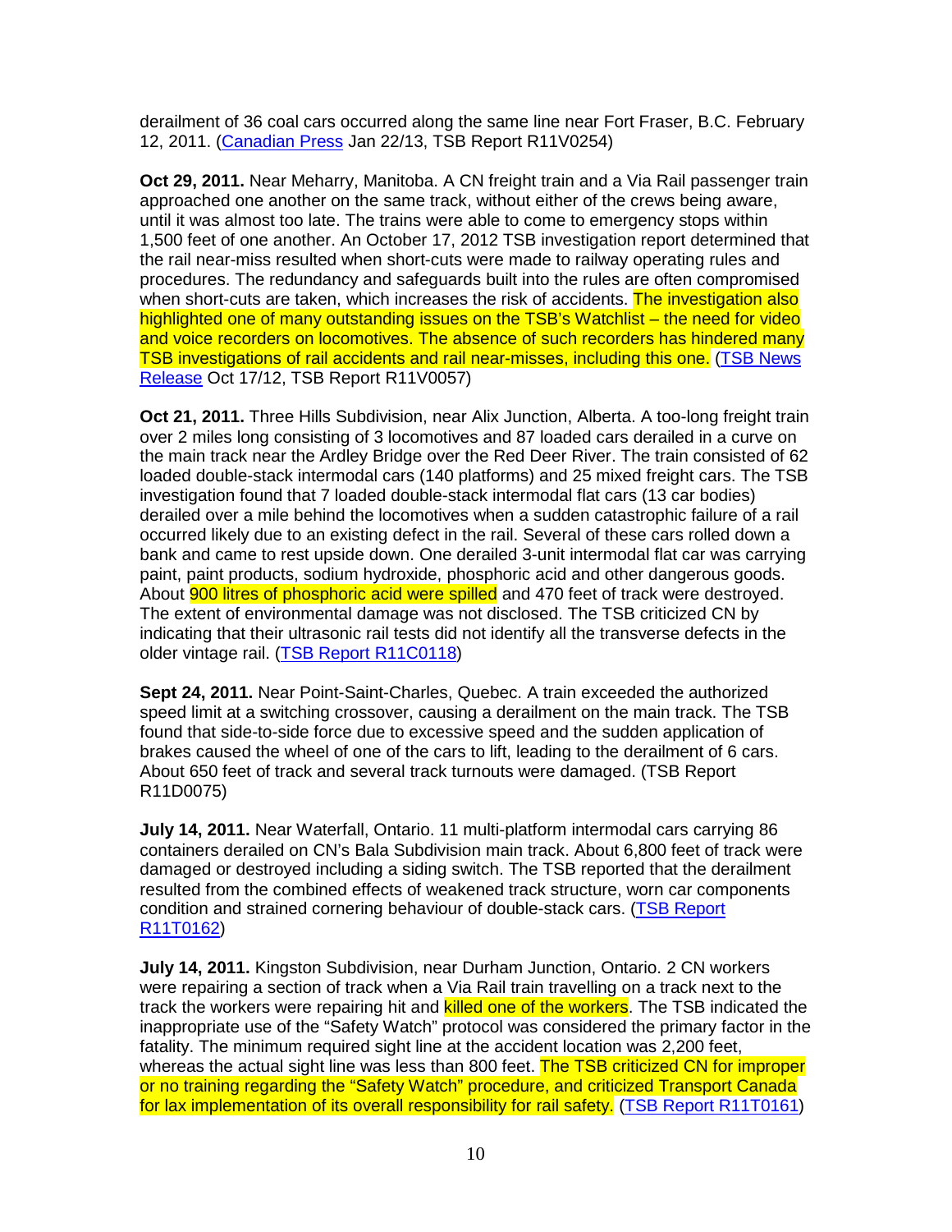derailment of 36 coal cars occurred along the same line near Fort Fraser, B.C. February 12, 2011. (Canadian Press Jan 22/13, TSB Report R11V0254)

**Oct 29, 2011.** Near Meharry, Manitoba. A CN freight train and a Via Rail passenger train approached one another on the same track, without either of the crews being aware, until it was almost too late. The trains were able to come to emergency stops within 1,500 feet of one another. An October 17, 2012 TSB investigation report determined that the rail near-miss resulted when short-cuts were made to railway operating rules and procedures. The redundancy and safeguards built into the rules are often compromised when short-cuts are taken, which increases the risk of accidents. The investigation also highlighted one of many outstanding issues on the TSB's Watchlist – the need for video and voice recorders on locomotives. The absence of such recorders has hindered many TSB investigations of rail accidents and rail near-misses, including this one. (TSB News Release Oct 17/12, TSB Report R11V0057)

**Oct 21, 2011.** Three Hills Subdivision, near Alix Junction, Alberta. A too-long freight train over 2 miles long consisting of 3 locomotives and 87 loaded cars derailed in a curve on the main track near the Ardley Bridge over the Red Deer River. The train consisted of 62 loaded double-stack intermodal cars (140 platforms) and 25 mixed freight cars. The TSB investigation found that 7 loaded double-stack intermodal flat cars (13 car bodies) derailed over a mile behind the locomotives when a sudden catastrophic failure of a rail occurred likely due to an existing defect in the rail. Several of these cars rolled down a bank and came to rest upside down. One derailed 3-unit intermodal flat car was carrying paint, paint products, sodium hydroxide, phosphoric acid and other dangerous goods. About 900 litres of phosphoric acid were spilled and 470 feet of track were destroyed. The extent of environmental damage was not disclosed. The TSB criticized CN by indicating that their ultrasonic rail tests did not identify all the transverse defects in the older vintage rail. (TSB Report R11C0118)

**Sept 24, 2011.** Near Point-Saint-Charles, Quebec. A train exceeded the authorized speed limit at a switching crossover, causing a derailment on the main track. The TSB found that side-to-side force due to excessive speed and the sudden application of brakes caused the wheel of one of the cars to lift, leading to the derailment of 6 cars. About 650 feet of track and several track turnouts were damaged. (TSB Report R11D0075)

**July 14, 2011.** Near Waterfall, Ontario. 11 multi-platform intermodal cars carrying 86 containers derailed on CN's Bala Subdivision main track. About 6,800 feet of track were damaged or destroyed including a siding switch. The TSB reported that the derailment resulted from the combined effects of weakened track structure, worn car components condition and strained cornering behaviour of double-stack cars. (TSB Report R11T0162)

**July 14, 2011.** Kingston Subdivision, near Durham Junction, Ontario. 2 CN workers were repairing a section of track when a Via Rail train travelling on a track next to the track the workers were repairing hit and killed one of the workers. The TSB indicated the inappropriate use of the "Safety Watch" protocol was considered the primary factor in the fatality. The minimum required sight line at the accident location was 2,200 feet, whereas the actual sight line was less than 800 feet. The TSB criticized CN for improper or no training regarding the "Safety Watch" procedure, and criticized Transport Canada for lax implementation of its overall responsibility for rail safety. (TSB Report R11T0161)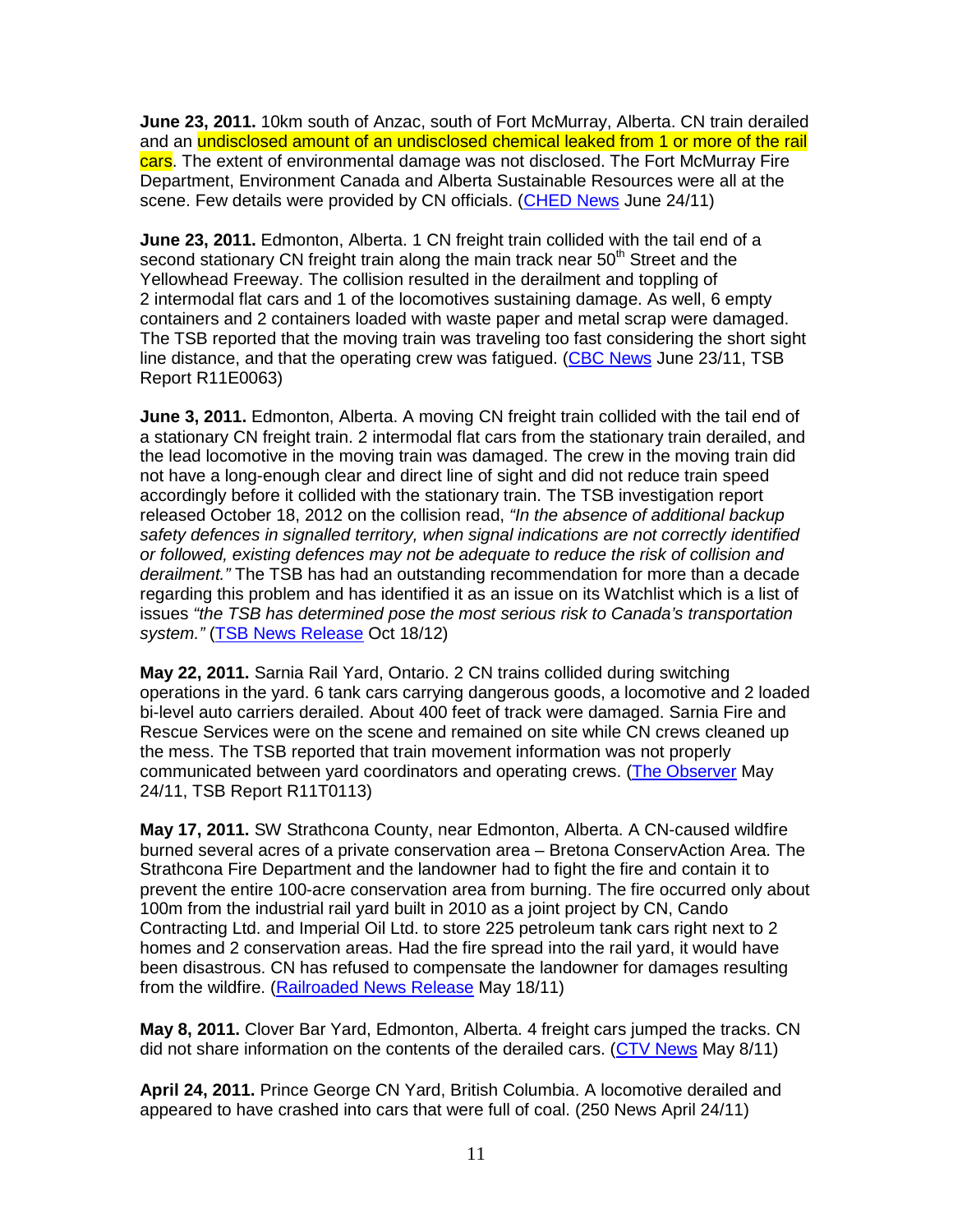**June 23, 2011.** 10km south of Anzac, south of Fort McMurray, Alberta. CN train derailed and an undisclosed amount of an undisclosed chemical leaked from 1 or more of the rail cars. The extent of environmental damage was not disclosed. The Fort McMurray Fire Department, Environment Canada and Alberta Sustainable Resources were all at the scene. Few details were provided by CN officials. (CHED News June 24/11)

**June 23, 2011.** Edmonton, Alberta. 1 CN freight train collided with the tail end of a second stationary CN freight train along the main track near 50th Street and the Yellowhead Freeway. The collision resulted in the derailment and toppling of 2 intermodal flat cars and 1 of the locomotives sustaining damage. As well, 6 empty containers and 2 containers loaded with waste paper and metal scrap were damaged. The TSB reported that the moving train was traveling too fast considering the short sight line distance, and that the operating crew was fatigued. (CBC News June 23/11, TSB Report R11E0063)

**June 3, 2011.** Edmonton, Alberta. A moving CN freight train collided with the tail end of a stationary CN freight train. 2 intermodal flat cars from the stationary train derailed, and the lead locomotive in the moving train was damaged. The crew in the moving train did not have a long-enough clear and direct line of sight and did not reduce train speed accordingly before it collided with the stationary train. The TSB investigation report released October 18, 2012 on the collision read, *"In the absence of additional backup safety defences in signalled territory, when signal indications are not correctly identified or followed, existing defences may not be adequate to reduce the risk of collision and derailment."* The TSB has had an outstanding recommendation for more than a decade regarding this problem and has identified it as an issue on its Watchlist which is a list of issues *"the TSB has determined pose the most serious risk to Canada's transportation system."* (TSB News Release Oct 18/12)

**May 22, 2011.** Sarnia Rail Yard, Ontario. 2 CN trains collided during switching operations in the yard. 6 tank cars carrying dangerous goods, a locomotive and 2 loaded bi-level auto carriers derailed. About 400 feet of track were damaged. Sarnia Fire and Rescue Services were on the scene and remained on site while CN crews cleaned up the mess. The TSB reported that train movement information was not properly communicated between yard coordinators and operating crews. (The Observer May 24/11, TSB Report R11T0113)

**May 17, 2011.** SW Strathcona County, near Edmonton, Alberta. A CN-caused wildfire burned several acres of a private conservation area – Bretona ConservAction Area. The Strathcona Fire Department and the landowner had to fight the fire and contain it to prevent the entire 100-acre conservation area from burning. The fire occurred only about 100m from the industrial rail yard built in 2010 as a joint project by CN, Cando Contracting Ltd. and Imperial Oil Ltd. to store 225 petroleum tank cars right next to 2 homes and 2 conservation areas. Had the fire spread into the rail yard, it would have been disastrous. CN has refused to compensate the landowner for damages resulting from the wildfire. (Railroaded News Release May 18/11)

**May 8, 2011.** Clover Bar Yard, Edmonton, Alberta. 4 freight cars jumped the tracks. CN did not share information on the contents of the derailed cars. (CTV News May 8/11)

**April 24, 2011.** Prince George CN Yard, British Columbia. A locomotive derailed and appeared to have crashed into cars that were full of coal. (250 News April 24/11)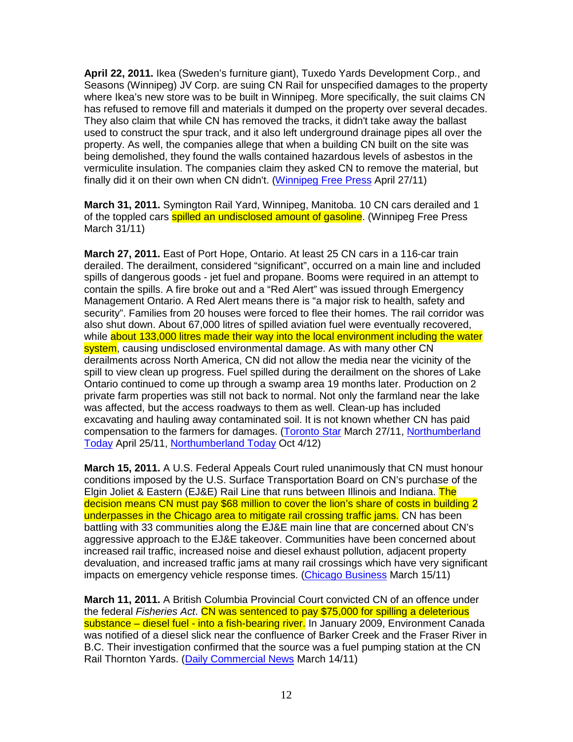**April 22, 2011.** Ikea (Sweden's furniture giant), Tuxedo Yards Development Corp., and Seasons (Winnipeg) JV Corp. are suing CN Rail for unspecified damages to the property where Ikea's new store was to be built in Winnipeg. More specifically, the suit claims CN has refused to remove fill and materials it dumped on the property over several decades. They also claim that while CN has removed the tracks, it didn't take away the ballast used to construct the spur track, and it also left underground drainage pipes all over the property. As well, the companies allege that when a building CN built on the site was being demolished, they found the walls contained hazardous levels of asbestos in the vermiculite insulation. The companies claim they asked CN to remove the material, but finally did it on their own when CN didn't. (Winnipeg Free Press April 27/11)

**March 31, 2011.** Symington Rail Yard, Winnipeg, Manitoba. 10 CN cars derailed and 1 of the toppled cars spilled an undisclosed amount of gasoline. (Winnipeg Free Press March 31/11)

**March 27, 2011.** East of Port Hope, Ontario. At least 25 CN cars in a 116-car train derailed. The derailment, considered "significant", occurred on a main line and included spills of dangerous goods - jet fuel and propane. Booms were required in an attempt to contain the spills. A fire broke out and a "Red Alert" was issued through Emergency Management Ontario. A Red Alert means there is "a major risk to health, safety and security". Families from 20 houses were forced to flee their homes. The rail corridor was also shut down. About 67,000 litres of spilled aviation fuel were eventually recovered, while about 133,000 litres made their way into the local environment including the water system, causing undisclosed environmental damage. As with many other CN derailments across North America, CN did not allow the media near the vicinity of the spill to view clean up progress. Fuel spilled during the derailment on the shores of Lake Ontario continued to come up through a swamp area 19 months later. Production on 2 private farm properties was still not back to normal. Not only the farmland near the lake was affected, but the access roadways to them as well. Clean-up has included excavating and hauling away contaminated soil. It is not known whether CN has paid compensation to the farmers for damages. (Toronto Star March 27/11, Northumberland Today April 25/11, Northumberland Today Oct 4/12)

**March 15, 2011.** A U.S. Federal Appeals Court ruled unanimously that CN must honour conditions imposed by the U.S. Surface Transportation Board on CN's purchase of the Elgin Joliet & Eastern (EJ&E) Rail Line that runs between Illinois and Indiana. The decision means CN must pay $68 million to cover the lion's share of costs in building 2 underpasses in the Chicago area to mitigate rail crossing traffic jams. CN has been battling with 33 communities along the EJ&E main line that are concerned about CN's aggressive approach to the EJ&E takeover. Communities have been concerned about increased rail traffic, increased noise and diesel exhaust pollution, adjacent property devaluation, and increased traffic jams at many rail crossings which have very significant impacts on emergency vehicle response times. (Chicago Business March 15/11)

**March 11, 2011.** A British Columbia Provincial Court convicted CN of an offence under the federal *Fisheries Act*. CN was sentenced to pay $75,000 for spilling a deleterious substance – diesel fuel - into a fish-bearing river. In January 2009, Environment Canada was notified of a diesel slick near the confluence of Barker Creek and the Fraser River in B.C. Their investigation confirmed that the source was a fuel pumping station at the CN Rail Thornton Yards. (Daily Commercial News March 14/11)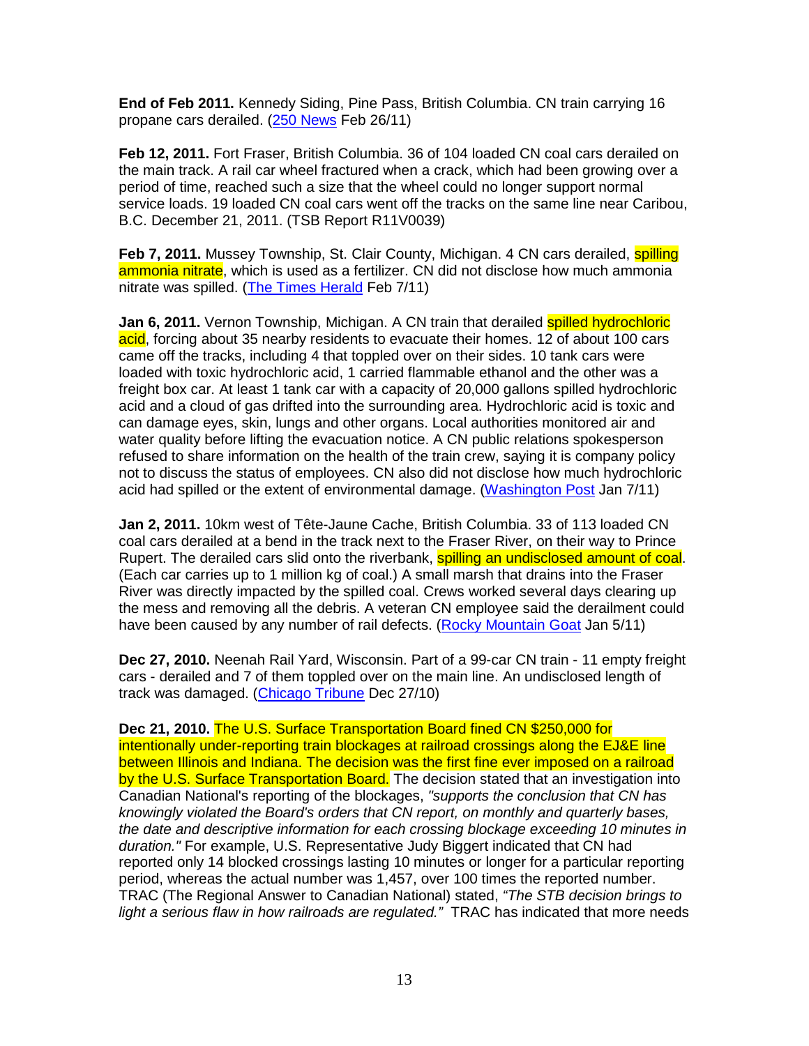**End of Feb 2011.** Kennedy Siding, Pine Pass, British Columbia. CN train carrying 16 propane cars derailed. (250 News Feb 26/11)

**Feb 12, 2011.** Fort Fraser, British Columbia. 36 of 104 loaded CN coal cars derailed on the main track. A rail car wheel fractured when a crack, which had been growing over a period of time, reached such a size that the wheel could no longer support normal service loads. 19 loaded CN coal cars went off the tracks on the same line near Caribou, B.C. December 21, 2011. (TSB Report R11V0039)

**Feb 7, 2011.** Mussey Township, St. Clair County, Michigan. 4 CN cars derailed, spilling ammonia nitrate, which is used as a fertilizer. CN did not disclose how much ammonia nitrate was spilled. (The Times Herald Feb 7/11)

**Jan 6, 2011.** Vernon Township, Michigan. A CN train that derailed spilled hydrochloric acid, forcing about 35 nearby residents to evacuate their homes. 12 of about 100 cars came off the tracks, including 4 that toppled over on their sides. 10 tank cars were loaded with toxic hydrochloric acid, 1 carried flammable ethanol and the other was a freight box car. At least 1 tank car with a capacity of 20,000 gallons spilled hydrochloric acid and a cloud of gas drifted into the surrounding area. Hydrochloric acid is toxic and can damage eyes, skin, lungs and other organs. Local authorities monitored air and water quality before lifting the evacuation notice. A CN public relations spokesperson refused to share information on the health of the train crew, saying it is company policy not to discuss the status of employees. CN also did not disclose how much hydrochloric acid had spilled or the extent of environmental damage. (Washington Post Jan 7/11)

**Jan 2, 2011.** 10km west of Tête-Jaune Cache, British Columbia. 33 of 113 loaded CN coal cars derailed at a bend in the track next to the Fraser River, on their way to Prince Rupert. The derailed cars slid onto the riverbank, spilling an undisclosed amount of coal. (Each car carries up to 1 million kg of coal.) A small marsh that drains into the Fraser River was directly impacted by the spilled coal. Crews worked several days clearing up the mess and removing all the debris. A veteran CN employee said the derailment could have been caused by any number of rail defects. (Rocky Mountain Goat Jan 5/11)

**Dec 27, 2010.** Neenah Rail Yard, Wisconsin. Part of a 99-car CN train - 11 empty freight cars - derailed and 7 of them toppled over on the main line. An undisclosed length of track was damaged. (Chicago Tribune Dec 27/10)

**Dec 21, 2010.** The U.S. Surface Transportation Board fined CN $250,000 for intentionally under-reporting train blockages at railroad crossings along the EJ&E line between Illinois and Indiana. The decision was the first fine ever imposed on a railroad by the U.S. Surface Transportation Board. The decision stated that an investigation into Canadian National's reporting of the blockages, *"supports the conclusion that CN has knowingly violated the Board's orders that CN report, on monthly and quarterly bases, the date and descriptive information for each crossing blockage exceeding 10 minutes in duration."* For example, U.S. Representative Judy Biggert indicated that CN had reported only 14 blocked crossings lasting 10 minutes or longer for a particular reporting period, whereas the actual number was 1,457, over 100 times the reported number. TRAC (The Regional Answer to Canadian National) stated, *"The STB decision brings to light a serious flaw in how railroads are regulated."* TRAC has indicated that more needs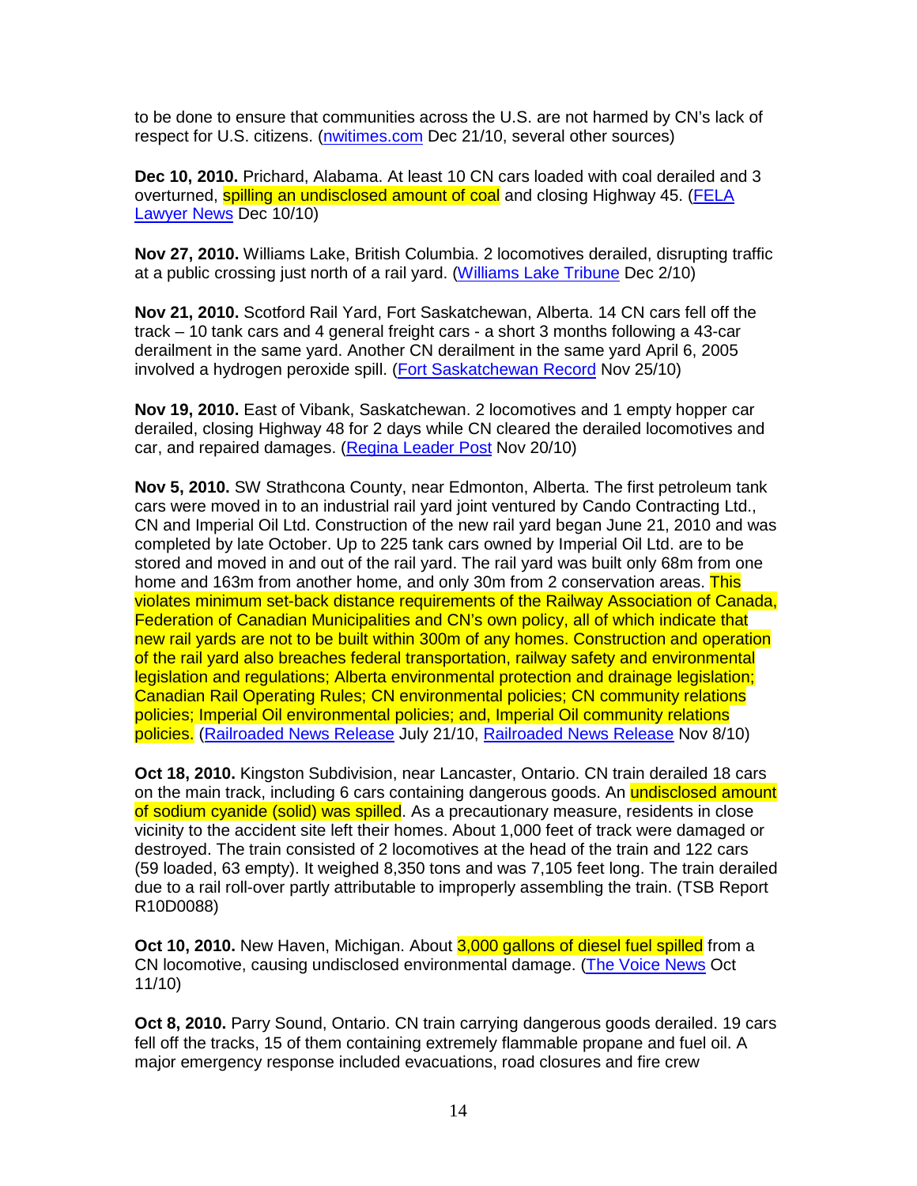to be done to ensure that communities across the U.S. are not harmed by CN's lack of respect for U.S. citizens. (nwitimes.com Dec 21/10, several other sources)

**Dec 10, 2010.** Prichard, Alabama. At least 10 CN cars loaded with coal derailed and 3 overturned, spilling an undisclosed amount of coal and closing Highway 45. (FELA Lawyer News Dec 10/10)

**Nov 27, 2010.** Williams Lake, British Columbia. 2 locomotives derailed, disrupting traffic at a public crossing just north of a rail yard. (Williams Lake Tribune Dec 2/10)

**Nov 21, 2010.** Scotford Rail Yard, Fort Saskatchewan, Alberta. 14 CN cars fell off the track – 10 tank cars and 4 general freight cars - a short 3 months following a 43-car derailment in the same yard. Another CN derailment in the same yard April 6, 2005 involved a hydrogen peroxide spill. (Fort Saskatchewan Record Nov 25/10)

**Nov 19, 2010.** East of Vibank, Saskatchewan. 2 locomotives and 1 empty hopper car derailed, closing Highway 48 for 2 days while CN cleared the derailed locomotives and car, and repaired damages. (Regina Leader Post Nov 20/10)

**Nov 5, 2010.** SW Strathcona County, near Edmonton, Alberta. The first petroleum tank cars were moved in to an industrial rail yard joint ventured by Cando Contracting Ltd., CN and Imperial Oil Ltd. Construction of the new rail yard began June 21, 2010 and was completed by late October. Up to 225 tank cars owned by Imperial Oil Ltd. are to be stored and moved in and out of the rail yard. The rail yard was built only 68m from one home and 163m from another home, and only 30m from 2 conservation areas. This violates minimum set-back distance requirements of the Railway Association of Canada, Federation of Canadian Municipalities and CN's own policy, all of which indicate that new rail yards are not to be built within 300m of any homes. Construction and operation of the rail yard also breaches federal transportation, railway safety and environmental legislation and regulations; Alberta environmental protection and drainage legislation; Canadian Rail Operating Rules; CN environmental policies; CN community relations policies; Imperial Oil environmental policies; and, Imperial Oil community relations policies. (Railroaded News Release July 21/10, Railroaded News Release Nov 8/10)

**Oct 18, 2010.** Kingston Subdivision, near Lancaster, Ontario. CN train derailed 18 cars on the main track, including 6 cars containing dangerous goods. An undisclosed amount of sodium cyanide (solid) was spilled. As a precautionary measure, residents in close vicinity to the accident site left their homes. About 1,000 feet of track were damaged or destroyed. The train consisted of 2 locomotives at the head of the train and 122 cars (59 loaded, 63 empty). It weighed 8,350 tons and was 7,105 feet long. The train derailed due to a rail roll-over partly attributable to improperly assembling the train. (TSB Report R10D0088)

**Oct 10, 2010.** New Haven, Michigan. About 3,000 gallons of diesel fuel spilled from a CN locomotive, causing undisclosed environmental damage. (The Voice News Oct 11/10)

**Oct 8, 2010.** Parry Sound, Ontario. CN train carrying dangerous goods derailed. 19 cars fell off the tracks, 15 of them containing extremely flammable propane and fuel oil. A major emergency response included evacuations, road closures and fire crew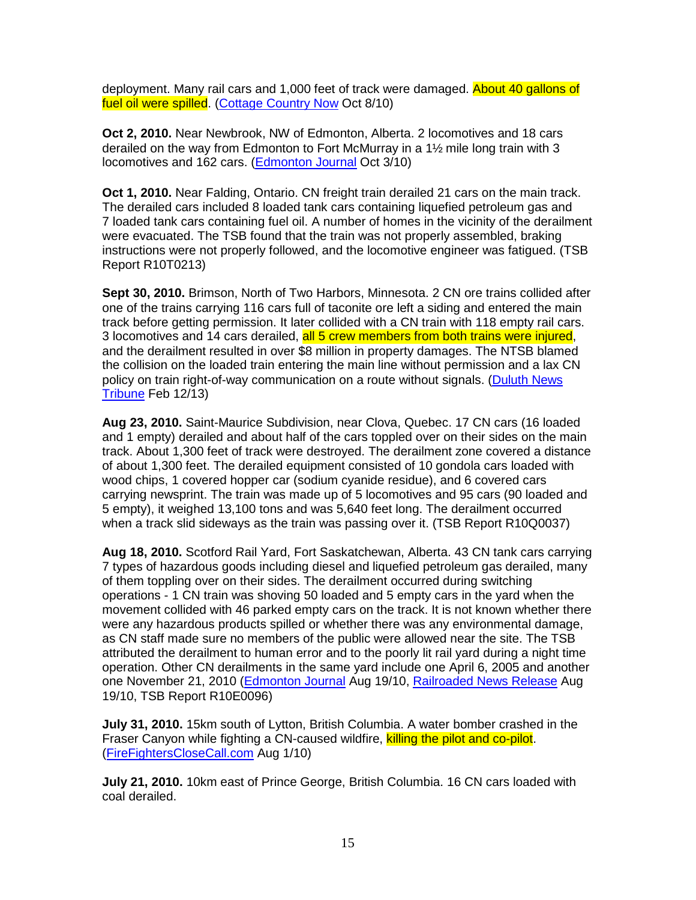deployment. Many rail cars and 1,000 feet of track were damaged. About 40 gallons of fuel oil were spilled. (Cottage Country Now Oct 8/10)

**Oct 2, 2010.** Near Newbrook, NW of Edmonton, Alberta. 2 locomotives and 18 cars derailed on the way from Edmonton to Fort McMurray in a 1½ mile long train with 3 locomotives and 162 cars. (Edmonton Journal Oct 3/10)

**Oct 1, 2010.** Near Falding, Ontario. CN freight train derailed 21 cars on the main track. The derailed cars included 8 loaded tank cars containing liquefied petroleum gas and 7 loaded tank cars containing fuel oil. A number of homes in the vicinity of the derailment were evacuated. The TSB found that the train was not properly assembled, braking instructions were not properly followed, and the locomotive engineer was fatigued. (TSB Report R10T0213)

**Sept 30, 2010.** Brimson, North of Two Harbors, Minnesota. 2 CN ore trains collided after one of the trains carrying 116 cars full of taconite ore left a siding and entered the main track before getting permission. It later collided with a CN train with 118 empty rail cars. 3 locomotives and 14 cars derailed, all 5 crew members from both trains were injured, and the derailment resulted in over $8 million in property damages. The NTSB blamed the collision on the loaded train entering the main line without permission and a lax CN policy on train right-of-way communication on a route without signals. (Duluth News Tribune Feb 12/13)

**Aug 23, 2010.** Saint-Maurice Subdivision, near Clova, Quebec. 17 CN cars (16 loaded and 1 empty) derailed and about half of the cars toppled over on their sides on the main track. About 1,300 feet of track were destroyed. The derailment zone covered a distance of about 1,300 feet. The derailed equipment consisted of 10 gondola cars loaded with wood chips, 1 covered hopper car (sodium cyanide residue), and 6 covered cars carrying newsprint. The train was made up of 5 locomotives and 95 cars (90 loaded and 5 empty), it weighed 13,100 tons and was 5,640 feet long. The derailment occurred when a track slid sideways as the train was passing over it. (TSB Report R10Q0037)

**Aug 18, 2010.** Scotford Rail Yard, Fort Saskatchewan, Alberta. 43 CN tank cars carrying 7 types of hazardous goods including diesel and liquefied petroleum gas derailed, many of them toppling over on their sides. The derailment occurred during switching operations - 1 CN train was shoving 50 loaded and 5 empty cars in the yard when the movement collided with 46 parked empty cars on the track. It is not known whether there were any hazardous products spilled or whether there was any environmental damage, as CN staff made sure no members of the public were allowed near the site. The TSB attributed the derailment to human error and to the poorly lit rail yard during a night time operation. Other CN derailments in the same yard include one April 6, 2005 and another one November 21, 2010 (Edmonton Journal Aug 19/10, Railroaded News Release Aug 19/10, TSB Report R10E0096)

**July 31, 2010.** 15km south of Lytton, British Columbia. A water bomber crashed in the Fraser Canyon while fighting a CN-caused wildfire, killing the pilot and co-pilot. (FireFightersCloseCall.com Aug 1/10)

**July 21, 2010.** 10km east of Prince George, British Columbia. 16 CN cars loaded with coal derailed.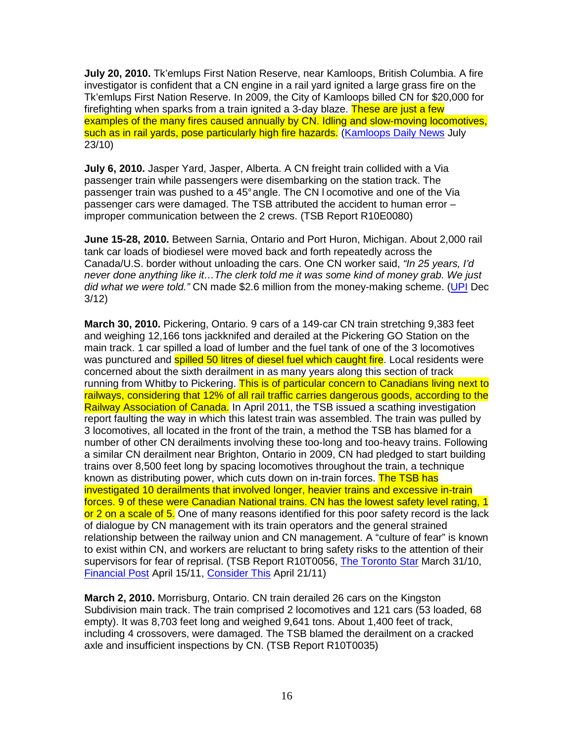**July 20, 2010.** Tk'emlups First Nation Reserve, near Kamloops, British Columbia. A fire investigator is confident that a CN engine in a rail yard ignited a large grass fire on the Tk'emlups First Nation Reserve. In 2009, the City of Kamloops billed CN for $20,000 for firefighting when sparks from a train ignited a 3-day blaze. These are just a few examples of the many fires caused annually by CN. Idling and slow-moving locomotives, such as in rail yards, pose particularly high fire hazards. (Kamloops Daily News July 23/10)

**July 6, 2010.** Jasper Yard, Jasper, Alberta. A CN freight train collided with a Via passenger train while passengers were disembarking on the station track. The passenger train was pushed to a 45° angle. The CN locomotive and one of the Via passenger cars were damaged. The TSB attributed the accident to human error – improper communication between the 2 crews. (TSB Report R10E0080)

**June 15-28, 2010.** Between Sarnia, Ontario and Port Huron, Michigan. About 2,000 rail tank car loads of biodiesel were moved back and forth repeatedly across the Canada/U.S. border without unloading the cars. One CN worker said, *"In 25 years, I'd never done anything like it…The clerk told me it was some kind of money grab. We just did what we were told."* CN made $2.6 million from the money-making scheme. (UPI Dec 3/12)

**March 30, 2010.** Pickering, Ontario. 9 cars of a 149-car CN train stretching 9,383 feet and weighing 12,166 tons jackknifed and derailed at the Pickering GO Station on the main track. 1 car spilled a load of lumber and the fuel tank of one of the 3 locomotives was punctured and spilled 50 litres of diesel fuel which caught fire. Local residents were concerned about the sixth derailment in as many years along this section of track running from Whitby to Pickering. This is of particular concern to Canadians living next to railways, considering that 12% of all rail traffic carries dangerous goods, according to the Railway Association of Canada. In April 2011, the TSB issued a scathing investigation report faulting the way in which this latest train was assembled. The train was pulled by 3 locomotives, all located in the front of the train, a method the TSB has blamed for a number of other CN derailments involving these too-long and too-heavy trains. Following a similar CN derailment near Brighton, Ontario in 2009, CN had pledged to start building trains over 8,500 feet long by spacing locomotives throughout the train, a technique known as distributing power, which cuts down on in-train forces. The TSB has investigated 10 derailments that involved longer, heavier trains and excessive in-train forces. 9 of these were Canadian National trains. CN has the lowest safety level rating, 1 or 2 on a scale of 5. One of many reasons identified for this poor safety record is the lack of dialogue by CN management with its train operators and the general strained relationship between the railway union and CN management. A "culture of fear" is known to exist within CN, and workers are reluctant to bring safety risks to the attention of their supervisors for fear of reprisal. (TSB Report R10T0056, The Toronto Star March 31/10, Financial Post April 15/11, Consider This April 21/11)

**March 2, 2010.** Morrisburg, Ontario. CN train derailed 26 cars on the Kingston Subdivision main track. The train comprised 2 locomotives and 121 cars (53 loaded, 68 empty). It was 8,703 feet long and weighed 9,641 tons. About 1,400 feet of track, including 4 crossovers, were damaged. The TSB blamed the derailment on a cracked axle and insufficient inspections by CN. (TSB Report R10T0035)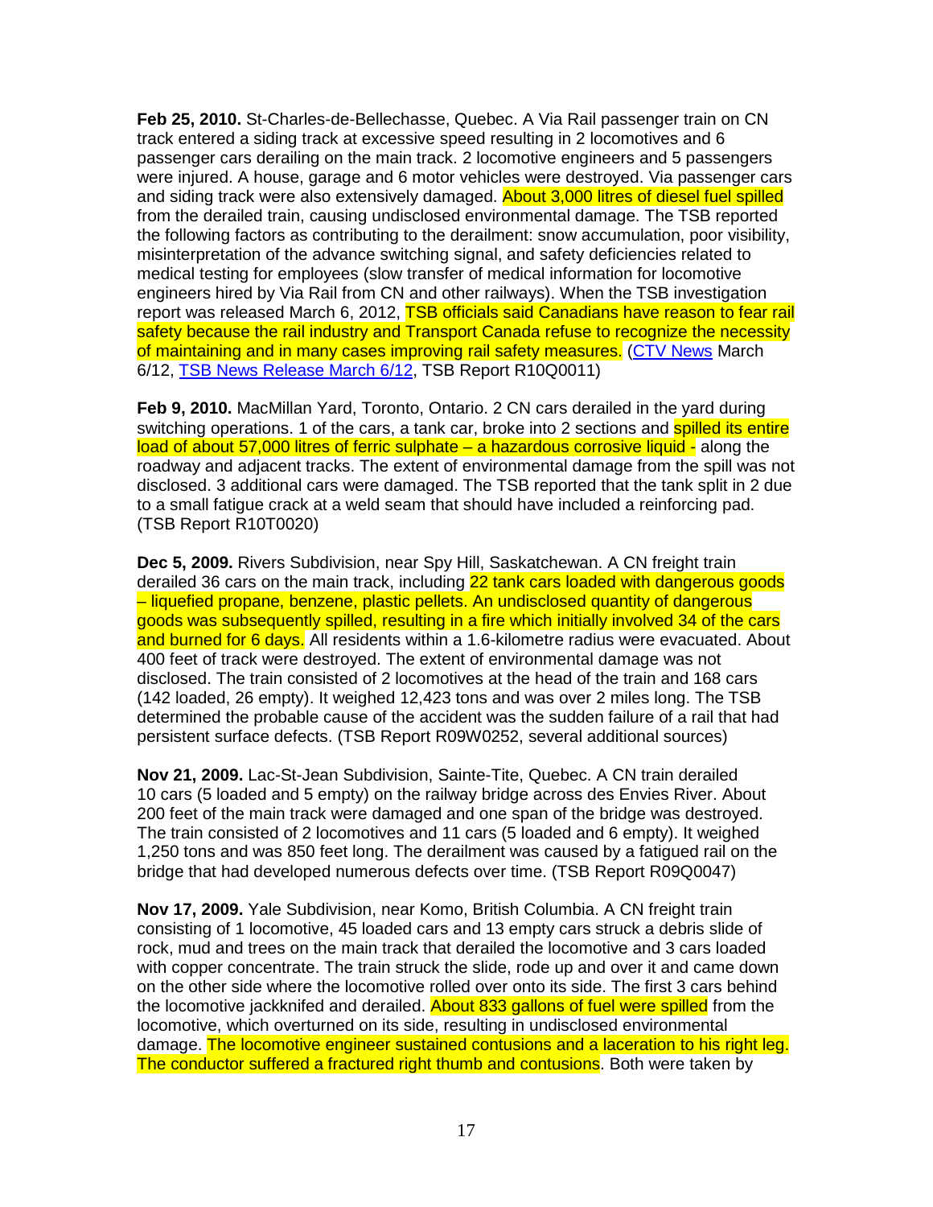**Feb 25, 2010.** St-Charles-de-Bellechasse, Quebec. A Via Rail passenger train on CN track entered a siding track at excessive speed resulting in 2 locomotives and 6 passenger cars derailing on the main track. 2 locomotive engineers and 5 passengers were injured. A house, garage and 6 motor vehicles were destroyed. Via passenger cars and siding track were also extensively damaged. About 3,000 litres of diesel fuel spilled from the derailed train, causing undisclosed environmental damage. The TSB reported the following factors as contributing to the derailment: snow accumulation, poor visibility, misinterpretation of the advance switching signal, and safety deficiencies related to medical testing for employees (slow transfer of medical information for locomotive engineers hired by Via Rail from CN and other railways). When the TSB investigation report was released March 6, 2012, TSB officials said Canadians have reason to fear rail safety because the rail industry and Transport Canada refuse to recognize the necessity of maintaining and in many cases improving rail safety measures. (CTV News March 6/12, TSB News Release March 6/12, TSB Report R10Q0011)

**Feb 9, 2010.** MacMillan Yard, Toronto, Ontario. 2 CN cars derailed in the yard during switching operations. 1 of the cars, a tank car, broke into 2 sections and spilled its entire load of about 57,000 litres of ferric sulphate – a hazardous corrosive liquid - along the roadway and adjacent tracks. The extent of environmental damage from the spill was not disclosed. 3 additional cars were damaged. The TSB reported that the tank split in 2 due to a small fatigue crack at a weld seam that should have included a reinforcing pad. (TSB Report R10T0020)

**Dec 5, 2009.** Rivers Subdivision, near Spy Hill, Saskatchewan. A CN freight train derailed 36 cars on the main track, including 22 tank cars loaded with dangerous goods – liquefied propane, benzene, plastic pellets. An undisclosed quantity of dangerous goods was subsequently spilled, resulting in a fire which initially involved 34 of the cars and burned for 6 days. All residents within a 1.6-kilometre radius were evacuated. About 400 feet of track were destroyed. The extent of environmental damage was not disclosed. The train consisted of 2 locomotives at the head of the train and 168 cars (142 loaded, 26 empty). It weighed 12,423 tons and was over 2 miles long. The TSB determined the probable cause of the accident was the sudden failure of a rail that had persistent surface defects. (TSB Report R09W0252, several additional sources)

**Nov 21, 2009.** Lac-St-Jean Subdivision, Sainte-Tite, Quebec. A CN train derailed 10 cars (5 loaded and 5 empty) on the railway bridge across des Envies River. About 200 feet of the main track were damaged and one span of the bridge was destroyed. The train consisted of 2 locomotives and 11 cars (5 loaded and 6 empty). It weighed 1,250 tons and was 850 feet long. The derailment was caused by a fatigued rail on the bridge that had developed numerous defects over time. (TSB Report R09Q0047)

**Nov 17, 2009.** Yale Subdivision, near Komo, British Columbia. A CN freight train consisting of 1 locomotive, 45 loaded cars and 13 empty cars struck a debris slide of rock, mud and trees on the main track that derailed the locomotive and 3 cars loaded with copper concentrate. The train struck the slide, rode up and over it and came down on the other side where the locomotive rolled over onto its side. The first 3 cars behind the locomotive jackknifed and derailed. About 833 gallons of fuel were spilled from the locomotive, which overturned on its side, resulting in undisclosed environmental damage. The locomotive engineer sustained contusions and a laceration to his right leg. The conductor suffered a fractured right thumb and contusions. Both were taken by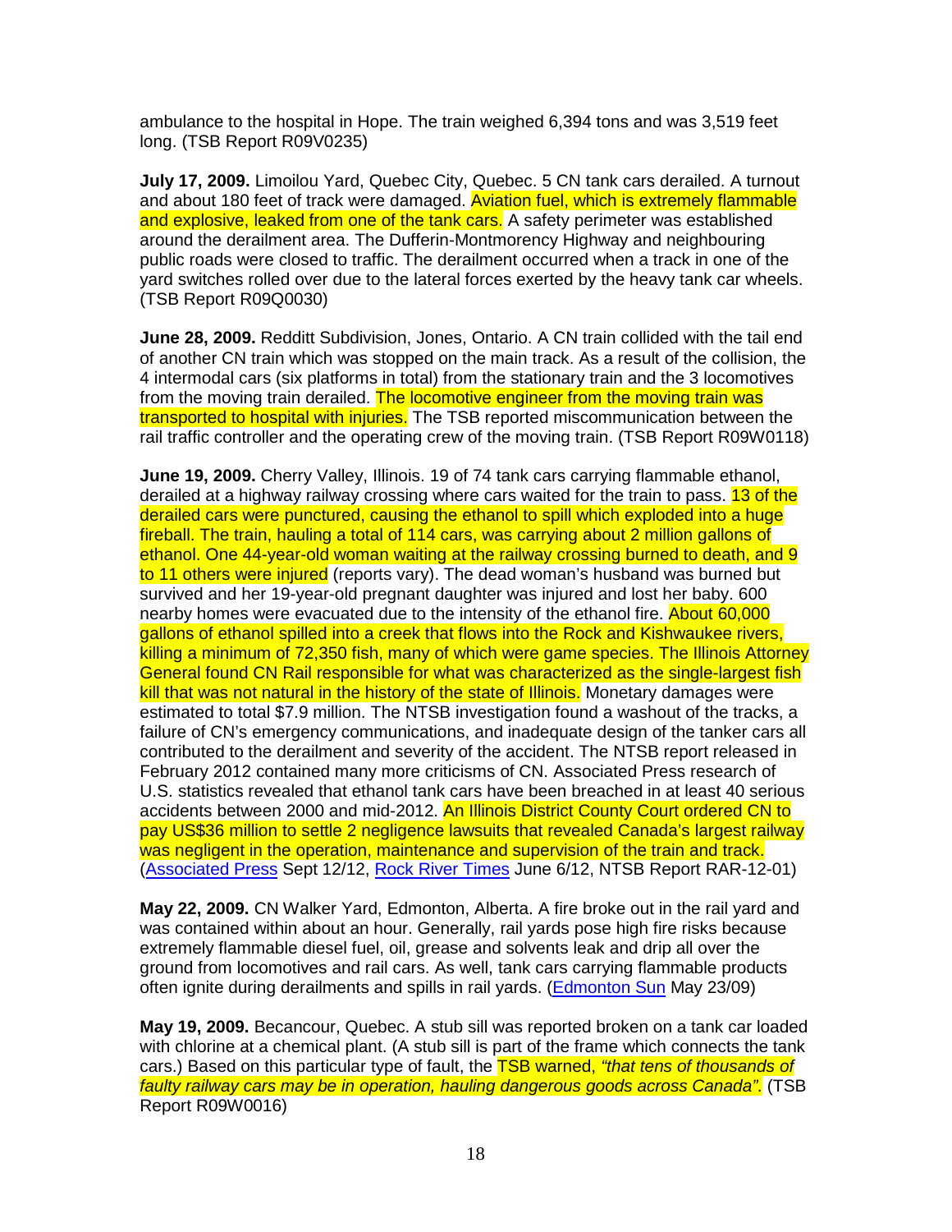ambulance to the hospital in Hope. The train weighed 6,394 tons and was 3,519 feet long. (TSB Report R09V0235)

**July 17, 2009.** Limoilou Yard, Quebec City, Quebec. 5 CN tank cars derailed. A turnout and about 180 feet of track were damaged. Aviation fuel, which is extremely flammable and explosive, leaked from one of the tank cars. A safety perimeter was established around the derailment area. The Dufferin-Montmorency Highway and neighbouring public roads were closed to traffic. The derailment occurred when a track in one of the yard switches rolled over due to the lateral forces exerted by the heavy tank car wheels. (TSB Report R09Q0030)

**June 28, 2009.** Redditt Subdivision, Jones, Ontario. A CN train collided with the tail end of another CN train which was stopped on the main track. As a result of the collision, the 4 intermodal cars (six platforms in total) from the stationary train and the 3 locomotives from the moving train derailed. The locomotive engineer from the moving train was transported to hospital with injuries. The TSB reported miscommunication between the rail traffic controller and the operating crew of the moving train. (TSB Report R09W0118)

**June 19, 2009.** Cherry Valley, Illinois. 19 of 74 tank cars carrying flammable ethanol, derailed at a highway railway crossing where cars waited for the train to pass. 13 of the derailed cars were punctured, causing the ethanol to spill which exploded into a huge fireball. The train, hauling a total of 114 cars, was carrying about 2 million gallons of ethanol. One 44-year-old woman waiting at the railway crossing burned to death, and 9 to 11 others were injured (reports vary). The dead woman's husband was burned but survived and her 19-year-old pregnant daughter was injured and lost her baby. 600 nearby homes were evacuated due to the intensity of the ethanol fire. About 60,000 gallons of ethanol spilled into a creek that flows into the Rock and Kishwaukee rivers, killing a minimum of 72,350 fish, many of which were game species. The Illinois Attorney General found CN Rail responsible for what was characterized as the single-largest fish kill that was not natural in the history of the state of Illinois. Monetary damages were estimated to total $7.9 million. The NTSB investigation found a washout of the tracks, a failure of CN's emergency communications, and inadequate design of the tanker cars all contributed to the derailment and severity of the accident. The NTSB report released in February 2012 contained many more criticisms of CN. Associated Press research of U.S. statistics revealed that ethanol tank cars have been breached in at least 40 serious accidents between 2000 and mid-2012. An Illinois District County Court ordered CN to pay US$36 million to settle 2 negligence lawsuits that revealed Canada's largest railway was negligent in the operation, maintenance and supervision of the train and track. (Associated Press Sept 12/12, Rock River Times June 6/12, NTSB Report RAR-12-01)

**May 22, 2009.** CN Walker Yard, Edmonton, Alberta. A fire broke out in the rail yard and was contained within about an hour. Generally, rail yards pose high fire risks because extremely flammable diesel fuel, oil, grease and solvents leak and drip all over the ground from locomotives and rail cars. As well, tank cars carrying flammable products often ignite during derailments and spills in rail yards. (Edmonton Sun May 23/09)

**May 19, 2009.** Becancour, Quebec. A stub sill was reported broken on a tank car loaded with chlorine at a chemical plant. (A stub sill is part of the frame which connects the tank cars.) Based on this particular type of fault, the TSB warned, *"that tens of thousands of faulty railway cars may be in operation, hauling dangerous goods across Canada".* (TSB Report R09W0016)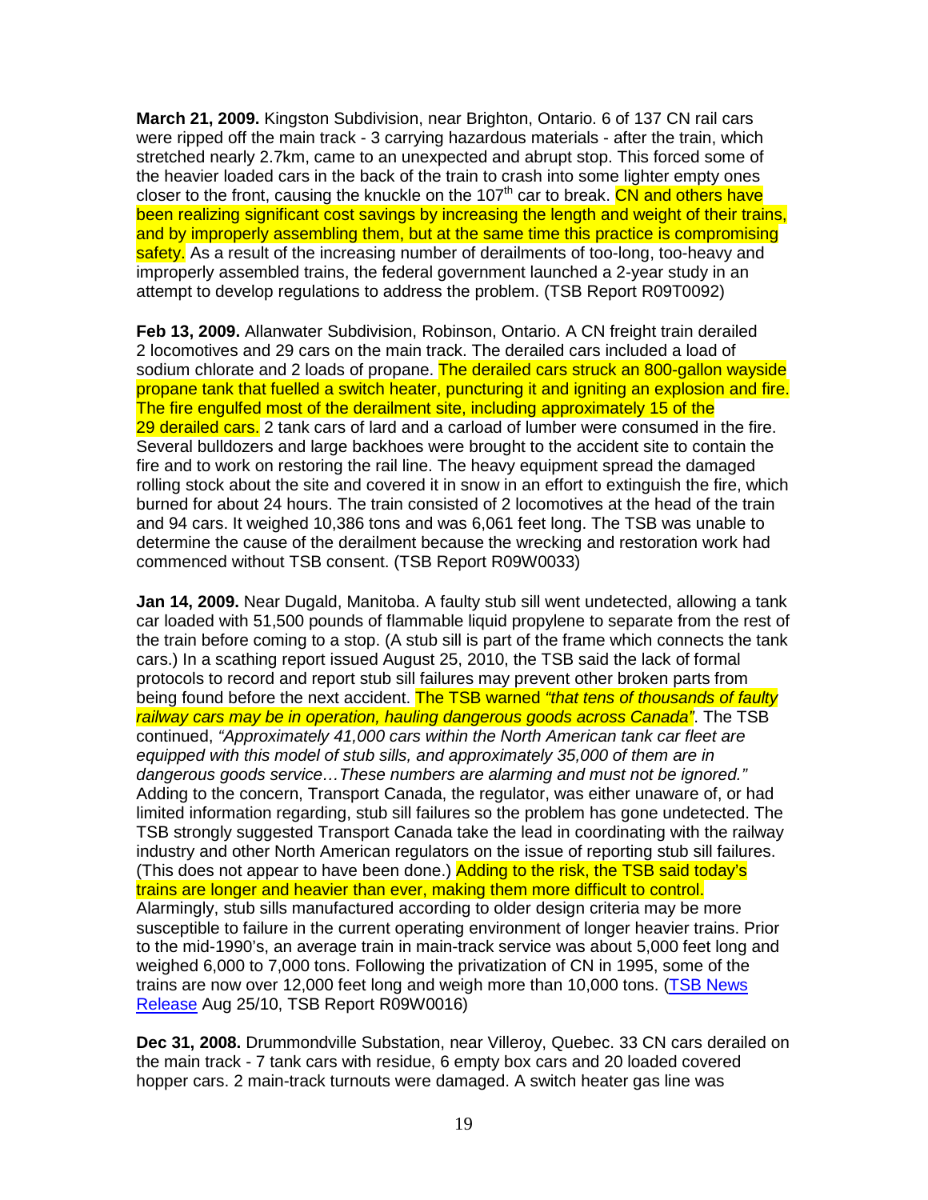**March 21, 2009.** Kingston Subdivision, near Brighton, Ontario. 6 of 137 CN rail cars were ripped off the main track - 3 carrying hazardous materials - after the train, which stretched nearly 2.7km, came to an unexpected and abrupt stop. This forced some of the heavier loaded cars in the back of the train to crash into some lighter empty ones closer to the front, causing the knuckle on the 107th car to break. CN and others have been realizing significant cost savings by increasing the length and weight of their trains, and by improperly assembling them, but at the same time this practice is compromising safety. As a result of the increasing number of derailments of too-long, too-heavy and improperly assembled trains, the federal government launched a 2-year study in an attempt to develop regulations to address the problem. (TSB Report R09T0092)

**Feb 13, 2009.** Allanwater Subdivision, Robinson, Ontario. A CN freight train derailed 2 locomotives and 29 cars on the main track. The derailed cars included a load of sodium chlorate and 2 loads of propane. The derailed cars struck an 800-gallon wayside propane tank that fuelled a switch heater, puncturing it and igniting an explosion and fire. The fire engulfed most of the derailment site, including approximately 15 of the 29 derailed cars. 2 tank cars of lard and a carload of lumber were consumed in the fire. Several bulldozers and large backhoes were brought to the accident site to contain the fire and to work on restoring the rail line. The heavy equipment spread the damaged rolling stock about the site and covered it in snow in an effort to extinguish the fire, which burned for about 24 hours. The train consisted of 2 locomotives at the head of the train and 94 cars. It weighed 10,386 tons and was 6,061 feet long. The TSB was unable to determine the cause of the derailment because the wrecking and restoration work had commenced without TSB consent. (TSB Report R09W0033)

**Jan 14, 2009.** Near Dugald, Manitoba. A faulty stub sill went undetected, allowing a tank car loaded with 51,500 pounds of flammable liquid propylene to separate from the rest of the train before coming to a stop. (A stub sill is part of the frame which connects the tank cars.) In a scathing report issued August 25, 2010, the TSB said the lack of formal protocols to record and report stub sill failures may prevent other broken parts from being found before the next accident. The TSB warned *"that tens of thousands of faulty railway cars may be in operation, hauling dangerous goods across Canada"*. The TSB continued, *"Approximately 41,000 cars within the North American tank car fleet are equipped with this model of stub sills, and approximately 35,000 of them are in dangerous goods service…These numbers are alarming and must not be ignored."* Adding to the concern, Transport Canada, the regulator, was either unaware of, or had limited information regarding, stub sill failures so the problem has gone undetected. The TSB strongly suggested Transport Canada take the lead in coordinating with the railway industry and other North American regulators on the issue of reporting stub sill failures. (This does not appear to have been done.) Adding to the risk, the TSB said today's trains are longer and heavier than ever, making them more difficult to control. Alarmingly, stub sills manufactured according to older design criteria may be more susceptible to failure in the current operating environment of longer heavier trains. Prior to the mid-1990's, an average train in main-track service was about 5,000 feet long and weighed 6,000 to 7,000 tons. Following the privatization of CN in 1995, some of the trains are now over 12,000 feet long and weigh more than 10,000 tons. (TSB News Release Aug 25/10, TSB Report R09W0016)

**Dec 31, 2008.** Drummondville Substation, near Villeroy, Quebec. 33 CN cars derailed on the main track - 7 tank cars with residue, 6 empty box cars and 20 loaded covered hopper cars. 2 main-track turnouts were damaged. A switch heater gas line was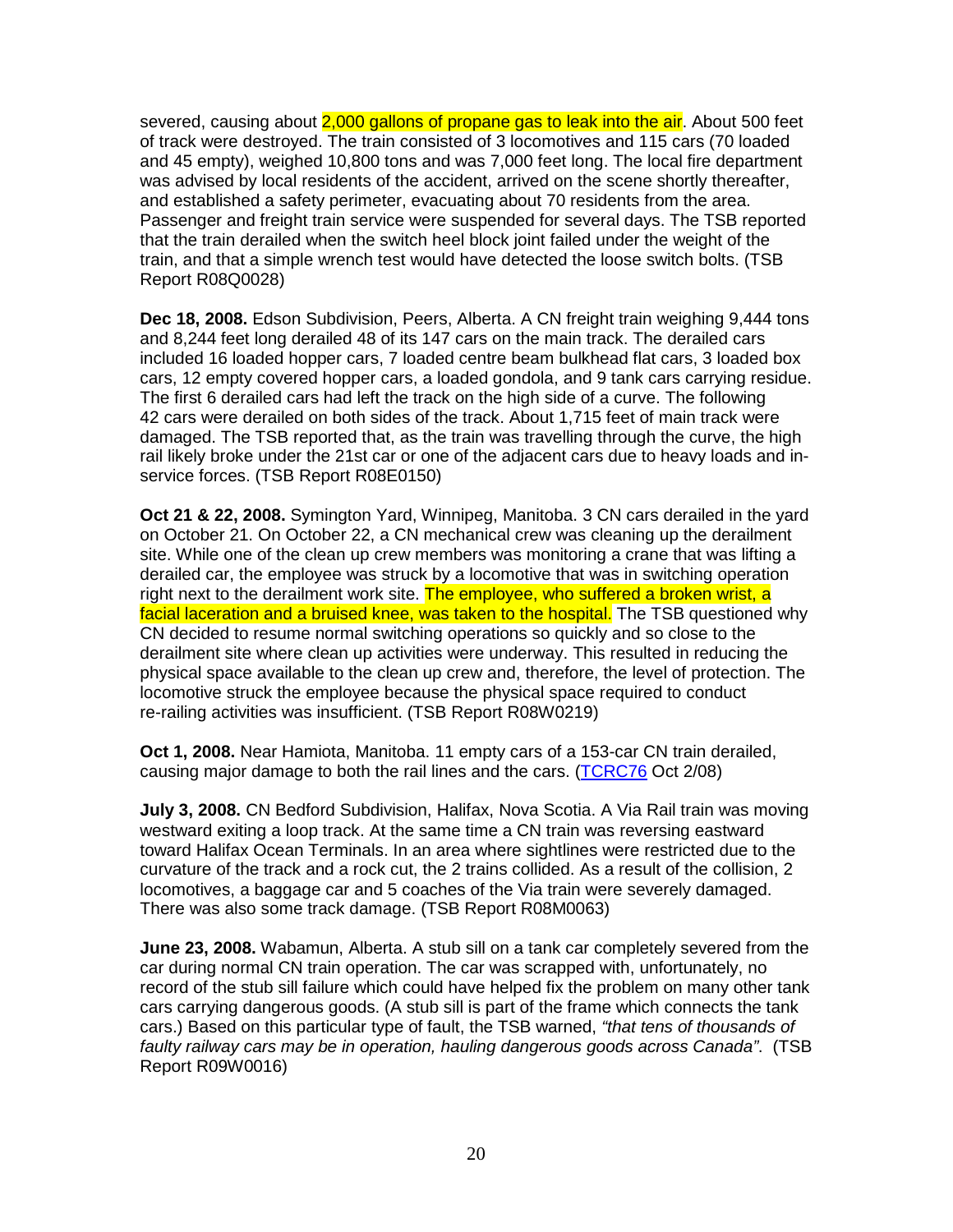severed, causing about 2,000 gallons of propane gas to leak into the air. About 500 feet of track were destroyed. The train consisted of 3 locomotives and 115 cars (70 loaded and 45 empty), weighed 10,800 tons and was 7,000 feet long. The local fire department was advised by local residents of the accident, arrived on the scene shortly thereafter, and established a safety perimeter, evacuating about 70 residents from the area. Passenger and freight train service were suspended for several days. The TSB reported that the train derailed when the switch heel block joint failed under the weight of the train, and that a simple wrench test would have detected the loose switch bolts. (TSB Report R08Q0028)

**Dec 18, 2008.** Edson Subdivision, Peers, Alberta. A CN freight train weighing 9,444 tons and 8,244 feet long derailed 48 of its 147 cars on the main track. The derailed cars included 16 loaded hopper cars, 7 loaded centre beam bulkhead flat cars, 3 loaded box cars, 12 empty covered hopper cars, a loaded gondola, and 9 tank cars carrying residue. The first 6 derailed cars had left the track on the high side of a curve. The following 42 cars were derailed on both sides of the track. About 1,715 feet of main track were damaged. The TSB reported that, as the train was travelling through the curve, the high rail likely broke under the 21st car or one of the adjacent cars due to heavy loads and in-service forces. (TSB Report R08E0150)

**Oct 21 & 22, 2008.** Symington Yard, Winnipeg, Manitoba. 3 CN cars derailed in the yard on October 21. On October 22, a CN mechanical crew was cleaning up the derailment site. While one of the clean up crew members was monitoring a crane that was lifting a derailed car, the employee was struck by a locomotive that was in switching operation right next to the derailment work site. The employee, who suffered a broken wrist, a facial laceration and a bruised knee, was taken to the hospital. The TSB questioned why CN decided to resume normal switching operations so quickly and so close to the derailment site where clean up activities were underway. This resulted in reducing the physical space available to the clean up crew and, therefore, the level of protection. The locomotive struck the employee because the physical space required to conduct re-railing activities was insufficient. (TSB Report R08W0219)

**Oct 1, 2008.** Near Hamiota, Manitoba. 11 empty cars of a 153-car CN train derailed, causing major damage to both the rail lines and the cars. (TCRC76 Oct 2/08)

**July 3, 2008.** CN Bedford Subdivision, Halifax, Nova Scotia. A Via Rail train was moving westward exiting a loop track. At the same time a CN train was reversing eastward toward Halifax Ocean Terminals. In an area where sightlines were restricted due to the curvature of the track and a rock cut, the 2 trains collided. As a result of the collision, 2 locomotives, a baggage car and 5 coaches of the Via train were severely damaged. There was also some track damage. (TSB Report R08M0063)

**June 23, 2008.** Wabamun, Alberta. A stub sill on a tank car completely severed from the car during normal CN train operation. The car was scrapped with, unfortunately, no record of the stub sill failure which could have helped fix the problem on many other tank cars carrying dangerous goods. (A stub sill is part of the frame which connects the tank cars.) Based on this particular type of fault, the TSB warned, *"that tens of thousands of faulty railway cars may be in operation, hauling dangerous goods across Canada"*. (TSB Report R09W0016)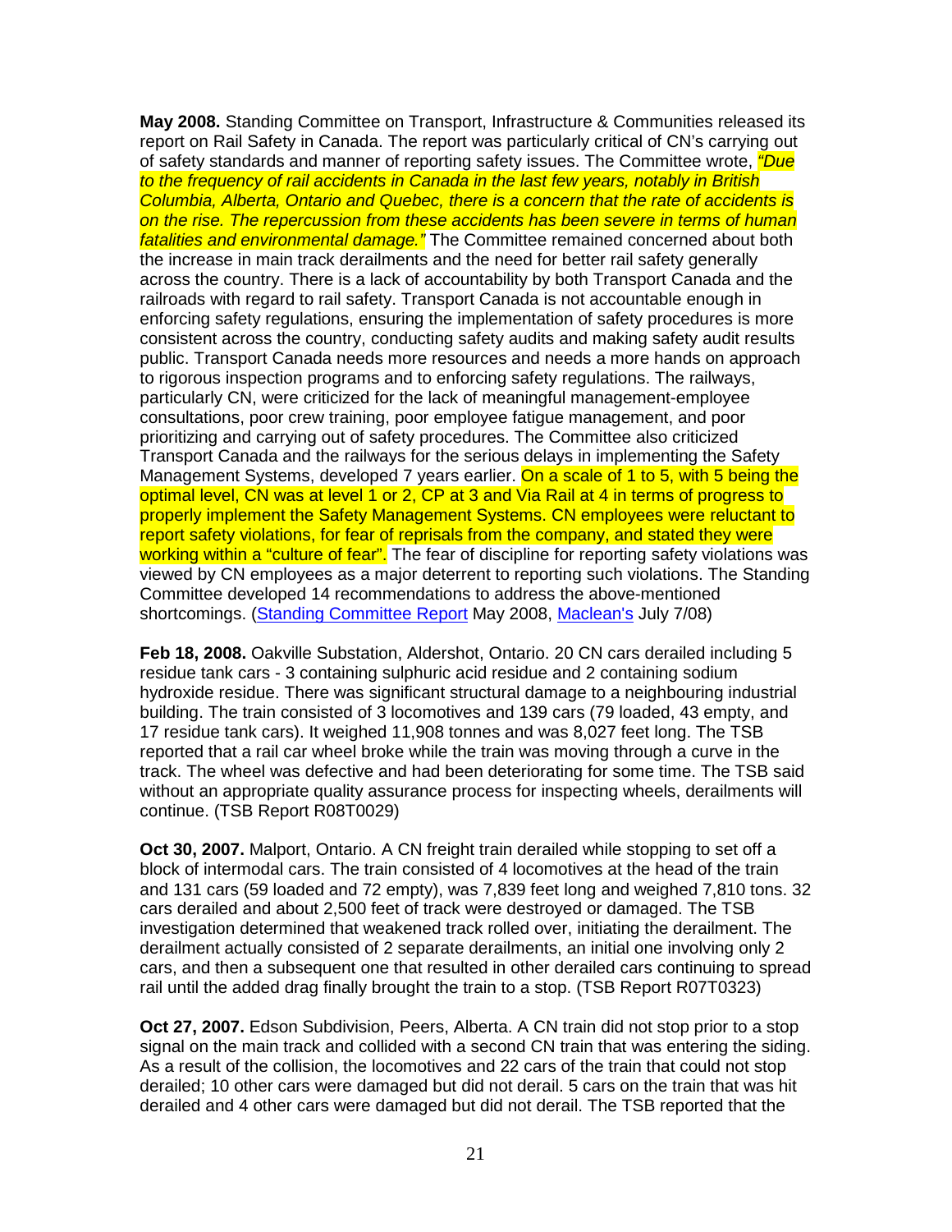**May 2008.** Standing Committee on Transport, Infrastructure & Communities released its report on Rail Safety in Canada. The report was particularly critical of CN's carrying out of safety standards and manner of reporting safety issues. The Committee wrote, *"Due to the frequency of rail accidents in Canada in the last few years, notably in British Columbia, Alberta, Ontario and Quebec, there is a concern that the rate of accidents is on the rise. The repercussion from these accidents has been severe in terms of human fatalities and environmental damage."* The Committee remained concerned about both the increase in main track derailments and the need for better rail safety generally across the country. There is a lack of accountability by both Transport Canada and the railroads with regard to rail safety. Transport Canada is not accountable enough in enforcing safety regulations, ensuring the implementation of safety procedures is more consistent across the country, conducting safety audits and making safety audit results public. Transport Canada needs more resources and needs a more hands on approach to rigorous inspection programs and to enforcing safety regulations. The railways, particularly CN, were criticized for the lack of meaningful management-employee consultations, poor crew training, poor employee fatigue management, and poor prioritizing and carrying out of safety procedures. The Committee also criticized Transport Canada and the railways for the serious delays in implementing the Safety Management Systems, developed 7 years earlier. On a scale of 1 to 5, with 5 being the optimal level, CN was at level 1 or 2, CP at 3 and Via Rail at 4 in terms of progress to properly implement the Safety Management Systems. CN employees were reluctant to report safety violations, for fear of reprisals from the company, and stated they were working within a "culture of fear". The fear of discipline for reporting safety violations was viewed by CN employees as a major deterrent to reporting such violations. The Standing Committee developed 14 recommendations to address the above-mentioned shortcomings. (Standing Committee Report May 2008, Maclean's July 7/08)

**Feb 18, 2008.** Oakville Substation, Aldershot, Ontario. 20 CN cars derailed including 5 residue tank cars - 3 containing sulphuric acid residue and 2 containing sodium hydroxide residue. There was significant structural damage to a neighbouring industrial building. The train consisted of 3 locomotives and 139 cars (79 loaded, 43 empty, and 17 residue tank cars). It weighed 11,908 tonnes and was 8,027 feet long. The TSB reported that a rail car wheel broke while the train was moving through a curve in the track. The wheel was defective and had been deteriorating for some time. The TSB said without an appropriate quality assurance process for inspecting wheels, derailments will continue. (TSB Report R08T0029)

**Oct 30, 2007.** Malport, Ontario. A CN freight train derailed while stopping to set off a block of intermodal cars. The train consisted of 4 locomotives at the head of the train and 131 cars (59 loaded and 72 empty), was 7,839 feet long and weighed 7,810 tons. 32 cars derailed and about 2,500 feet of track were destroyed or damaged. The TSB investigation determined that weakened track rolled over, initiating the derailment. The derailment actually consisted of 2 separate derailments, an initial one involving only 2 cars, and then a subsequent one that resulted in other derailed cars continuing to spread rail until the added drag finally brought the train to a stop. (TSB Report R07T0323)

**Oct 27, 2007.** Edson Subdivision, Peers, Alberta. A CN train did not stop prior to a stop signal on the main track and collided with a second CN train that was entering the siding. As a result of the collision, the locomotives and 22 cars of the train that could not stop derailed; 10 other cars were damaged but did not derail. 5 cars on the train that was hit derailed and 4 other cars were damaged but did not derail. The TSB reported that the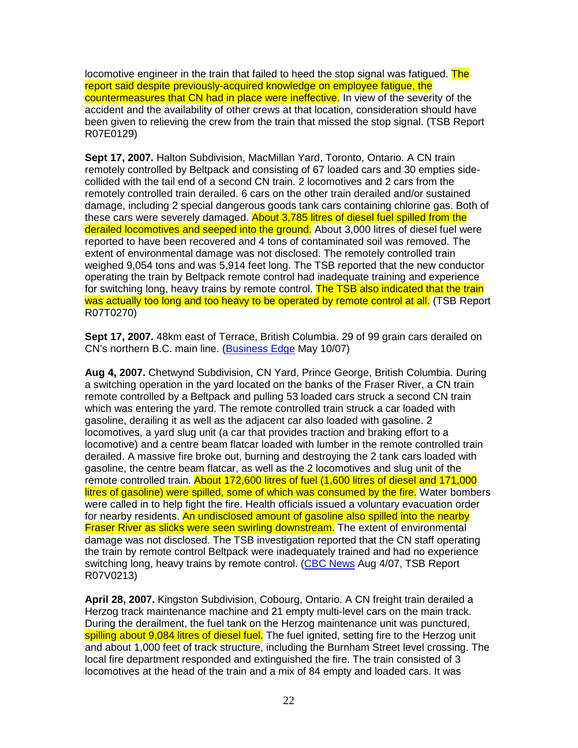locomotive engineer in the train that failed to heed the stop signal was fatigued. The report said despite previously-acquired knowledge on employee fatigue, the countermeasures that CN had in place were ineffective. In view of the severity of the accident and the availability of other crews at that location, consideration should have been given to relieving the crew from the train that missed the stop signal. (TSB Report R07E0129)

**Sept 17, 2007.** Halton Subdivision, MacMillan Yard, Toronto, Ontario. A CN train remotely controlled by Beltpack and consisting of 67 loaded cars and 30 empties side-collided with the tail end of a second CN train. 2 locomotives and 2 cars from the remotely controlled train derailed. 6 cars on the other train derailed and/or sustained damage, including 2 special dangerous goods tank cars containing chlorine gas. Both of these cars were severely damaged. About 3,785 litres of diesel fuel spilled from the derailed locomotives and seeped into the ground. About 3,000 litres of diesel fuel were reported to have been recovered and 4 tons of contaminated soil was removed. The extent of environmental damage was not disclosed. The remotely controlled train weighed 9,054 tons and was 5,914 feet long. The TSB reported that the new conductor operating the train by Beltpack remote control had inadequate training and experience for switching long, heavy trains by remote control. The TSB also indicated that the train was actually too long and too heavy to be operated by remote control at all. (TSB Report R07T0270)

**Sept 17, 2007.** 48km east of Terrace, British Columbia. 29 of 99 grain cars derailed on CN's northern B.C. main line. (Business Edge May 10/07)

**Aug 4, 2007.** Chetwynd Subdivision, CN Yard, Prince George, British Columbia. During a switching operation in the yard located on the banks of the Fraser River, a CN train remote controlled by a Beltpack and pulling 53 loaded cars struck a second CN train which was entering the yard. The remote controlled train struck a car loaded with gasoline, derailing it as well as the adjacent car also loaded with gasoline. 2 locomotives, a yard slug unit (a car that provides traction and braking effort to a locomotive) and a centre beam flatcar loaded with lumber in the remote controlled train derailed. A massive fire broke out, burning and destroying the 2 tank cars loaded with gasoline, the centre beam flatcar, as well as the 2 locomotives and slug unit of the remote controlled train. About 172,600 litres of fuel (1,600 litres of diesel and 171,000 litres of gasoline) were spilled, some of which was consumed by the fire. Water bombers were called in to help fight the fire. Health officials issued a voluntary evacuation order for nearby residents. An undisclosed amount of gasoline also spilled into the nearby Fraser River as slicks were seen swirling downstream. The extent of environmental damage was not disclosed. The TSB investigation reported that the CN staff operating the train by remote control Beltpack were inadequately trained and had no experience switching long, heavy trains by remote control. (CBC News Aug 4/07, TSB Report R07V0213)

**April 28, 2007.** Kingston Subdivision, Cobourg, Ontario. A CN freight train derailed a Herzog track maintenance machine and 21 empty multi-level cars on the main track. During the derailment, the fuel tank on the Herzog maintenance unit was punctured, spilling about 9,084 litres of diesel fuel. The fuel ignited, setting fire to the Herzog unit and about 1,000 feet of track structure, including the Burnham Street level crossing. The local fire department responded and extinguished the fire. The train consisted of 3 locomotives at the head of the train and a mix of 84 empty and loaded cars. It was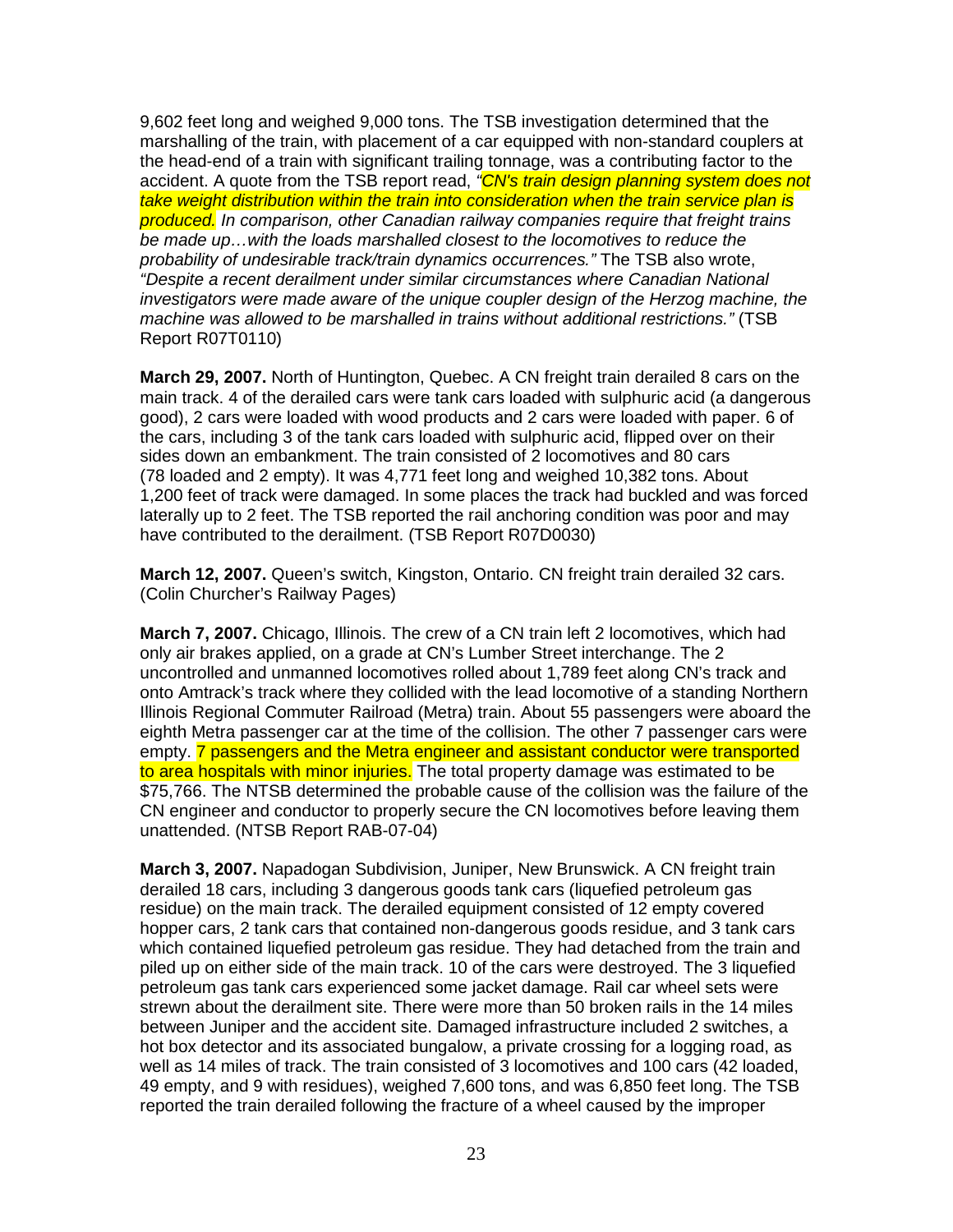9,602 feet long and weighed 9,000 tons. The TSB investigation determined that the marshalling of the train, with placement of a car equipped with non-standard couplers at the head-end of a train with significant trailing tonnage, was a contributing factor to the accident. A quote from the TSB report read, *"CN's train design planning system does not take weight distribution within the train into consideration when the train service plan is produced. In comparison, other Canadian railway companies require that freight trains be made up…with the loads marshalled closest to the locomotives to reduce the probability of undesirable track/train dynamics occurrences."* The TSB also wrote, *"Despite a recent derailment under similar circumstances where Canadian National investigators were made aware of the unique coupler design of the Herzog machine, the machine was allowed to be marshalled in trains without additional restrictions."* (TSB Report R07T0110)

**March 29, 2007.** North of Huntington, Quebec. A CN freight train derailed 8 cars on the main track. 4 of the derailed cars were tank cars loaded with sulphuric acid (a dangerous good), 2 cars were loaded with wood products and 2 cars were loaded with paper. 6 of the cars, including 3 of the tank cars loaded with sulphuric acid, flipped over on their sides down an embankment. The train consisted of 2 locomotives and 80 cars (78 loaded and 2 empty). It was 4,771 feet long and weighed 10,382 tons. About 1,200 feet of track were damaged. In some places the track had buckled and was forced laterally up to 2 feet. The TSB reported the rail anchoring condition was poor and may have contributed to the derailment. (TSB Report R07D0030)

**March 12, 2007.** Queen's switch, Kingston, Ontario. CN freight train derailed 32 cars. (Colin Churcher's Railway Pages)

**March 7, 2007.** Chicago, Illinois. The crew of a CN train left 2 locomotives, which had only air brakes applied, on a grade at CN's Lumber Street interchange. The 2 uncontrolled and unmanned locomotives rolled about 1,789 feet along CN's track and onto Amtrack's track where they collided with the lead locomotive of a standing Northern Illinois Regional Commuter Railroad (Metra) train. About 55 passengers were aboard the eighth Metra passenger car at the time of the collision. The other 7 passenger cars were empty. 7 passengers and the Metra engineer and assistant conductor were transported to area hospitals with minor injuries. The total property damage was estimated to be $75,766. The NTSB determined the probable cause of the collision was the failure of the CN engineer and conductor to properly secure the CN locomotives before leaving them unattended. (NTSB Report RAB-07-04)

**March 3, 2007.** Napadogan Subdivision, Juniper, New Brunswick. A CN freight train derailed 18 cars, including 3 dangerous goods tank cars (liquefied petroleum gas residue) on the main track. The derailed equipment consisted of 12 empty covered hopper cars, 2 tank cars that contained non-dangerous goods residue, and 3 tank cars which contained liquefied petroleum gas residue. They had detached from the train and piled up on either side of the main track. 10 of the cars were destroyed. The 3 liquefied petroleum gas tank cars experienced some jacket damage. Rail car wheel sets were strewn about the derailment site. There were more than 50 broken rails in the 14 miles between Juniper and the accident site. Damaged infrastructure included 2 switches, a hot box detector and its associated bungalow, a private crossing for a logging road, as well as 14 miles of track. The train consisted of 3 locomotives and 100 cars (42 loaded, 49 empty, and 9 with residues), weighed 7,600 tons, and was 6,850 feet long. The TSB reported the train derailed following the fracture of a wheel caused by the improper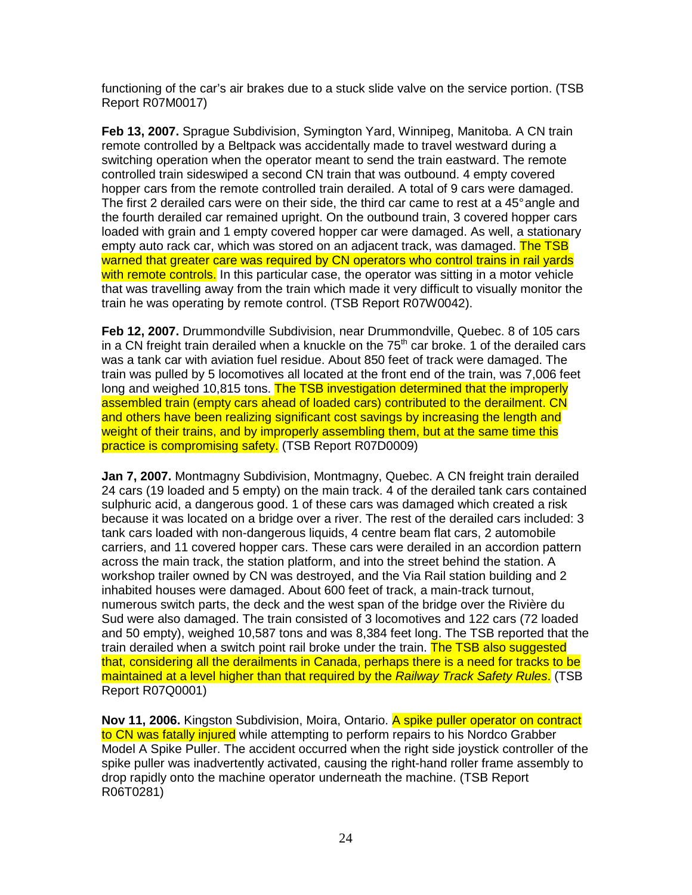functioning of the car's air brakes due to a stuck slide valve on the service portion. (TSB Report R07M0017)

**Feb 13, 2007.** Sprague Subdivision, Symington Yard, Winnipeg, Manitoba. A CN train remote controlled by a Beltpack was accidentally made to travel westward during a switching operation when the operator meant to send the train eastward. The remote controlled train sideswiped a second CN train that was outbound. 4 empty covered hopper cars from the remote controlled train derailed. A total of 9 cars were damaged. The first 2 derailed cars were on their side, the third car came to rest at a 45° angle and the fourth derailed car remained upright. On the outbound train, 3 covered hopper cars loaded with grain and 1 empty covered hopper car were damaged. As well, a stationary empty auto rack car, which was stored on an adjacent track, was damaged. The TSB warned that greater care was required by CN operators who control trains in rail yards with remote controls. In this particular case, the operator was sitting in a motor vehicle that was travelling away from the train which made it very difficult to visually monitor the train he was operating by remote control. (TSB Report R07W0042).

**Feb 12, 2007.** Drummondville Subdivision, near Drummondville, Quebec. 8 of 105 cars in a CN freight train derailed when a knuckle on the 75th car broke. 1 of the derailed cars was a tank car with aviation fuel residue. About 850 feet of track were damaged. The train was pulled by 5 locomotives all located at the front end of the train, was 7,006 feet long and weighed 10,815 tons. The TSB investigation determined that the improperly assembled train (empty cars ahead of loaded cars) contributed to the derailment. CN and others have been realizing significant cost savings by increasing the length and weight of their trains, and by improperly assembling them, but at the same time this practice is compromising safety. (TSB Report R07D0009)

**Jan 7, 2007.** Montmagny Subdivision, Montmagny, Quebec. A CN freight train derailed 24 cars (19 loaded and 5 empty) on the main track. 4 of the derailed tank cars contained sulphuric acid, a dangerous good. 1 of these cars was damaged which created a risk because it was located on a bridge over a river. The rest of the derailed cars included: 3 tank cars loaded with non-dangerous liquids, 4 centre beam flat cars, 2 automobile carriers, and 11 covered hopper cars. These cars were derailed in an accordion pattern across the main track, the station platform, and into the street behind the station. A workshop trailer owned by CN was destroyed, and the Via Rail station building and 2 inhabited houses were damaged. About 600 feet of track, a main-track turnout, numerous switch parts, the deck and the west span of the bridge over the Rivière du Sud were also damaged. The train consisted of 3 locomotives and 122 cars (72 loaded and 50 empty), weighed 10,587 tons and was 8,384 feet long. The TSB reported that the train derailed when a switch point rail broke under the train. The TSB also suggested that, considering all the derailments in Canada, perhaps there is a need for tracks to be maintained at a level higher than that required by the *Railway Track Safety Rules*. (TSB Report R07Q0001)

**Nov 11, 2006.** Kingston Subdivision, Moira, Ontario. A spike puller operator on contract to CN was fatally injured while attempting to perform repairs to his Nordco Grabber Model A Spike Puller. The accident occurred when the right side joystick controller of the spike puller was inadvertently activated, causing the right-hand roller frame assembly to drop rapidly onto the machine operator underneath the machine. (TSB Report R06T0281)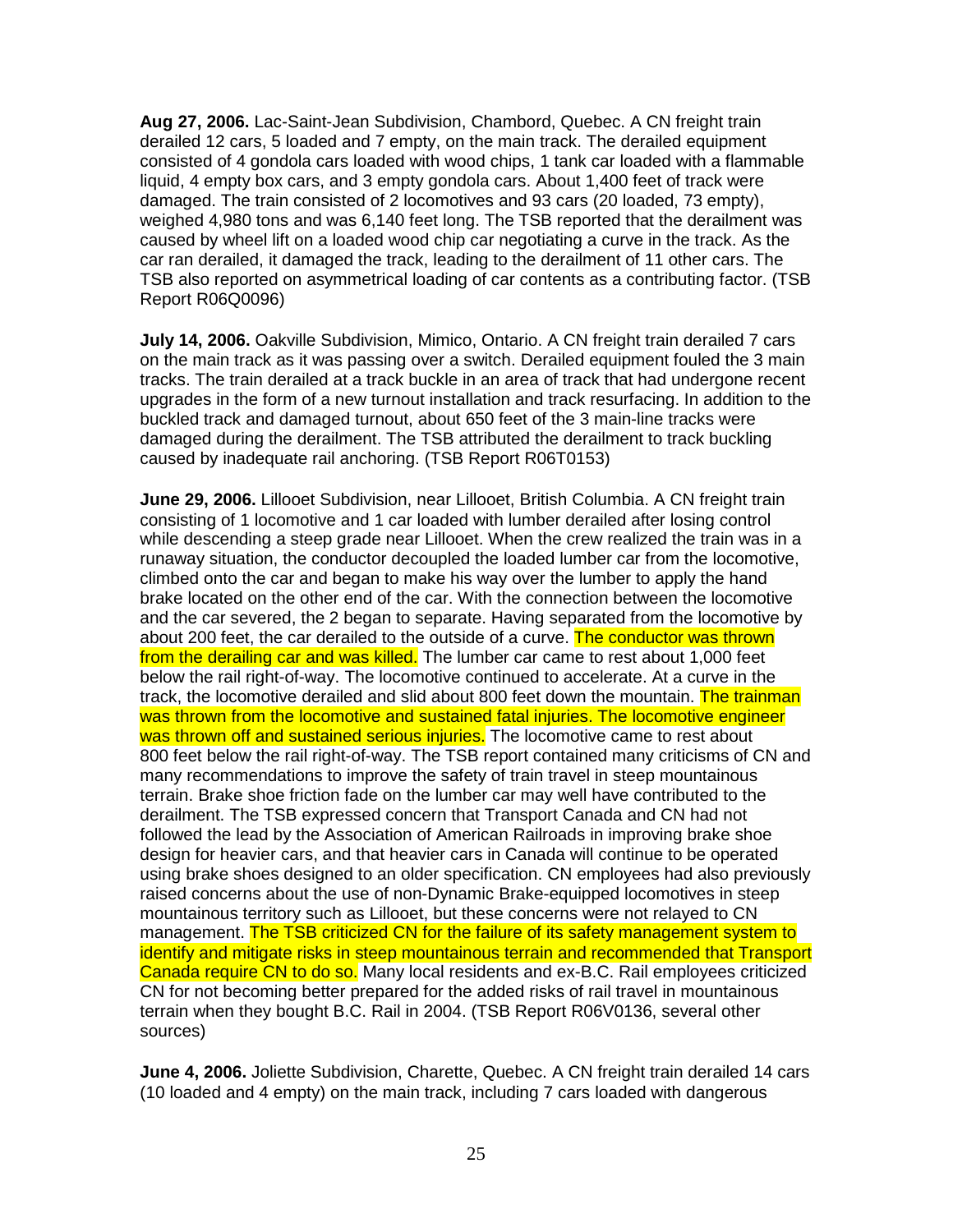**Aug 27, 2006.** Lac-Saint-Jean Subdivision, Chambord, Quebec. A CN freight train derailed 12 cars, 5 loaded and 7 empty, on the main track. The derailed equipment consisted of 4 gondola cars loaded with wood chips, 1 tank car loaded with a flammable liquid, 4 empty box cars, and 3 empty gondola cars. About 1,400 feet of track were damaged. The train consisted of 2 locomotives and 93 cars (20 loaded, 73 empty), weighed 4,980 tons and was 6,140 feet long. The TSB reported that the derailment was caused by wheel lift on a loaded wood chip car negotiating a curve in the track. As the car ran derailed, it damaged the track, leading to the derailment of 11 other cars. The TSB also reported on asymmetrical loading of car contents as a contributing factor. (TSB Report R06Q0096)

**July 14, 2006.** Oakville Subdivision, Mimico, Ontario. A CN freight train derailed 7 cars on the main track as it was passing over a switch. Derailed equipment fouled the 3 main tracks. The train derailed at a track buckle in an area of track that had undergone recent upgrades in the form of a new turnout installation and track resurfacing. In addition to the buckled track and damaged turnout, about 650 feet of the 3 main-line tracks were damaged during the derailment. The TSB attributed the derailment to track buckling caused by inadequate rail anchoring. (TSB Report R06T0153)

**June 29, 2006.** Lillooet Subdivision, near Lillooet, British Columbia. A CN freight train consisting of 1 locomotive and 1 car loaded with lumber derailed after losing control while descending a steep grade near Lillooet. When the crew realized the train was in a runaway situation, the conductor decoupled the loaded lumber car from the locomotive, climbed onto the car and began to make his way over the lumber to apply the hand brake located on the other end of the car. With the connection between the locomotive and the car severed, the 2 began to separate. Having separated from the locomotive by about 200 feet, the car derailed to the outside of a curve. The conductor was thrown from the derailing car and was killed. The lumber car came to rest about 1,000 feet below the rail right-of-way. The locomotive continued to accelerate. At a curve in the track, the locomotive derailed and slid about 800 feet down the mountain. The trainman was thrown from the locomotive and sustained fatal injuries. The locomotive engineer was thrown off and sustained serious injuries. The locomotive came to rest about 800 feet below the rail right-of-way. The TSB report contained many criticisms of CN and many recommendations to improve the safety of train travel in steep mountainous terrain. Brake shoe friction fade on the lumber car may well have contributed to the derailment. The TSB expressed concern that Transport Canada and CN had not followed the lead by the Association of American Railroads in improving brake shoe design for heavier cars, and that heavier cars in Canada will continue to be operated using brake shoes designed to an older specification. CN employees had also previously raised concerns about the use of non-Dynamic Brake-equipped locomotives in steep mountainous territory such as Lillooet, but these concerns were not relayed to CN management. The TSB criticized CN for the failure of its safety management system to identify and mitigate risks in steep mountainous terrain and recommended that Transport Canada require CN to do so. Many local residents and ex-B.C. Rail employees criticized CN for not becoming better prepared for the added risks of rail travel in mountainous terrain when they bought B.C. Rail in 2004. (TSB Report R06V0136, several other sources)

**June 4, 2006.** Joliette Subdivision, Charette, Quebec. A CN freight train derailed 14 cars (10 loaded and 4 empty) on the main track, including 7 cars loaded with dangerous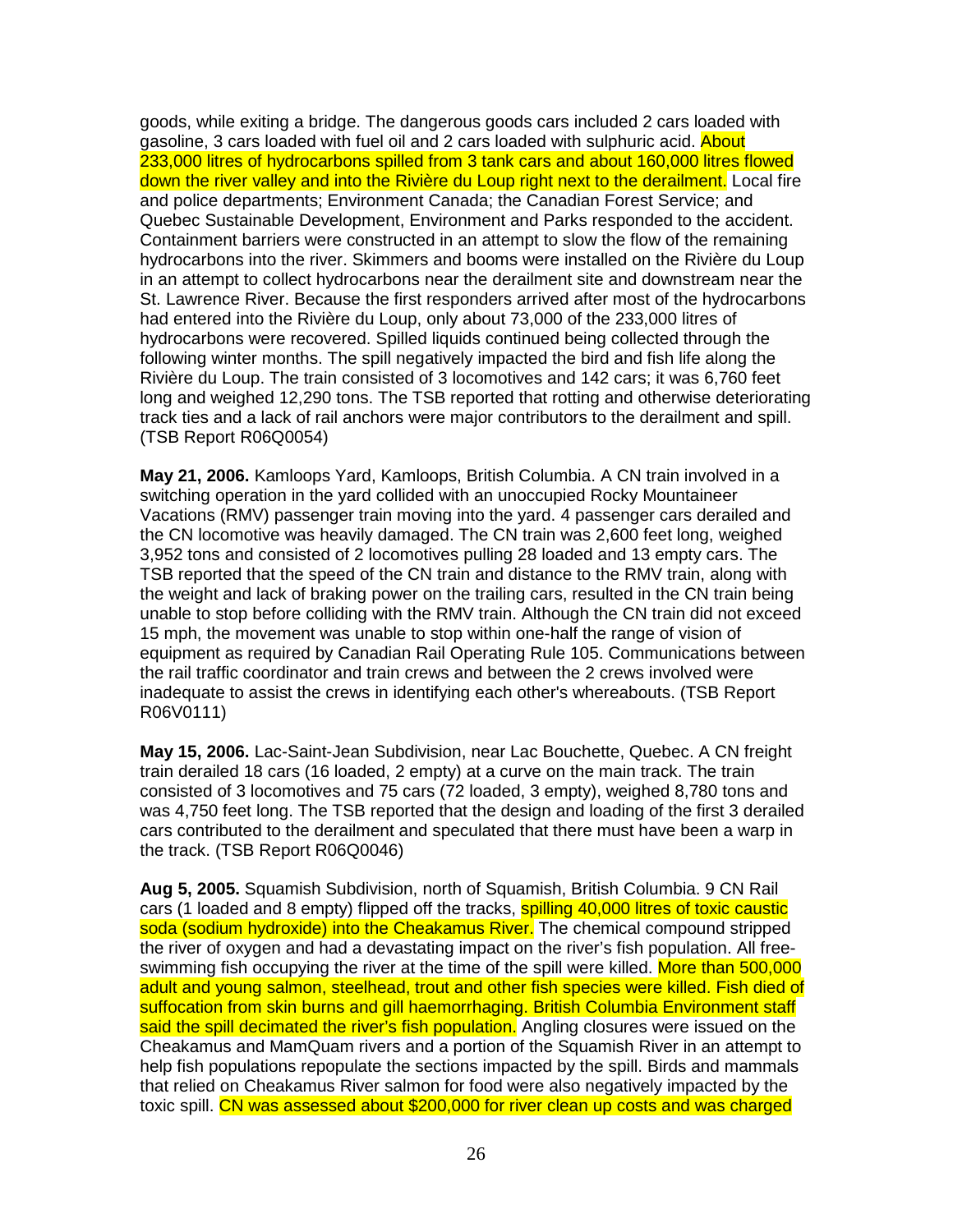goods, while exiting a bridge. The dangerous goods cars included 2 cars loaded with gasoline, 3 cars loaded with fuel oil and 2 cars loaded with sulphuric acid. About 233,000 litres of hydrocarbons spilled from 3 tank cars and about 160,000 litres flowed down the river valley and into the Rivière du Loup right next to the derailment. Local fire and police departments; Environment Canada; the Canadian Forest Service; and Quebec Sustainable Development, Environment and Parks responded to the accident. Containment barriers were constructed in an attempt to slow the flow of the remaining hydrocarbons into the river. Skimmers and booms were installed on the Rivière du Loup in an attempt to collect hydrocarbons near the derailment site and downstream near the St. Lawrence River. Because the first responders arrived after most of the hydrocarbons had entered into the Rivière du Loup, only about 73,000 of the 233,000 litres of hydrocarbons were recovered. Spilled liquids continued being collected through the following winter months. The spill negatively impacted the bird and fish life along the Rivière du Loup. The train consisted of 3 locomotives and 142 cars; it was 6,760 feet long and weighed 12,290 tons. The TSB reported that rotting and otherwise deteriorating track ties and a lack of rail anchors were major contributors to the derailment and spill. (TSB Report R06Q0054)

**May 21, 2006.** Kamloops Yard, Kamloops, British Columbia. A CN train involved in a switching operation in the yard collided with an unoccupied Rocky Mountaineer Vacations (RMV) passenger train moving into the yard. 4 passenger cars derailed and the CN locomotive was heavily damaged. The CN train was 2,600 feet long, weighed 3,952 tons and consisted of 2 locomotives pulling 28 loaded and 13 empty cars. The TSB reported that the speed of the CN train and distance to the RMV train, along with the weight and lack of braking power on the trailing cars, resulted in the CN train being unable to stop before colliding with the RMV train. Although the CN train did not exceed 15 mph, the movement was unable to stop within one-half the range of vision of equipment as required by Canadian Rail Operating Rule 105. Communications between the rail traffic coordinator and train crews and between the 2 crews involved were inadequate to assist the crews in identifying each other's whereabouts. (TSB Report R06V0111)

**May 15, 2006.** Lac-Saint-Jean Subdivision, near Lac Bouchette, Quebec. A CN freight train derailed 18 cars (16 loaded, 2 empty) at a curve on the main track. The train consisted of 3 locomotives and 75 cars (72 loaded, 3 empty), weighed 8,780 tons and was 4,750 feet long. The TSB reported that the design and loading of the first 3 derailed cars contributed to the derailment and speculated that there must have been a warp in the track. (TSB Report R06Q0046)

**Aug 5, 2005.** Squamish Subdivision, north of Squamish, British Columbia. 9 CN Rail cars (1 loaded and 8 empty) flipped off the tracks, spilling 40,000 litres of toxic caustic soda (sodium hydroxide) into the Cheakamus River. The chemical compound stripped the river of oxygen and had a devastating impact on the river's fish population. All free-swimming fish occupying the river at the time of the spill were killed. More than 500,000 adult and young salmon, steelhead, trout and other fish species were killed. Fish died of suffocation from skin burns and gill haemorrhaging. British Columbia Environment staff said the spill decimated the river's fish population. Angling closures were issued on the Cheakamus and MamQuam rivers and a portion of the Squamish River in an attempt to help fish populations repopulate the sections impacted by the spill. Birds and mammals that relied on Cheakamus River salmon for food were also negatively impacted by the toxic spill. CN was assessed about $200,000 for river clean up costs and was charged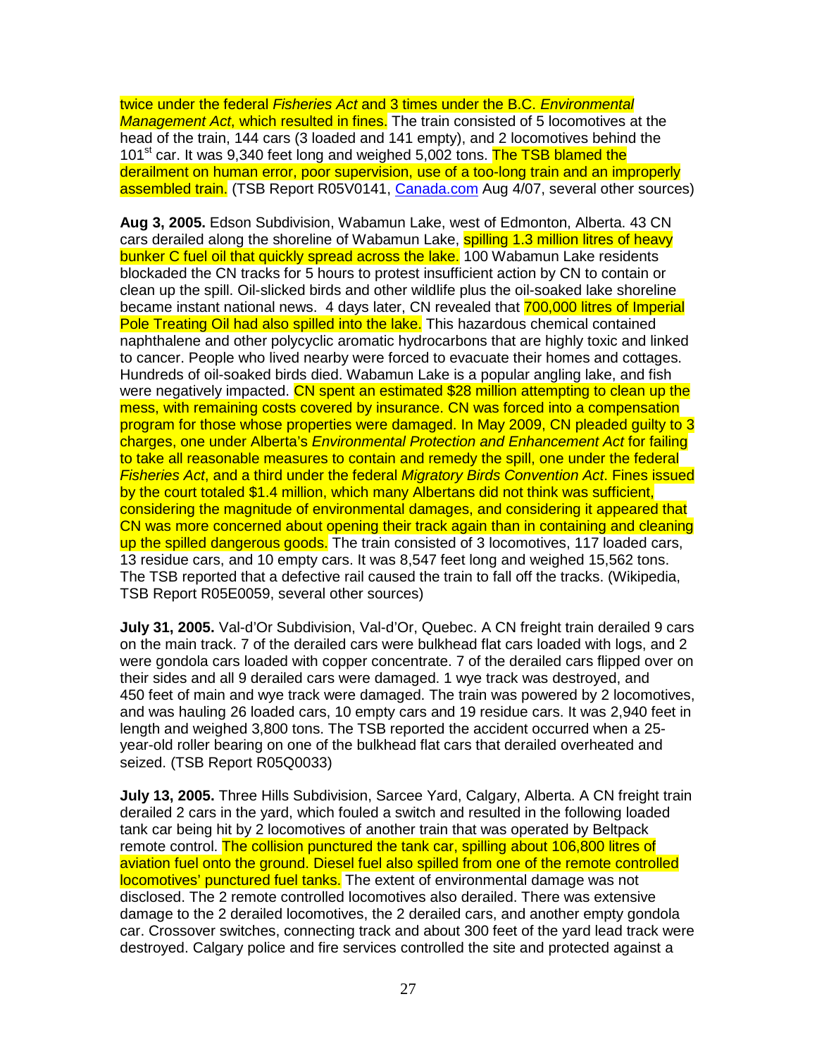twice under the federal *Fisheries Act* and 3 times under the B.C. *Environmental Management Act*, which resulted in fines. The train consisted of 5 locomotives at the head of the train, 144 cars (3 loaded and 141 empty), and 2 locomotives behind the 101st car. It was 9,340 feet long and weighed 5,002 tons. The TSB blamed the derailment on human error, poor supervision, use of a too-long train and an improperly assembled train. (TSB Report R05V0141, Canada.com Aug 4/07, several other sources)

**Aug 3, 2005.** Edson Subdivision, Wabamun Lake, west of Edmonton, Alberta. 43 CN cars derailed along the shoreline of Wabamun Lake, spilling 1.3 million litres of heavy bunker C fuel oil that quickly spread across the lake. 100 Wabamun Lake residents blockaded the CN tracks for 5 hours to protest insufficient action by CN to contain or clean up the spill. Oil-slicked birds and other wildlife plus the oil-soaked lake shoreline became instant national news. 4 days later, CN revealed that 700,000 litres of Imperial Pole Treating Oil had also spilled into the lake. This hazardous chemical contained naphthalene and other polycyclic aromatic hydrocarbons that are highly toxic and linked to cancer. People who lived nearby were forced to evacuate their homes and cottages. Hundreds of oil-soaked birds died. Wabamun Lake is a popular angling lake, and fish were negatively impacted. CN spent an estimated $28 million attempting to clean up the mess, with remaining costs covered by insurance. CN was forced into a compensation program for those whose properties were damaged. In May 2009, CN pleaded guilty to 3 charges, one under Alberta's *Environmental Protection and Enhancement Act* for failing to take all reasonable measures to contain and remedy the spill, one under the federal *Fisheries Act*, and a third under the federal *Migratory Birds Convention Act*. Fines issued by the court totaled $1.4 million, which many Albertans did not think was sufficient, considering the magnitude of environmental damages, and considering it appeared that CN was more concerned about opening their track again than in containing and cleaning up the spilled dangerous goods. The train consisted of 3 locomotives, 117 loaded cars, 13 residue cars, and 10 empty cars. It was 8,547 feet long and weighed 15,562 tons. The TSB reported that a defective rail caused the train to fall off the tracks. (Wikipedia, TSB Report R05E0059, several other sources)

**July 31, 2005.** Val-d'Or Subdivision, Val-d'Or, Quebec. A CN freight train derailed 9 cars on the main track. 7 of the derailed cars were bulkhead flat cars loaded with logs, and 2 were gondola cars loaded with copper concentrate. 7 of the derailed cars flipped over on their sides and all 9 derailed cars were damaged. 1 wye track was destroyed, and 450 feet of main and wye track were damaged. The train was powered by 2 locomotives, and was hauling 26 loaded cars, 10 empty cars and 19 residue cars. It was 2,940 feet in length and weighed 3,800 tons. The TSB reported the accident occurred when a 25-year-old roller bearing on one of the bulkhead flat cars that derailed overheated and seized. (TSB Report R05Q0033)

**July 13, 2005.** Three Hills Subdivision, Sarcee Yard, Calgary, Alberta. A CN freight train derailed 2 cars in the yard, which fouled a switch and resulted in the following loaded tank car being hit by 2 locomotives of another train that was operated by Beltpack remote control. The collision punctured the tank car, spilling about 106,800 litres of aviation fuel onto the ground. Diesel fuel also spilled from one of the remote controlled locomotives' punctured fuel tanks. The extent of environmental damage was not disclosed. The 2 remote controlled locomotives also derailed. There was extensive damage to the 2 derailed locomotives, the 2 derailed cars, and another empty gondola car. Crossover switches, connecting track and about 300 feet of the yard lead track were destroyed. Calgary police and fire services controlled the site and protected against a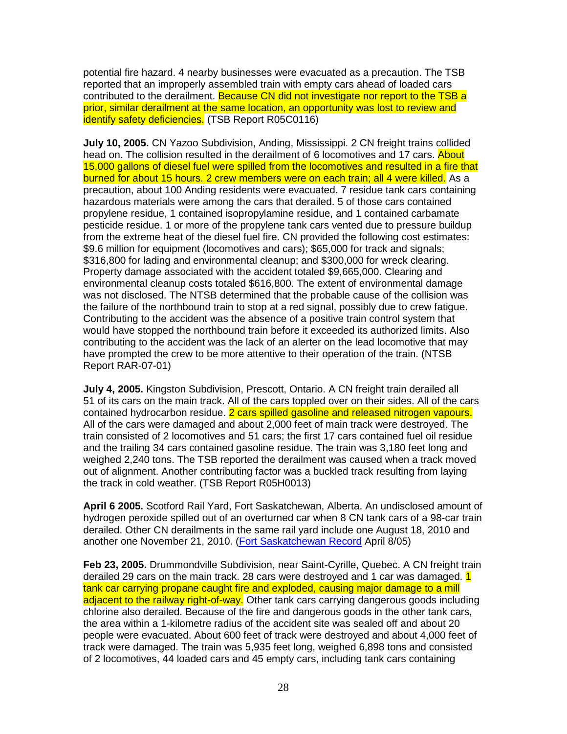potential fire hazard. 4 nearby businesses were evacuated as a precaution. The TSB reported that an improperly assembled train with empty cars ahead of loaded cars contributed to the derailment. Because CN did not investigate nor report to the TSB a prior, similar derailment at the same location, an opportunity was lost to review and identify safety deficiencies. (TSB Report R05C0116)

**July 10, 2005.** CN Yazoo Subdivision, Anding, Mississippi. 2 CN freight trains collided head on. The collision resulted in the derailment of 6 locomotives and 17 cars. About 15,000 gallons of diesel fuel were spilled from the locomotives and resulted in a fire that burned for about 15 hours. 2 crew members were on each train; all 4 were killed. As a precaution, about 100 Anding residents were evacuated. 7 residue tank cars containing hazardous materials were among the cars that derailed. 5 of those cars contained propylene residue, 1 contained isopropylamine residue, and 1 contained carbamate pesticide residue. 1 or more of the propylene tank cars vented due to pressure buildup from the extreme heat of the diesel fuel fire. CN provided the following cost estimates: $9.6 million for equipment (locomotives and cars); $65,000 for track and signals; $316,800 for lading and environmental cleanup; and $300,000 for wreck clearing. Property damage associated with the accident totaled $9,665,000. Clearing and environmental cleanup costs totaled $616,800. The extent of environmental damage was not disclosed. The NTSB determined that the probable cause of the collision was the failure of the northbound train to stop at a red signal, possibly due to crew fatigue. Contributing to the accident was the absence of a positive train control system that would have stopped the northbound train before it exceeded its authorized limits. Also contributing to the accident was the lack of an alerter on the lead locomotive that may have prompted the crew to be more attentive to their operation of the train. (NTSB Report RAR-07-01)

**July 4, 2005.** Kingston Subdivision, Prescott, Ontario. A CN freight train derailed all 51 of its cars on the main track. All of the cars toppled over on their sides. All of the cars contained hydrocarbon residue. 2 cars spilled gasoline and released nitrogen vapours. All of the cars were damaged and about 2,000 feet of main track were destroyed. The train consisted of 2 locomotives and 51 cars; the first 17 cars contained fuel oil residue and the trailing 34 cars contained gasoline residue. The train was 3,180 feet long and weighed 2,240 tons. The TSB reported the derailment was caused when a track moved out of alignment. Another contributing factor was a buckled track resulting from laying the track in cold weather. (TSB Report R05H0013)

**April 6 2005.** Scotford Rail Yard, Fort Saskatchewan, Alberta. An undisclosed amount of hydrogen peroxide spilled out of an overturned car when 8 CN tank cars of a 98-car train derailed. Other CN derailments in the same rail yard include one August 18, 2010 and another one November 21, 2010. (Fort Saskatchewan Record April 8/05)

**Feb 23, 2005.** Drummondville Subdivision, near Saint-Cyrille, Quebec. A CN freight train derailed 29 cars on the main track. 28 cars were destroyed and 1 car was damaged. 1 tank car carrying propane caught fire and exploded, causing major damage to a mill adjacent to the railway right-of-way. Other tank cars carrying dangerous goods including chlorine also derailed. Because of the fire and dangerous goods in the other tank cars, the area within a 1-kilometre radius of the accident site was sealed off and about 20 people were evacuated. About 600 feet of track were destroyed and about 4,000 feet of track were damaged. The train was 5,935 feet long, weighed 6,898 tons and consisted of 2 locomotives, 44 loaded cars and 45 empty cars, including tank cars containing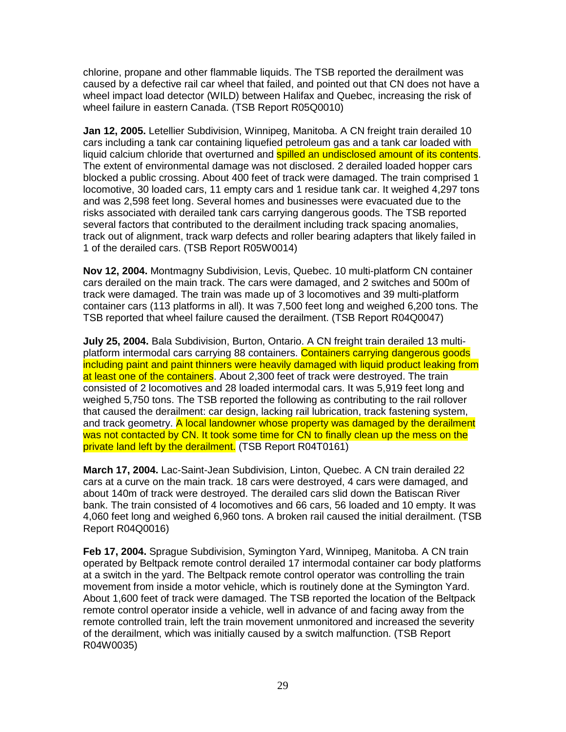chlorine, propane and other flammable liquids. The TSB reported the derailment was caused by a defective rail car wheel that failed, and pointed out that CN does not have a wheel impact load detector (WILD) between Halifax and Quebec, increasing the risk of wheel failure in eastern Canada. (TSB Report R05Q0010)

**Jan 12, 2005.** Letellier Subdivision, Winnipeg, Manitoba. A CN freight train derailed 10 cars including a tank car containing liquefied petroleum gas and a tank car loaded with liquid calcium chloride that overturned and spilled an undisclosed amount of its contents. The extent of environmental damage was not disclosed. 2 derailed loaded hopper cars blocked a public crossing. About 400 feet of track were damaged. The train comprised 1 locomotive, 30 loaded cars, 11 empty cars and 1 residue tank car. It weighed 4,297 tons and was 2,598 feet long. Several homes and businesses were evacuated due to the risks associated with derailed tank cars carrying dangerous goods. The TSB reported several factors that contributed to the derailment including track spacing anomalies, track out of alignment, track warp defects and roller bearing adapters that likely failed in 1 of the derailed cars. (TSB Report R05W0014)

**Nov 12, 2004.** Montmagny Subdivision, Levis, Quebec. 10 multi-platform CN container cars derailed on the main track. The cars were damaged, and 2 switches and 500m of track were damaged. The train was made up of 3 locomotives and 39 multi-platform container cars (113 platforms in all). It was 7,500 feet long and weighed 6,200 tons. The TSB reported that wheel failure caused the derailment. (TSB Report R04Q0047)

**July 25, 2004.** Bala Subdivision, Burton, Ontario. A CN freight train derailed 13 multi-platform intermodal cars carrying 88 containers. Containers carrying dangerous goods including paint and paint thinners were heavily damaged with liquid product leaking from at least one of the containers. About 2,300 feet of track were destroyed. The train consisted of 2 locomotives and 28 loaded intermodal cars. It was 5,919 feet long and weighed 5,750 tons. The TSB reported the following as contributing to the rail rollover that caused the derailment: car design, lacking rail lubrication, track fastening system, and track geometry. A local landowner whose property was damaged by the derailment was not contacted by CN. It took some time for CN to finally clean up the mess on the private land left by the derailment. (TSB Report R04T0161)

**March 17, 2004.** Lac-Saint-Jean Subdivision, Linton, Quebec. A CN train derailed 22 cars at a curve on the main track. 18 cars were destroyed, 4 cars were damaged, and about 140m of track were destroyed. The derailed cars slid down the Batiscan River bank. The train consisted of 4 locomotives and 66 cars, 56 loaded and 10 empty. It was 4,060 feet long and weighed 6,960 tons. A broken rail caused the initial derailment. (TSB Report R04Q0016)

**Feb 17, 2004.** Sprague Subdivision, Symington Yard, Winnipeg, Manitoba. A CN train operated by Beltpack remote control derailed 17 intermodal container car body platforms at a switch in the yard. The Beltpack remote control operator was controlling the train movement from inside a motor vehicle, which is routinely done at the Symington Yard. About 1,600 feet of track were damaged. The TSB reported the location of the Beltpack remote control operator inside a vehicle, well in advance of and facing away from the remote controlled train, left the train movement unmonitored and increased the severity of the derailment, which was initially caused by a switch malfunction. (TSB Report R04W0035)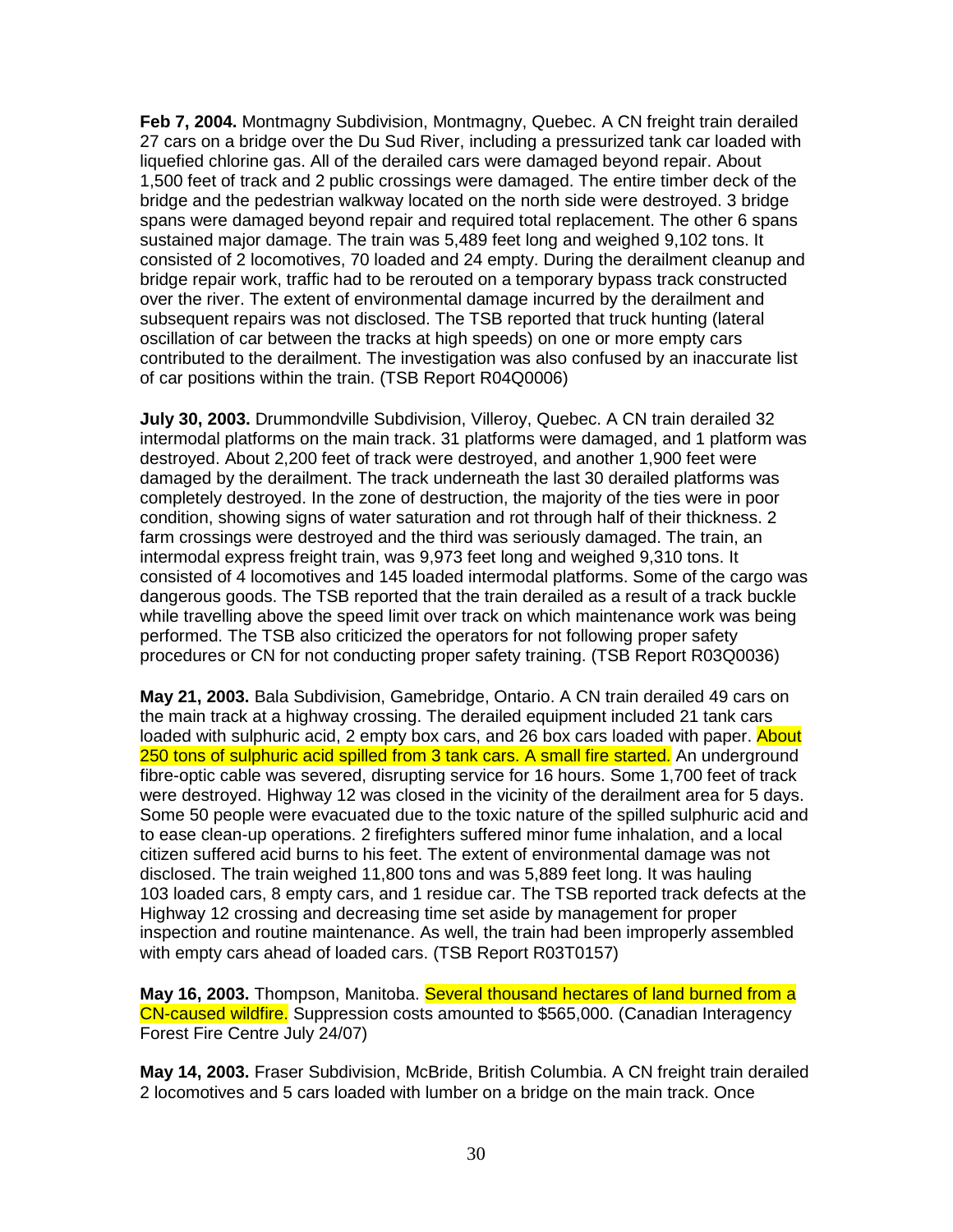**Feb 7, 2004.** Montmagny Subdivision, Montmagny, Quebec. A CN freight train derailed 27 cars on a bridge over the Du Sud River, including a pressurized tank car loaded with liquefied chlorine gas. All of the derailed cars were damaged beyond repair. About 1,500 feet of track and 2 public crossings were damaged. The entire timber deck of the bridge and the pedestrian walkway located on the north side were destroyed. 3 bridge spans were damaged beyond repair and required total replacement. The other 6 spans sustained major damage. The train was 5,489 feet long and weighed 9,102 tons. It consisted of 2 locomotives, 70 loaded and 24 empty. During the derailment cleanup and bridge repair work, traffic had to be rerouted on a temporary bypass track constructed over the river. The extent of environmental damage incurred by the derailment and subsequent repairs was not disclosed. The TSB reported that truck hunting (lateral oscillation of car between the tracks at high speeds) on one or more empty cars contributed to the derailment. The investigation was also confused by an inaccurate list of car positions within the train. (TSB Report R04Q0006)

**July 30, 2003.** Drummondville Subdivision, Villeroy, Quebec. A CN train derailed 32 intermodal platforms on the main track. 31 platforms were damaged, and 1 platform was destroyed. About 2,200 feet of track were destroyed, and another 1,900 feet were damaged by the derailment. The track underneath the last 30 derailed platforms was completely destroyed. In the zone of destruction, the majority of the ties were in poor condition, showing signs of water saturation and rot through half of their thickness. 2 farm crossings were destroyed and the third was seriously damaged. The train, an intermodal express freight train, was 9,973 feet long and weighed 9,310 tons. It consisted of 4 locomotives and 145 loaded intermodal platforms. Some of the cargo was dangerous goods. The TSB reported that the train derailed as a result of a track buckle while travelling above the speed limit over track on which maintenance work was being performed. The TSB also criticized the operators for not following proper safety procedures or CN for not conducting proper safety training. (TSB Report R03Q0036)

**May 21, 2003.** Bala Subdivision, Gamebridge, Ontario. A CN train derailed 49 cars on the main track at a highway crossing. The derailed equipment included 21 tank cars loaded with sulphuric acid, 2 empty box cars, and 26 box cars loaded with paper. About 250 tons of sulphuric acid spilled from 3 tank cars. A small fire started. An underground fibre-optic cable was severed, disrupting service for 16 hours. Some 1,700 feet of track were destroyed. Highway 12 was closed in the vicinity of the derailment area for 5 days. Some 50 people were evacuated due to the toxic nature of the spilled sulphuric acid and to ease clean-up operations. 2 firefighters suffered minor fume inhalation, and a local citizen suffered acid burns to his feet. The extent of environmental damage was not disclosed. The train weighed 11,800 tons and was 5,889 feet long. It was hauling 103 loaded cars, 8 empty cars, and 1 residue car. The TSB reported track defects at the Highway 12 crossing and decreasing time set aside by management for proper inspection and routine maintenance. As well, the train had been improperly assembled with empty cars ahead of loaded cars. (TSB Report R03T0157)

**May 16, 2003.** Thompson, Manitoba. Several thousand hectares of land burned from a CN-caused wildfire. Suppression costs amounted to $565,000. (Canadian Interagency Forest Fire Centre July 24/07)

**May 14, 2003.** Fraser Subdivision, McBride, British Columbia. A CN freight train derailed 2 locomotives and 5 cars loaded with lumber on a bridge on the main track. Once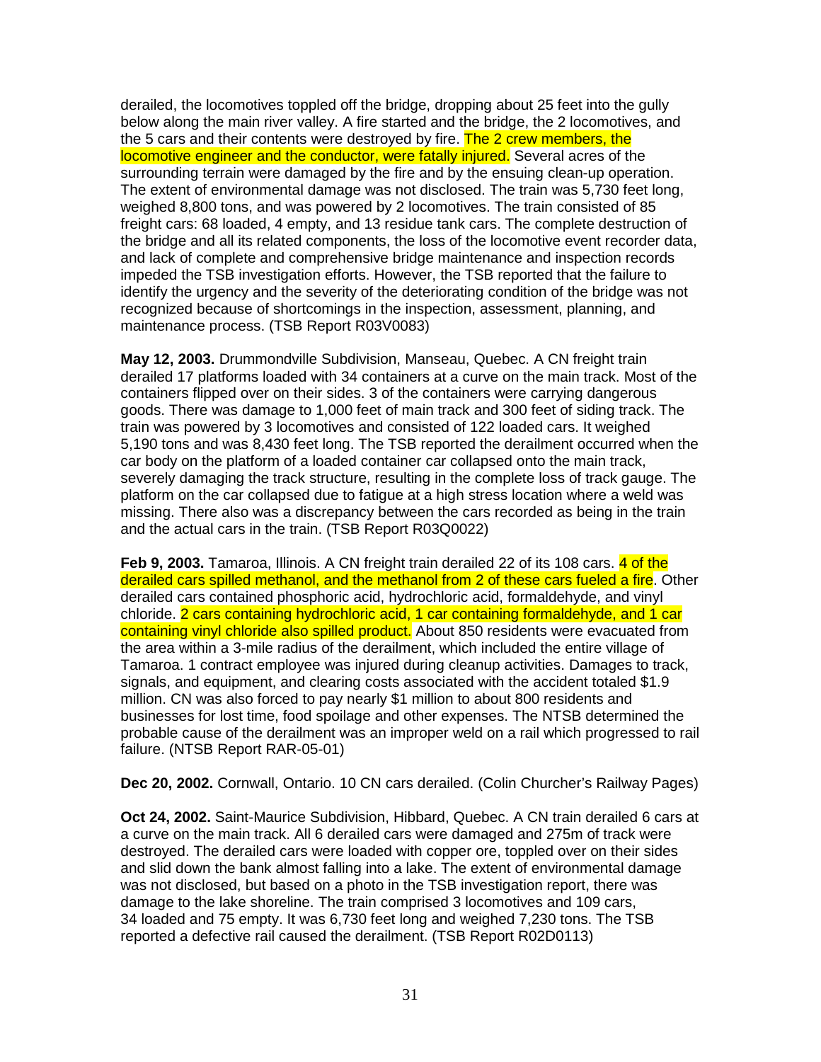derailed, the locomotives toppled off the bridge, dropping about 25 feet into the gully below along the main river valley. A fire started and the bridge, the 2 locomotives, and the 5 cars and their contents were destroyed by fire. The 2 crew members, the locomotive engineer and the conductor, were fatally injured. Several acres of the surrounding terrain were damaged by the fire and by the ensuing clean-up operation. The extent of environmental damage was not disclosed. The train was 5,730 feet long, weighed 8,800 tons, and was powered by 2 locomotives. The train consisted of 85 freight cars: 68 loaded, 4 empty, and 13 residue tank cars. The complete destruction of the bridge and all its related components, the loss of the locomotive event recorder data, and lack of complete and comprehensive bridge maintenance and inspection records impeded the TSB investigation efforts. However, the TSB reported that the failure to identify the urgency and the severity of the deteriorating condition of the bridge was not recognized because of shortcomings in the inspection, assessment, planning, and maintenance process. (TSB Report R03V0083)

**May 12, 2003.** Drummondville Subdivision, Manseau, Quebec. A CN freight train derailed 17 platforms loaded with 34 containers at a curve on the main track. Most of the containers flipped over on their sides. 3 of the containers were carrying dangerous goods. There was damage to 1,000 feet of main track and 300 feet of siding track. The train was powered by 3 locomotives and consisted of 122 loaded cars. It weighed 5,190 tons and was 8,430 feet long. The TSB reported the derailment occurred when the car body on the platform of a loaded container car collapsed onto the main track, severely damaging the track structure, resulting in the complete loss of track gauge. The platform on the car collapsed due to fatigue at a high stress location where a weld was missing. There also was a discrepancy between the cars recorded as being in the train and the actual cars in the train. (TSB Report R03Q0022)

**Feb 9, 2003.** Tamaroa, Illinois. A CN freight train derailed 22 of its 108 cars. 4 of the derailed cars spilled methanol, and the methanol from 2 of these cars fueled a fire. Other derailed cars contained phosphoric acid, hydrochloric acid, formaldehyde, and vinyl chloride. 2 cars containing hydrochloric acid, 1 car containing formaldehyde, and 1 car containing vinyl chloride also spilled product. About 850 residents were evacuated from the area within a 3-mile radius of the derailment, which included the entire village of Tamaroa. 1 contract employee was injured during cleanup activities. Damages to track, signals, and equipment, and clearing costs associated with the accident totaled $1.9 million. CN was also forced to pay nearly $1 million to about 800 residents and businesses for lost time, food spoilage and other expenses. The NTSB determined the probable cause of the derailment was an improper weld on a rail which progressed to rail failure. (NTSB Report RAR-05-01)

**Dec 20, 2002.** Cornwall, Ontario. 10 CN cars derailed. (Colin Churcher's Railway Pages)

**Oct 24, 2002.** Saint-Maurice Subdivision, Hibbard, Quebec. A CN train derailed 6 cars at a curve on the main track. All 6 derailed cars were damaged and 275m of track were destroyed. The derailed cars were loaded with copper ore, toppled over on their sides and slid down the bank almost falling into a lake. The extent of environmental damage was not disclosed, but based on a photo in the TSB investigation report, there was damage to the lake shoreline. The train comprised 3 locomotives and 109 cars, 34 loaded and 75 empty. It was 6,730 feet long and weighed 7,230 tons. The TSB reported a defective rail caused the derailment. (TSB Report R02D0113)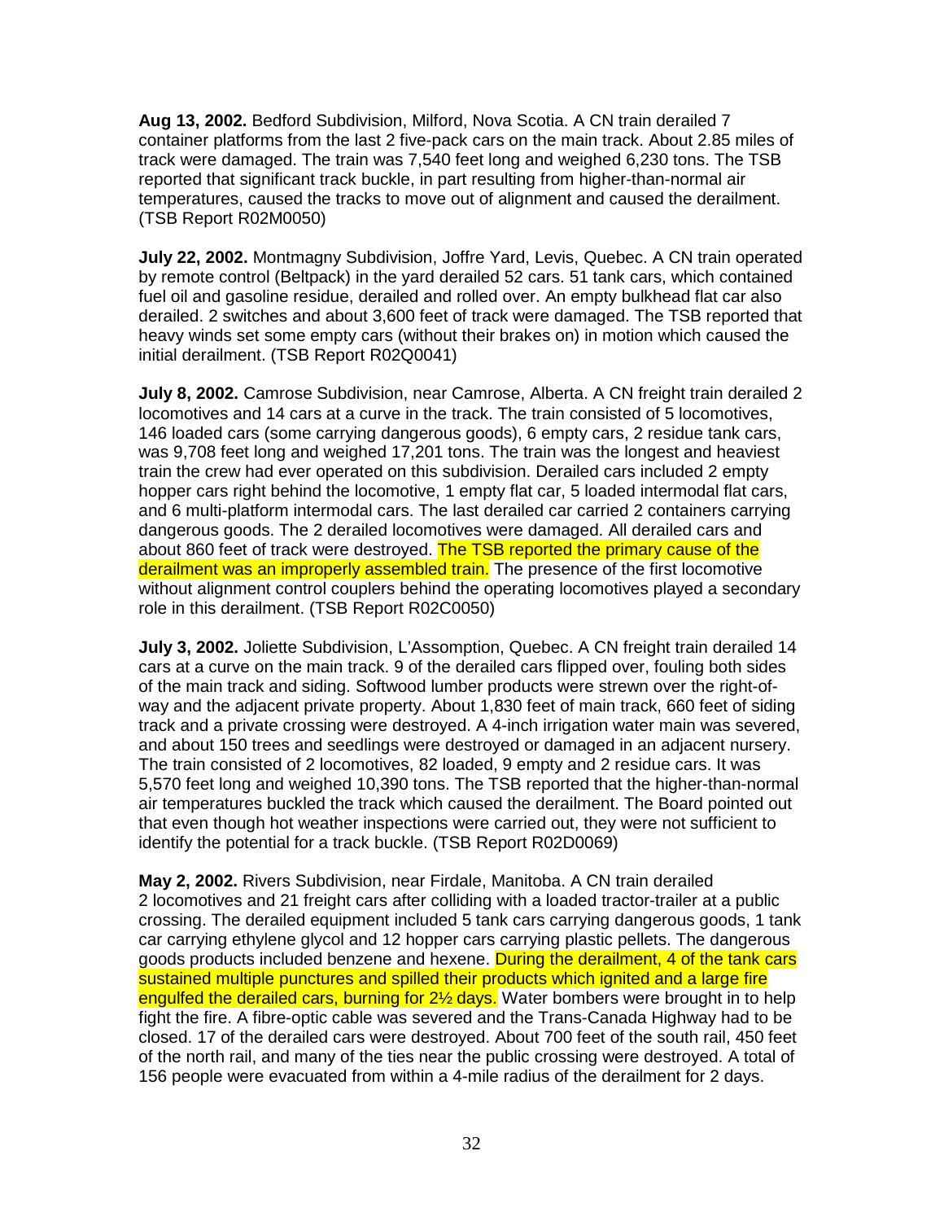**Aug 13, 2002.** Bedford Subdivision, Milford, Nova Scotia. A CN train derailed 7 container platforms from the last 2 five-pack cars on the main track. About 2.85 miles of track were damaged. The train was 7,540 feet long and weighed 6,230 tons. The TSB reported that significant track buckle, in part resulting from higher-than-normal air temperatures, caused the tracks to move out of alignment and caused the derailment. (TSB Report R02M0050)

**July 22, 2002.** Montmagny Subdivision, Joffre Yard, Levis, Quebec. A CN train operated by remote control (Beltpack) in the yard derailed 52 cars. 51 tank cars, which contained fuel oil and gasoline residue, derailed and rolled over. An empty bulkhead flat car also derailed. 2 switches and about 3,600 feet of track were damaged. The TSB reported that heavy winds set some empty cars (without their brakes on) in motion which caused the initial derailment. (TSB Report R02Q0041)

**July 8, 2002.** Camrose Subdivision, near Camrose, Alberta. A CN freight train derailed 2 locomotives and 14 cars at a curve in the track. The train consisted of 5 locomotives, 146 loaded cars (some carrying dangerous goods), 6 empty cars, 2 residue tank cars, was 9,708 feet long and weighed 17,201 tons. The train was the longest and heaviest train the crew had ever operated on this subdivision. Derailed cars included 2 empty hopper cars right behind the locomotive, 1 empty flat car, 5 loaded intermodal flat cars, and 6 multi-platform intermodal cars. The last derailed car carried 2 containers carrying dangerous goods. The 2 derailed locomotives were damaged. All derailed cars and about 860 feet of track were destroyed. The TSB reported the primary cause of the derailment was an improperly assembled train. The presence of the first locomotive without alignment control couplers behind the operating locomotives played a secondary role in this derailment. (TSB Report R02C0050)

**July 3, 2002.** Joliette Subdivision, L'Assomption, Quebec. A CN freight train derailed 14 cars at a curve on the main track. 9 of the derailed cars flipped over, fouling both sides of the main track and siding. Softwood lumber products were strewn over the right-of-way and the adjacent private property. About 1,830 feet of main track, 660 feet of siding track and a private crossing were destroyed. A 4-inch irrigation water main was severed, and about 150 trees and seedlings were destroyed or damaged in an adjacent nursery. The train consisted of 2 locomotives, 82 loaded, 9 empty and 2 residue cars. It was 5,570 feet long and weighed 10,390 tons. The TSB reported that the higher-than-normal air temperatures buckled the track which caused the derailment. The Board pointed out that even though hot weather inspections were carried out, they were not sufficient to identify the potential for a track buckle. (TSB Report R02D0069)

**May 2, 2002.** Rivers Subdivision, near Firdale, Manitoba. A CN train derailed 2 locomotives and 21 freight cars after colliding with a loaded tractor-trailer at a public crossing. The derailed equipment included 5 tank cars carrying dangerous goods, 1 tank car carrying ethylene glycol and 12 hopper cars carrying plastic pellets. The dangerous goods products included benzene and hexene. During the derailment, 4 of the tank cars sustained multiple punctures and spilled their products which ignited and a large fire engulfed the derailed cars, burning for 2½ days. Water bombers were brought in to help fight the fire. A fibre-optic cable was severed and the Trans-Canada Highway had to be closed. 17 of the derailed cars were destroyed. About 700 feet of the south rail, 450 feet of the north rail, and many of the ties near the public crossing were destroyed. A total of 156 people were evacuated from within a 4-mile radius of the derailment for 2 days.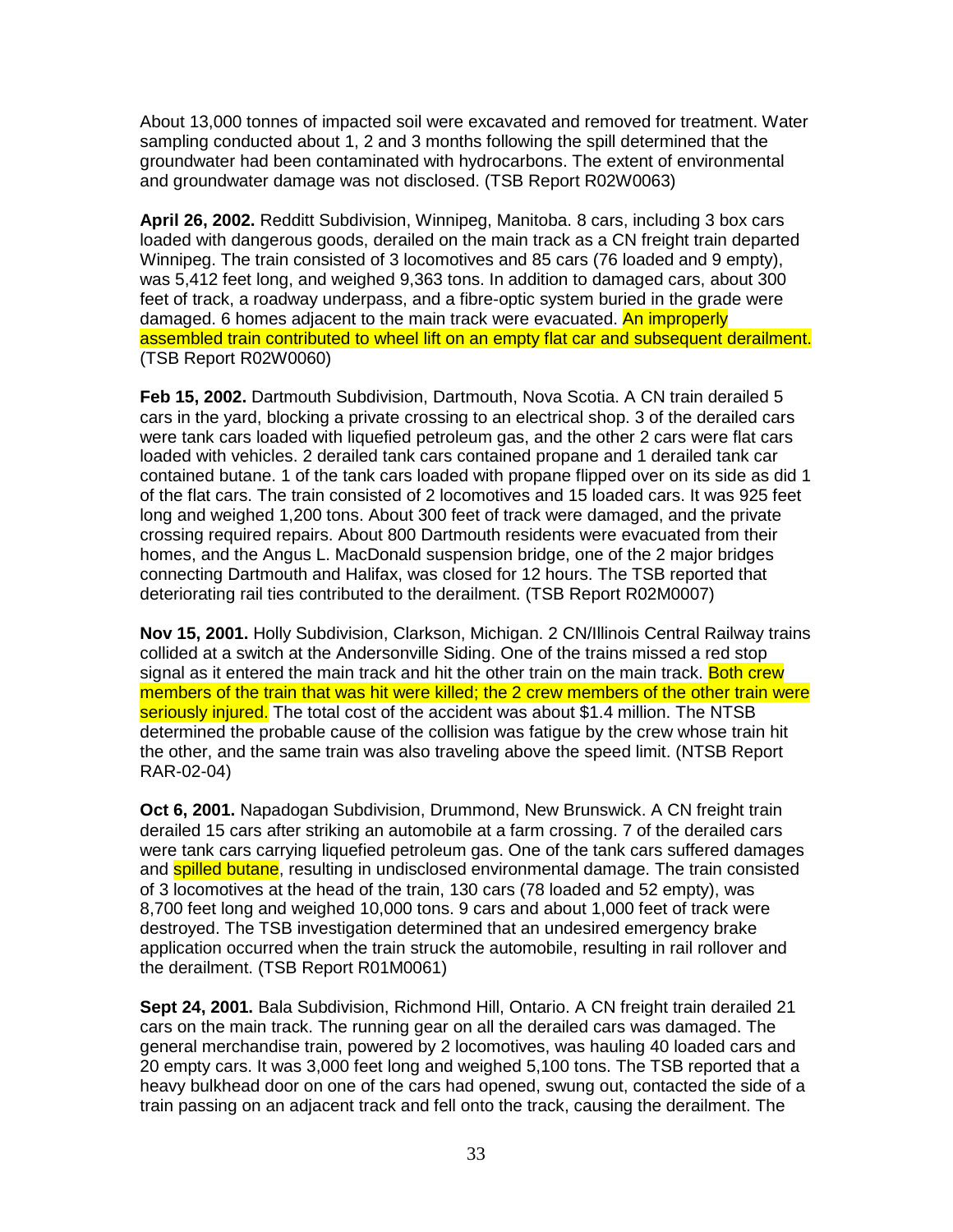About 13,000 tonnes of impacted soil were excavated and removed for treatment. Water sampling conducted about 1, 2 and 3 months following the spill determined that the groundwater had been contaminated with hydrocarbons. The extent of environmental and groundwater damage was not disclosed. (TSB Report R02W0063)

**April 26, 2002.** Redditt Subdivision, Winnipeg, Manitoba. 8 cars, including 3 box cars loaded with dangerous goods, derailed on the main track as a CN freight train departed Winnipeg. The train consisted of 3 locomotives and 85 cars (76 loaded and 9 empty), was 5,412 feet long, and weighed 9,363 tons. In addition to damaged cars, about 300 feet of track, a roadway underpass, and a fibre-optic system buried in the grade were damaged. 6 homes adjacent to the main track were evacuated. An improperly assembled train contributed to wheel lift on an empty flat car and subsequent derailment. (TSB Report R02W0060)

**Feb 15, 2002.** Dartmouth Subdivision, Dartmouth, Nova Scotia. A CN train derailed 5 cars in the yard, blocking a private crossing to an electrical shop. 3 of the derailed cars were tank cars loaded with liquefied petroleum gas, and the other 2 cars were flat cars loaded with vehicles. 2 derailed tank cars contained propane and 1 derailed tank car contained butane. 1 of the tank cars loaded with propane flipped over on its side as did 1 of the flat cars. The train consisted of 2 locomotives and 15 loaded cars. It was 925 feet long and weighed 1,200 tons. About 300 feet of track were damaged, and the private crossing required repairs. About 800 Dartmouth residents were evacuated from their homes, and the Angus L. MacDonald suspension bridge, one of the 2 major bridges connecting Dartmouth and Halifax, was closed for 12 hours. The TSB reported that deteriorating rail ties contributed to the derailment. (TSB Report R02M0007)

**Nov 15, 2001.** Holly Subdivision, Clarkson, Michigan. 2 CN/Illinois Central Railway trains collided at a switch at the Andersonville Siding. One of the trains missed a red stop signal as it entered the main track and hit the other train on the main track. Both crew members of the train that was hit were killed; the 2 crew members of the other train were seriously injured. The total cost of the accident was about $1.4 million. The NTSB determined the probable cause of the collision was fatigue by the crew whose train hit the other, and the same train was also traveling above the speed limit. (NTSB Report RAR-02-04)

**Oct 6, 2001.** Napadogan Subdivision, Drummond, New Brunswick. A CN freight train derailed 15 cars after striking an automobile at a farm crossing. 7 of the derailed cars were tank cars carrying liquefied petroleum gas. One of the tank cars suffered damages and spilled butane, resulting in undisclosed environmental damage. The train consisted of 3 locomotives at the head of the train, 130 cars (78 loaded and 52 empty), was 8,700 feet long and weighed 10,000 tons. 9 cars and about 1,000 feet of track were destroyed. The TSB investigation determined that an undesired emergency brake application occurred when the train struck the automobile, resulting in rail rollover and the derailment. (TSB Report R01M0061)

**Sept 24, 2001.** Bala Subdivision, Richmond Hill, Ontario. A CN freight train derailed 21 cars on the main track. The running gear on all the derailed cars was damaged. The general merchandise train, powered by 2 locomotives, was hauling 40 loaded cars and 20 empty cars. It was 3,000 feet long and weighed 5,100 tons. The TSB reported that a heavy bulkhead door on one of the cars had opened, swung out, contacted the side of a train passing on an adjacent track and fell onto the track, causing the derailment. The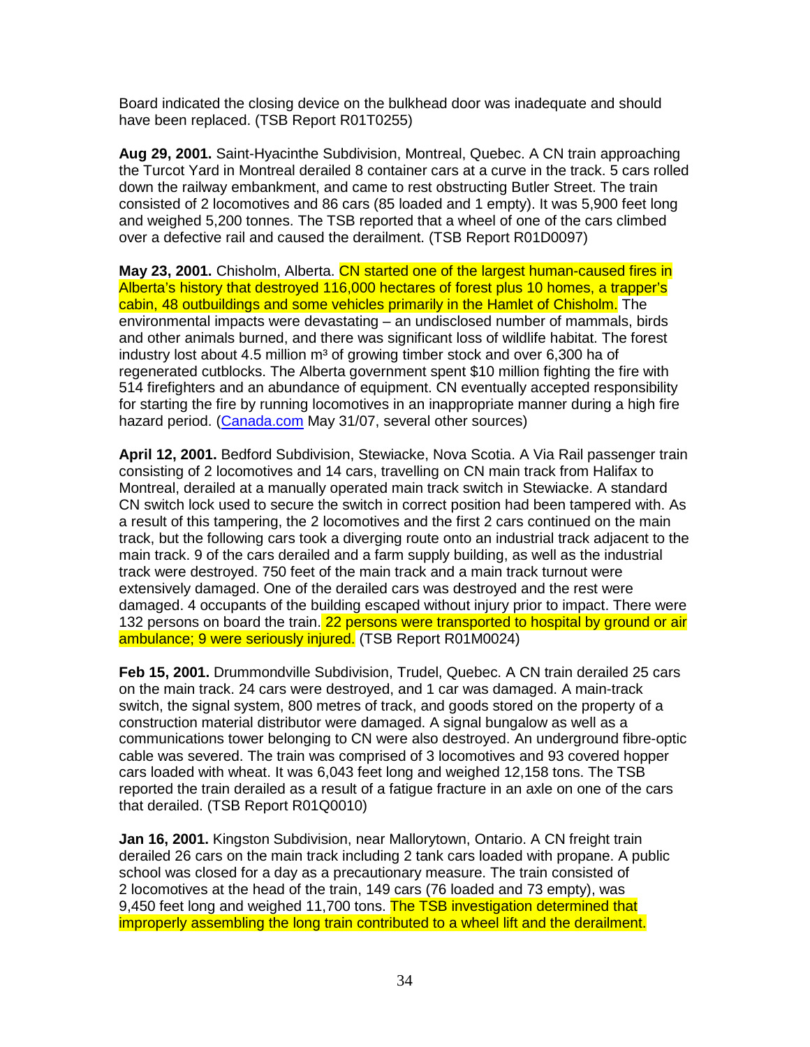Board indicated the closing device on the bulkhead door was inadequate and should have been replaced. (TSB Report R01T0255)

**Aug 29, 2001.** Saint-Hyacinthe Subdivision, Montreal, Quebec. A CN train approaching the Turcot Yard in Montreal derailed 8 container cars at a curve in the track. 5 cars rolled down the railway embankment, and came to rest obstructing Butler Street. The train consisted of 2 locomotives and 86 cars (85 loaded and 1 empty). It was 5,900 feet long and weighed 5,200 tonnes. The TSB reported that a wheel of one of the cars climbed over a defective rail and caused the derailment. (TSB Report R01D0097)

**May 23, 2001.** Chisholm, Alberta. CN started one of the largest human-caused fires in Alberta's history that destroyed 116,000 hectares of forest plus 10 homes, a trapper's cabin, 48 outbuildings and some vehicles primarily in the Hamlet of Chisholm. The environmental impacts were devastating – an undisclosed number of mammals, birds and other animals burned, and there was significant loss of wildlife habitat. The forest industry lost about 4.5 million m³ of growing timber stock and over 6,300 ha of regenerated cutblocks. The Alberta government spent $10 million fighting the fire with 514 firefighters and an abundance of equipment. CN eventually accepted responsibility for starting the fire by running locomotives in an inappropriate manner during a high fire hazard period. (Canada.com May 31/07, several other sources)

**April 12, 2001.** Bedford Subdivision, Stewiacke, Nova Scotia. A Via Rail passenger train consisting of 2 locomotives and 14 cars, travelling on CN main track from Halifax to Montreal, derailed at a manually operated main track switch in Stewiacke. A standard CN switch lock used to secure the switch in correct position had been tampered with. As a result of this tampering, the 2 locomotives and the first 2 cars continued on the main track, but the following cars took a diverging route onto an industrial track adjacent to the main track. 9 of the cars derailed and a farm supply building, as well as the industrial track were destroyed. 750 feet of the main track and a main track turnout were extensively damaged. One of the derailed cars was destroyed and the rest were damaged. 4 occupants of the building escaped without injury prior to impact. There were 132 persons on board the train. 22 persons were transported to hospital by ground or air ambulance; 9 were seriously injured. (TSB Report R01M0024)

**Feb 15, 2001.** Drummondville Subdivision, Trudel, Quebec. A CN train derailed 25 cars on the main track. 24 cars were destroyed, and 1 car was damaged. A main-track switch, the signal system, 800 metres of track, and goods stored on the property of a construction material distributor were damaged. A signal bungalow as well as a communications tower belonging to CN were also destroyed. An underground fibre-optic cable was severed. The train was comprised of 3 locomotives and 93 covered hopper cars loaded with wheat. It was 6,043 feet long and weighed 12,158 tons. The TSB reported the train derailed as a result of a fatigue fracture in an axle on one of the cars that derailed. (TSB Report R01Q0010)

**Jan 16, 2001.** Kingston Subdivision, near Mallorytown, Ontario. A CN freight train derailed 26 cars on the main track including 2 tank cars loaded with propane. A public school was closed for a day as a precautionary measure. The train consisted of 2 locomotives at the head of the train, 149 cars (76 loaded and 73 empty), was 9,450 feet long and weighed 11,700 tons. The TSB investigation determined that improperly assembling the long train contributed to a wheel lift and the derailment.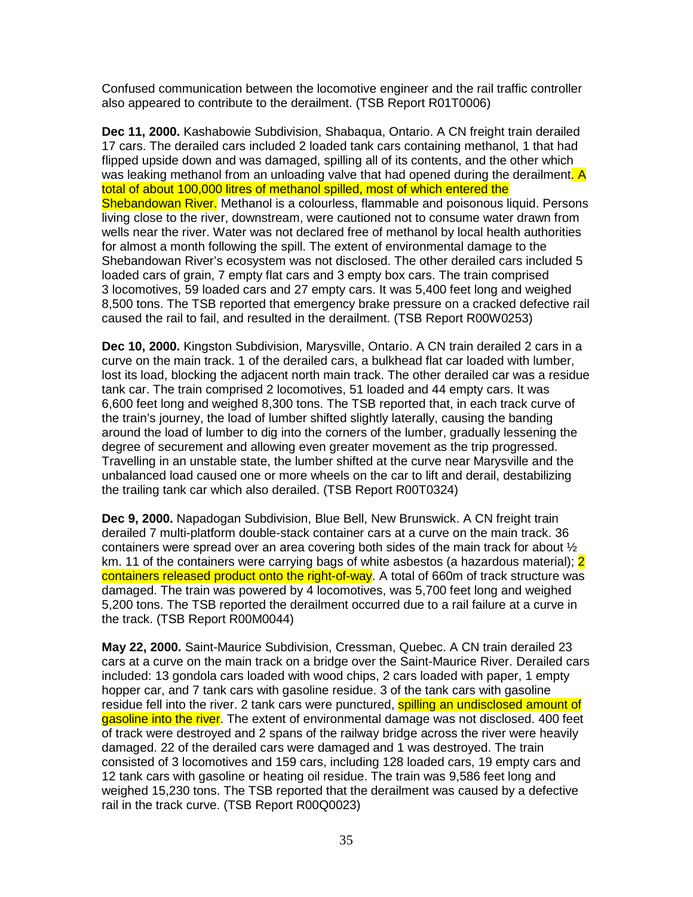Confused communication between the locomotive engineer and the rail traffic controller also appeared to contribute to the derailment. (TSB Report R01T0006)

**Dec 11, 2000.** Kashabowie Subdivision, Shabaqua, Ontario. A CN freight train derailed 17 cars. The derailed cars included 2 loaded tank cars containing methanol, 1 that had flipped upside down and was damaged, spilling all of its contents, and the other which was leaking methanol from an unloading valve that had opened during the derailment. A total of about 100,000 litres of methanol spilled, most of which entered the Shebandowan River. Methanol is a colourless, flammable and poisonous liquid. Persons living close to the river, downstream, were cautioned not to consume water drawn from wells near the river. Water was not declared free of methanol by local health authorities for almost a month following the spill. The extent of environmental damage to the Shebandowan River's ecosystem was not disclosed. The other derailed cars included 5 loaded cars of grain, 7 empty flat cars and 3 empty box cars. The train comprised 3 locomotives, 59 loaded cars and 27 empty cars. It was 5,400 feet long and weighed 8,500 tons. The TSB reported that emergency brake pressure on a cracked defective rail caused the rail to fail, and resulted in the derailment. (TSB Report R00W0253)

**Dec 10, 2000.** Kingston Subdivision, Marysville, Ontario. A CN train derailed 2 cars in a curve on the main track. 1 of the derailed cars, a bulkhead flat car loaded with lumber, lost its load, blocking the adjacent north main track. The other derailed car was a residue tank car. The train comprised 2 locomotives, 51 loaded and 44 empty cars. It was 6,600 feet long and weighed 8,300 tons. The TSB reported that, in each track curve of the train's journey, the load of lumber shifted slightly laterally, causing the banding around the load of lumber to dig into the corners of the lumber, gradually lessening the degree of securement and allowing even greater movement as the trip progressed. Travelling in an unstable state, the lumber shifted at the curve near Marysville and the unbalanced load caused one or more wheels on the car to lift and derail, destabilizing the trailing tank car which also derailed. (TSB Report R00T0324)

**Dec 9, 2000.** Napadogan Subdivision, Blue Bell, New Brunswick. A CN freight train derailed 7 multi-platform double-stack container cars at a curve on the main track. 36 containers were spread over an area covering both sides of the main track for about ½ km. 11 of the containers were carrying bags of white asbestos (a hazardous material); 2 containers released product onto the right-of-way. A total of 660m of track structure was damaged. The train was powered by 4 locomotives, was 5,700 feet long and weighed 5,200 tons. The TSB reported the derailment occurred due to a rail failure at a curve in the track. (TSB Report R00M0044)

**May 22, 2000.** Saint-Maurice Subdivision, Cressman, Quebec. A CN train derailed 23 cars at a curve on the main track on a bridge over the Saint-Maurice River. Derailed cars included: 13 gondola cars loaded with wood chips, 2 cars loaded with paper, 1 empty hopper car, and 7 tank cars with gasoline residue. 3 of the tank cars with gasoline residue fell into the river. 2 tank cars were punctured, spilling an undisclosed amount of gasoline into the river. The extent of environmental damage was not disclosed. 400 feet of track were destroyed and 2 spans of the railway bridge across the river were heavily damaged. 22 of the derailed cars were damaged and 1 was destroyed. The train consisted of 3 locomotives and 159 cars, including 128 loaded cars, 19 empty cars and 12 tank cars with gasoline or heating oil residue. The train was 9,586 feet long and weighed 15,230 tons. The TSB reported that the derailment was caused by a defective rail in the track curve. (TSB Report R00Q0023)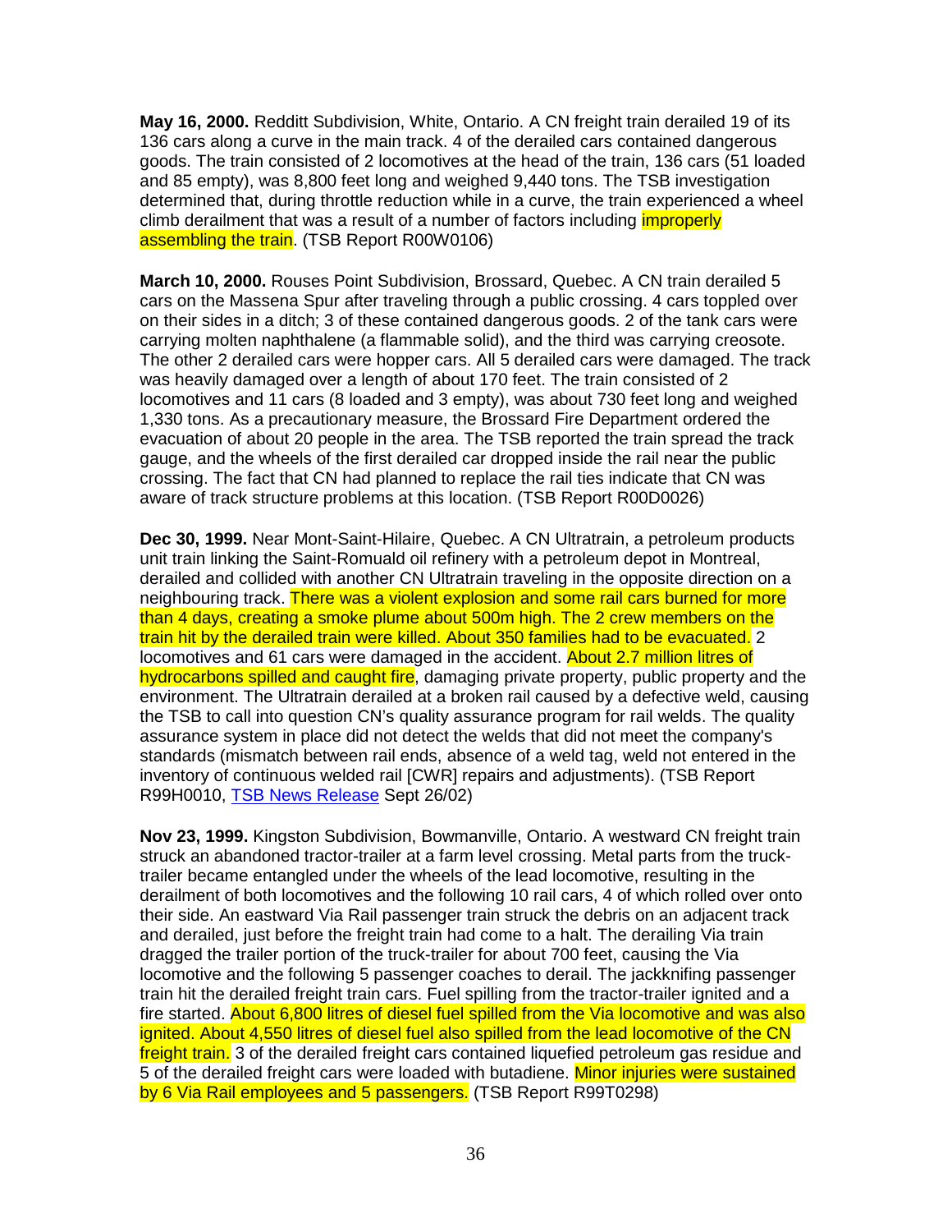**May 16, 2000.** Redditt Subdivision, White, Ontario. A CN freight train derailed 19 of its 136 cars along a curve in the main track. 4 of the derailed cars contained dangerous goods. The train consisted of 2 locomotives at the head of the train, 136 cars (51 loaded and 85 empty), was 8,800 feet long and weighed 9,440 tons. The TSB investigation determined that, during throttle reduction while in a curve, the train experienced a wheel climb derailment that was a result of a number of factors including improperly assembling the train. (TSB Report R00W0106)

**March 10, 2000.** Rouses Point Subdivision, Brossard, Quebec. A CN train derailed 5 cars on the Massena Spur after traveling through a public crossing. 4 cars toppled over on their sides in a ditch; 3 of these contained dangerous goods. 2 of the tank cars were carrying molten naphthalene (a flammable solid), and the third was carrying creosote. The other 2 derailed cars were hopper cars. All 5 derailed cars were damaged. The track was heavily damaged over a length of about 170 feet. The train consisted of 2 locomotives and 11 cars (8 loaded and 3 empty), was about 730 feet long and weighed 1,330 tons. As a precautionary measure, the Brossard Fire Department ordered the evacuation of about 20 people in the area. The TSB reported the train spread the track gauge, and the wheels of the first derailed car dropped inside the rail near the public crossing. The fact that CN had planned to replace the rail ties indicate that CN was aware of track structure problems at this location. (TSB Report R00D0026)

**Dec 30, 1999.** Near Mont-Saint-Hilaire, Quebec. A CN Ultratrain, a petroleum products unit train linking the Saint-Romuald oil refinery with a petroleum depot in Montreal, derailed and collided with another CN Ultratrain traveling in the opposite direction on a neighbouring track. There was a violent explosion and some rail cars burned for more than 4 days, creating a smoke plume about 500m high. The 2 crew members on the train hit by the derailed train were killed. About 350 families had to be evacuated. 2 locomotives and 61 cars were damaged in the accident. About 2.7 million litres of hydrocarbons spilled and caught fire, damaging private property, public property and the environment. The Ultratrain derailed at a broken rail caused by a defective weld, causing the TSB to call into question CN's quality assurance program for rail welds. The quality assurance system in place did not detect the welds that did not meet the company's standards (mismatch between rail ends, absence of a weld tag, weld not entered in the inventory of continuous welded rail [CWR] repairs and adjustments). (TSB Report R99H0010, TSB News Release Sept 26/02)

**Nov 23, 1999.** Kingston Subdivision, Bowmanville, Ontario. A westward CN freight train struck an abandoned tractor-trailer at a farm level crossing. Metal parts from the truck-trailer became entangled under the wheels of the lead locomotive, resulting in the derailment of both locomotives and the following 10 rail cars, 4 of which rolled over onto their side. An eastward Via Rail passenger train struck the debris on an adjacent track and derailed, just before the freight train had come to a halt. The derailing Via train dragged the trailer portion of the truck-trailer for about 700 feet, causing the Via locomotive and the following 5 passenger coaches to derail. The jackknifing passenger train hit the derailed freight train cars. Fuel spilling from the tractor-trailer ignited and a fire started. About 6,800 litres of diesel fuel spilled from the Via locomotive and was also ignited. About 4,550 litres of diesel fuel also spilled from the lead locomotive of the CN freight train. 3 of the derailed freight cars contained liquefied petroleum gas residue and 5 of the derailed freight cars were loaded with butadiene. Minor injuries were sustained by 6 Via Rail employees and 5 passengers. (TSB Report R99T0298)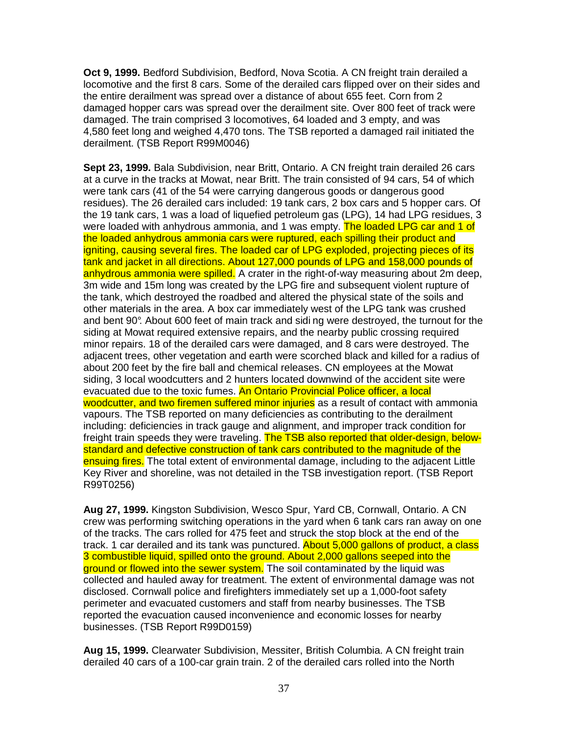**Oct 9, 1999.** Bedford Subdivision, Bedford, Nova Scotia. A CN freight train derailed a locomotive and the first 8 cars. Some of the derailed cars flipped over on their sides and the entire derailment was spread over a distance of about 655 feet. Corn from 2 damaged hopper cars was spread over the derailment site. Over 800 feet of track were damaged. The train comprised 3 locomotives, 64 loaded and 3 empty, and was 4,580 feet long and weighed 4,470 tons. The TSB reported a damaged rail initiated the derailment. (TSB Report R99M0046)

**Sept 23, 1999.** Bala Subdivision, near Britt, Ontario. A CN freight train derailed 26 cars at a curve in the tracks at Mowat, near Britt. The train consisted of 94 cars, 54 of which were tank cars (41 of the 54 were carrying dangerous goods or dangerous good residues). The 26 derailed cars included: 19 tank cars, 2 box cars and 5 hopper cars. Of the 19 tank cars, 1 was a load of liquefied petroleum gas (LPG), 14 had LPG residues, 3 were loaded with anhydrous ammonia, and 1 was empty. The loaded LPG car and 1 of the loaded anhydrous ammonia cars were ruptured, each spilling their product and igniting, causing several fires. The loaded car of LPG exploded, projecting pieces of its tank and jacket in all directions. About 127,000 pounds of LPG and 158,000 pounds of anhydrous ammonia were spilled. A crater in the right-of-way measuring about 2m deep, 3m wide and 15m long was created by the LPG fire and subsequent violent rupture of the tank, which destroyed the roadbed and altered the physical state of the soils and other materials in the area. A box car immediately west of the LPG tank was crushed and bent 90°. About 600 feet of main track and siding were destroyed, the turnout for the siding at Mowat required extensive repairs, and the nearby public crossing required minor repairs. 18 of the derailed cars were damaged, and 8 cars were destroyed. The adjacent trees, other vegetation and earth were scorched black and killed for a radius of about 200 feet by the fire ball and chemical releases. CN employees at the Mowat siding, 3 local woodcutters and 2 hunters located downwind of the accident site were evacuated due to the toxic fumes. An Ontario Provincial Police officer, a local woodcutter, and two firemen suffered minor injuries as a result of contact with ammonia vapours. The TSB reported on many deficiencies as contributing to the derailment including: deficiencies in track gauge and alignment, and improper track condition for freight train speeds they were traveling. The TSB also reported that older-design, below-standard and defective construction of tank cars contributed to the magnitude of the ensuing fires. The total extent of environmental damage, including to the adjacent Little Key River and shoreline, was not detailed in the TSB investigation report. (TSB Report R99T0256)

**Aug 27, 1999.** Kingston Subdivision, Wesco Spur, Yard CB, Cornwall, Ontario. A CN crew was performing switching operations in the yard when 6 tank cars ran away on one of the tracks. The cars rolled for 475 feet and struck the stop block at the end of the track. 1 car derailed and its tank was punctured. About 5,000 gallons of product, a class 3 combustible liquid, spilled onto the ground. About 2,000 gallons seeped into the ground or flowed into the sewer system. The soil contaminated by the liquid was collected and hauled away for treatment. The extent of environmental damage was not disclosed. Cornwall police and firefighters immediately set up a 1,000-foot safety perimeter and evacuated customers and staff from nearby businesses. The TSB reported the evacuation caused inconvenience and economic losses for nearby businesses. (TSB Report R99D0159)

**Aug 15, 1999.** Clearwater Subdivision, Messiter, British Columbia. A CN freight train derailed 40 cars of a 100-car grain train. 2 of the derailed cars rolled into the North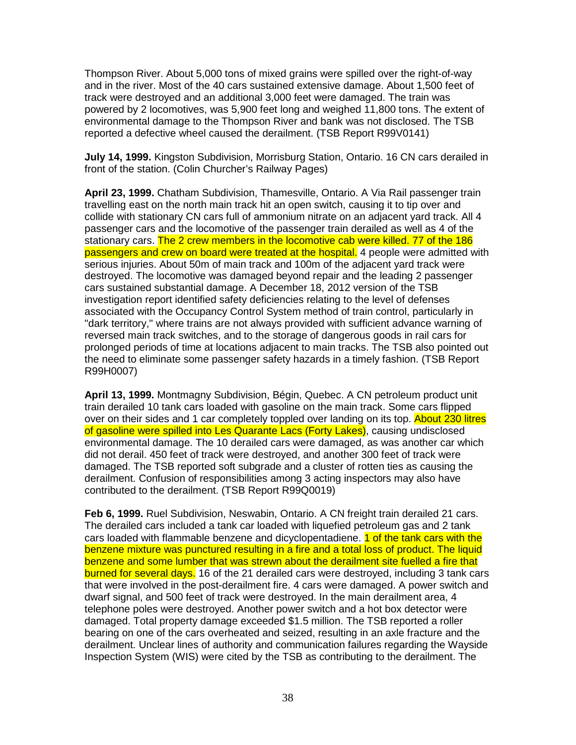Thompson River. About 5,000 tons of mixed grains were spilled over the right-of-way and in the river. Most of the 40 cars sustained extensive damage. About 1,500 feet of track were destroyed and an additional 3,000 feet were damaged. The train was powered by 2 locomotives, was 5,900 feet long and weighed 11,800 tons. The extent of environmental damage to the Thompson River and bank was not disclosed. The TSB reported a defective wheel caused the derailment. (TSB Report R99V0141)

**July 14, 1999.** Kingston Subdivision, Morrisburg Station, Ontario. 16 CN cars derailed in front of the station. (Colin Churcher's Railway Pages)

**April 23, 1999.** Chatham Subdivision, Thamesville, Ontario. A Via Rail passenger train travelling east on the north main track hit an open switch, causing it to tip over and collide with stationary CN cars full of ammonium nitrate on an adjacent yard track. All 4 passenger cars and the locomotive of the passenger train derailed as well as 4 of the stationary cars. The 2 crew members in the locomotive cab were killed. 77 of the 186 passengers and crew on board were treated at the hospital. 4 people were admitted with serious injuries. About 50m of main track and 100m of the adjacent yard track were destroyed. The locomotive was damaged beyond repair and the leading 2 passenger cars sustained substantial damage. A December 18, 2012 version of the TSB investigation report identified safety deficiencies relating to the level of defenses associated with the Occupancy Control System method of train control, particularly in "dark territory," where trains are not always provided with sufficient advance warning of reversed main track switches, and to the storage of dangerous goods in rail cars for prolonged periods of time at locations adjacent to main tracks. The TSB also pointed out the need to eliminate some passenger safety hazards in a timely fashion. (TSB Report R99H0007)

**April 13, 1999.** Montmagny Subdivision, Bégin, Quebec. A CN petroleum product unit train derailed 10 tank cars loaded with gasoline on the main track. Some cars flipped over on their sides and 1 car completely toppled over landing on its top. About 230 litres of gasoline were spilled into Les Quarante Lacs (Forty Lakes), causing undisclosed environmental damage. The 10 derailed cars were damaged, as was another car which did not derail. 450 feet of track were destroyed, and another 300 feet of track were damaged. The TSB reported soft subgrade and a cluster of rotten ties as causing the derailment. Confusion of responsibilities among 3 acting inspectors may also have contributed to the derailment. (TSB Report R99Q0019)

**Feb 6, 1999.** Ruel Subdivision, Neswabin, Ontario. A CN freight train derailed 21 cars. The derailed cars included a tank car loaded with liquefied petroleum gas and 2 tank cars loaded with flammable benzene and dicyclopentadiene. 1 of the tank cars with the benzene mixture was punctured resulting in a fire and a total loss of product. The liquid benzene and some lumber that was strewn about the derailment site fuelled a fire that burned for several days. 16 of the 21 derailed cars were destroyed, including 3 tank cars that were involved in the post-derailment fire. 4 cars were damaged. A power switch and dwarf signal, and 500 feet of track were destroyed. In the main derailment area, 4 telephone poles were destroyed. Another power switch and a hot box detector were damaged. Total property damage exceeded $1.5 million. The TSB reported a roller bearing on one of the cars overheated and seized, resulting in an axle fracture and the derailment. Unclear lines of authority and communication failures regarding the Wayside Inspection System (WIS) were cited by the TSB as contributing to the derailment. The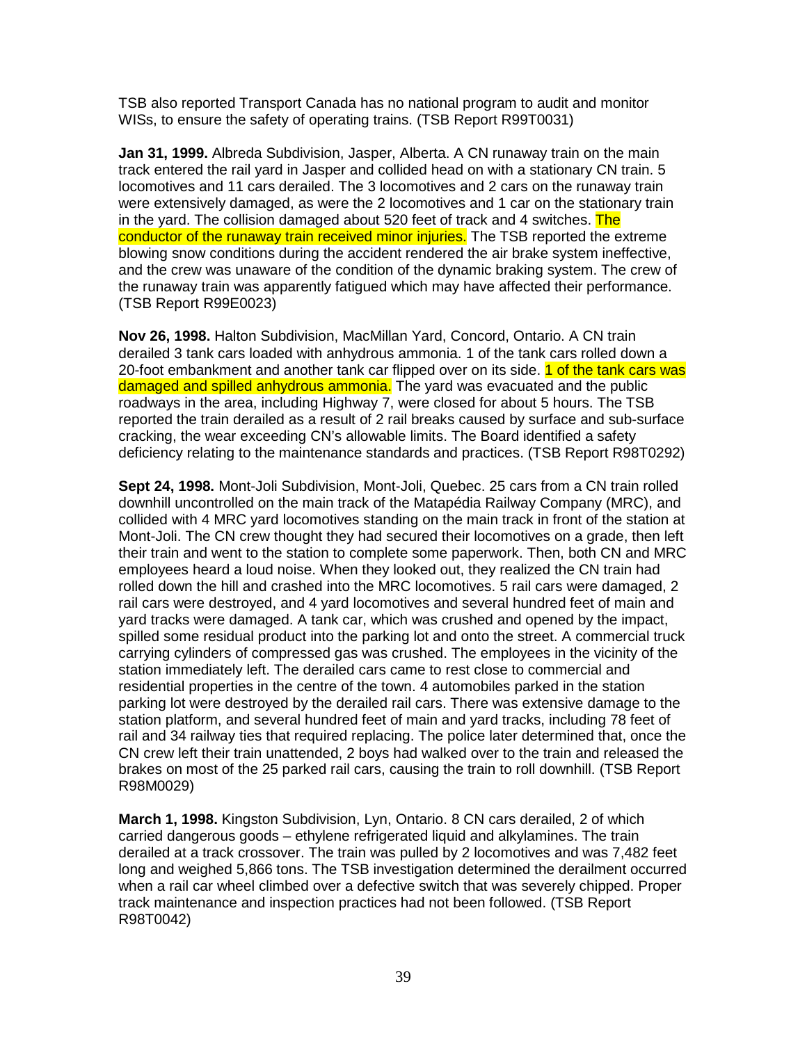TSB also reported Transport Canada has no national program to audit and monitor WISs, to ensure the safety of operating trains. (TSB Report R99T0031)

**Jan 31, 1999.** Albreda Subdivision, Jasper, Alberta. A CN runaway train on the main track entered the rail yard in Jasper and collided head on with a stationary CN train. 5 locomotives and 11 cars derailed. The 3 locomotives and 2 cars on the runaway train were extensively damaged, as were the 2 locomotives and 1 car on the stationary train in the yard. The collision damaged about 520 feet of track and 4 switches. The conductor of the runaway train received minor injuries. The TSB reported the extreme blowing snow conditions during the accident rendered the air brake system ineffective, and the crew was unaware of the condition of the dynamic braking system. The crew of the runaway train was apparently fatigued which may have affected their performance. (TSB Report R99E0023)

**Nov 26, 1998.** Halton Subdivision, MacMillan Yard, Concord, Ontario. A CN train derailed 3 tank cars loaded with anhydrous ammonia. 1 of the tank cars rolled down a 20-foot embankment and another tank car flipped over on its side. 1 of the tank cars was damaged and spilled anhydrous ammonia. The yard was evacuated and the public roadways in the area, including Highway 7, were closed for about 5 hours. The TSB reported the train derailed as a result of 2 rail breaks caused by surface and sub-surface cracking, the wear exceeding CN's allowable limits. The Board identified a safety deficiency relating to the maintenance standards and practices. (TSB Report R98T0292)

**Sept 24, 1998.** Mont-Joli Subdivision, Mont-Joli, Quebec. 25 cars from a CN train rolled downhill uncontrolled on the main track of the Matapédia Railway Company (MRC), and collided with 4 MRC yard locomotives standing on the main track in front of the station at Mont-Joli. The CN crew thought they had secured their locomotives on a grade, then left their train and went to the station to complete some paperwork. Then, both CN and MRC employees heard a loud noise. When they looked out, they realized the CN train had rolled down the hill and crashed into the MRC locomotives. 5 rail cars were damaged, 2 rail cars were destroyed, and 4 yard locomotives and several hundred feet of main and yard tracks were damaged. A tank car, which was crushed and opened by the impact, spilled some residual product into the parking lot and onto the street. A commercial truck carrying cylinders of compressed gas was crushed. The employees in the vicinity of the station immediately left. The derailed cars came to rest close to commercial and residential properties in the centre of the town. 4 automobiles parked in the station parking lot were destroyed by the derailed rail cars. There was extensive damage to the station platform, and several hundred feet of main and yard tracks, including 78 feet of rail and 34 railway ties that required replacing. The police later determined that, once the CN crew left their train unattended, 2 boys had walked over to the train and released the brakes on most of the 25 parked rail cars, causing the train to roll downhill. (TSB Report R98M0029)

**March 1, 1998.** Kingston Subdivision, Lyn, Ontario. 8 CN cars derailed, 2 of which carried dangerous goods – ethylene refrigerated liquid and alkylamines. The train derailed at a track crossover. The train was pulled by 2 locomotives and was 7,482 feet long and weighed 5,866 tons. The TSB investigation determined the derailment occurred when a rail car wheel climbed over a defective switch that was severely chipped. Proper track maintenance and inspection practices had not been followed. (TSB Report R98T0042)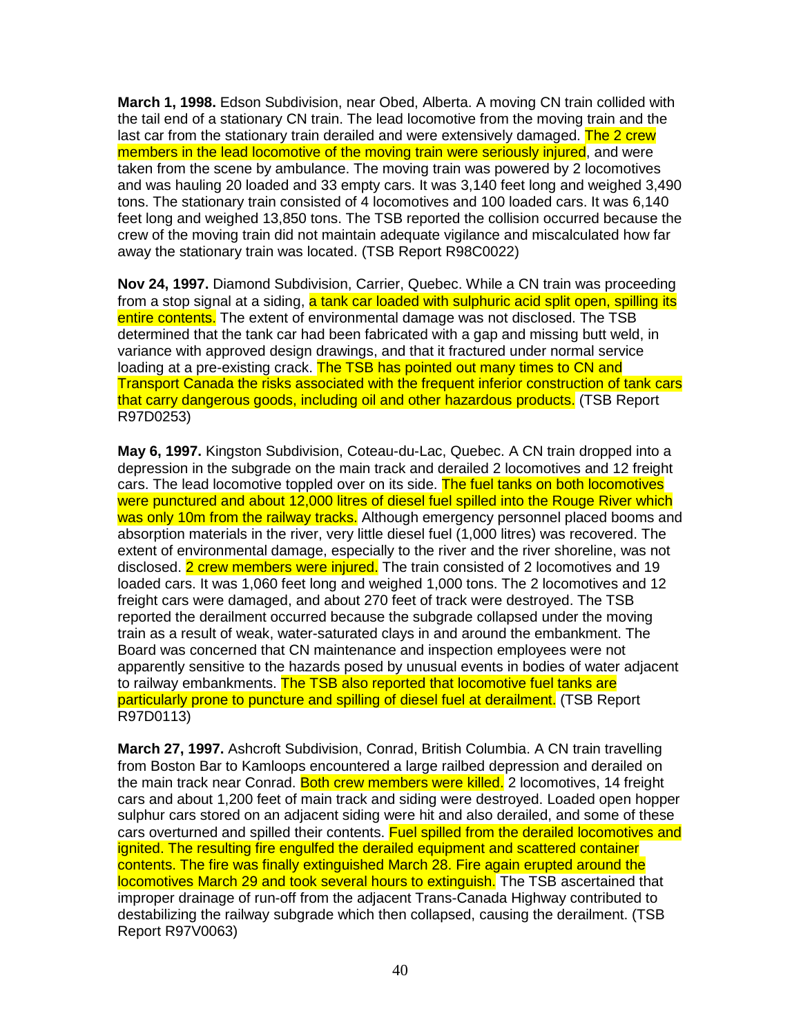**March 1, 1998.** Edson Subdivision, near Obed, Alberta. A moving CN train collided with the tail end of a stationary CN train. The lead locomotive from the moving train and the last car from the stationary train derailed and were extensively damaged. The 2 crew members in the lead locomotive of the moving train were seriously injured, and were taken from the scene by ambulance. The moving train was powered by 2 locomotives and was hauling 20 loaded and 33 empty cars. It was 3,140 feet long and weighed 3,490 tons. The stationary train consisted of 4 locomotives and 100 loaded cars. It was 6,140 feet long and weighed 13,850 tons. The TSB reported the collision occurred because the crew of the moving train did not maintain adequate vigilance and miscalculated how far away the stationary train was located. (TSB Report R98C0022)

**Nov 24, 1997.** Diamond Subdivision, Carrier, Quebec. While a CN train was proceeding from a stop signal at a siding, a tank car loaded with sulphuric acid split open, spilling its entire contents. The extent of environmental damage was not disclosed. The TSB determined that the tank car had been fabricated with a gap and missing butt weld, in variance with approved design drawings, and that it fractured under normal service loading at a pre-existing crack. The TSB has pointed out many times to CN and Transport Canada the risks associated with the frequent inferior construction of tank cars that carry dangerous goods, including oil and other hazardous products. (TSB Report R97D0253)

**May 6, 1997.** Kingston Subdivision, Coteau-du-Lac, Quebec. A CN train dropped into a depression in the subgrade on the main track and derailed 2 locomotives and 12 freight cars. The lead locomotive toppled over on its side. The fuel tanks on both locomotives were punctured and about 12,000 litres of diesel fuel spilled into the Rouge River which was only 10m from the railway tracks. Although emergency personnel placed booms and absorption materials in the river, very little diesel fuel (1,000 litres) was recovered. The extent of environmental damage, especially to the river and the river shoreline, was not disclosed. 2 crew members were injured. The train consisted of 2 locomotives and 19 loaded cars. It was 1,060 feet long and weighed 1,000 tons. The 2 locomotives and 12 freight cars were damaged, and about 270 feet of track were destroyed. The TSB reported the derailment occurred because the subgrade collapsed under the moving train as a result of weak, water-saturated clays in and around the embankment. The Board was concerned that CN maintenance and inspection employees were not apparently sensitive to the hazards posed by unusual events in bodies of water adjacent to railway embankments. The TSB also reported that locomotive fuel tanks are particularly prone to puncture and spilling of diesel fuel at derailment. (TSB Report R97D0113)

**March 27, 1997.** Ashcroft Subdivision, Conrad, British Columbia. A CN train travelling from Boston Bar to Kamloops encountered a large railbed depression and derailed on the main track near Conrad. Both crew members were killed. 2 locomotives, 14 freight cars and about 1,200 feet of main track and siding were destroyed. Loaded open hopper sulphur cars stored on an adjacent siding were hit and also derailed, and some of these cars overturned and spilled their contents. Fuel spilled from the derailed locomotives and ignited. The resulting fire engulfed the derailed equipment and scattered container contents. The fire was finally extinguished March 28. Fire again erupted around the locomotives March 29 and took several hours to extinguish. The TSB ascertained that improper drainage of run-off from the adjacent Trans-Canada Highway contributed to destabilizing the railway subgrade which then collapsed, causing the derailment. (TSB Report R97V0063)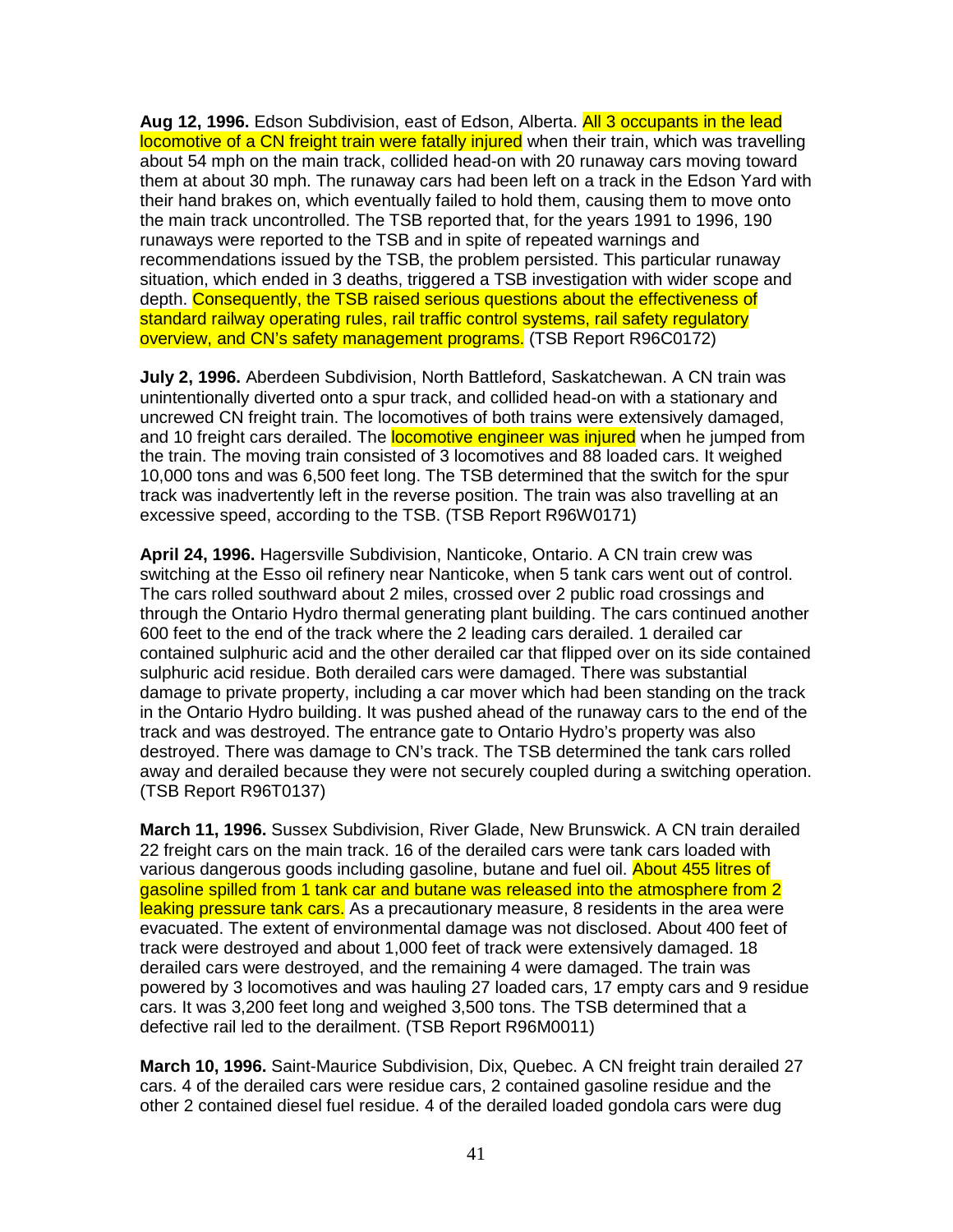**Aug 12, 1996.** Edson Subdivision, east of Edson, Alberta. All 3 occupants in the lead locomotive of a CN freight train were fatally injured when their train, which was travelling about 54 mph on the main track, collided head-on with 20 runaway cars moving toward them at about 30 mph. The runaway cars had been left on a track in the Edson Yard with their hand brakes on, which eventually failed to hold them, causing them to move onto the main track uncontrolled. The TSB reported that, for the years 1991 to 1996, 190 runaways were reported to the TSB and in spite of repeated warnings and recommendations issued by the TSB, the problem persisted. This particular runaway situation, which ended in 3 deaths, triggered a TSB investigation with wider scope and depth. Consequently, the TSB raised serious questions about the effectiveness of standard railway operating rules, rail traffic control systems, rail safety regulatory overview, and CN's safety management programs. (TSB Report R96C0172)

**July 2, 1996.** Aberdeen Subdivision, North Battleford, Saskatchewan. A CN train was unintentionally diverted onto a spur track, and collided head-on with a stationary and uncrewed CN freight train. The locomotives of both trains were extensively damaged, and 10 freight cars derailed. The locomotive engineer was injured when he jumped from the train. The moving train consisted of 3 locomotives and 88 loaded cars. It weighed 10,000 tons and was 6,500 feet long. The TSB determined that the switch for the spur track was inadvertently left in the reverse position. The train was also travelling at an excessive speed, according to the TSB. (TSB Report R96W0171)

**April 24, 1996.** Hagersville Subdivision, Nanticoke, Ontario. A CN train crew was switching at the Esso oil refinery near Nanticoke, when 5 tank cars went out of control. The cars rolled southward about 2 miles, crossed over 2 public road crossings and through the Ontario Hydro thermal generating plant building. The cars continued another 600 feet to the end of the track where the 2 leading cars derailed. 1 derailed car contained sulphuric acid and the other derailed car that flipped over on its side contained sulphuric acid residue. Both derailed cars were damaged. There was substantial damage to private property, including a car mover which had been standing on the track in the Ontario Hydro building. It was pushed ahead of the runaway cars to the end of the track and was destroyed. The entrance gate to Ontario Hydro's property was also destroyed. There was damage to CN's track. The TSB determined the tank cars rolled away and derailed because they were not securely coupled during a switching operation. (TSB Report R96T0137)

**March 11, 1996.** Sussex Subdivision, River Glade, New Brunswick. A CN train derailed 22 freight cars on the main track. 16 of the derailed cars were tank cars loaded with various dangerous goods including gasoline, butane and fuel oil. About 455 litres of gasoline spilled from 1 tank car and butane was released into the atmosphere from 2 leaking pressure tank cars. As a precautionary measure, 8 residents in the area were evacuated. The extent of environmental damage was not disclosed. About 400 feet of track were destroyed and about 1,000 feet of track were extensively damaged. 18 derailed cars were destroyed, and the remaining 4 were damaged. The train was powered by 3 locomotives and was hauling 27 loaded cars, 17 empty cars and 9 residue cars. It was 3,200 feet long and weighed 3,500 tons. The TSB determined that a defective rail led to the derailment. (TSB Report R96M0011)

**March 10, 1996.** Saint-Maurice Subdivision, Dix, Quebec. A CN freight train derailed 27 cars. 4 of the derailed cars were residue cars, 2 contained gasoline residue and the other 2 contained diesel fuel residue. 4 of the derailed loaded gondola cars were dug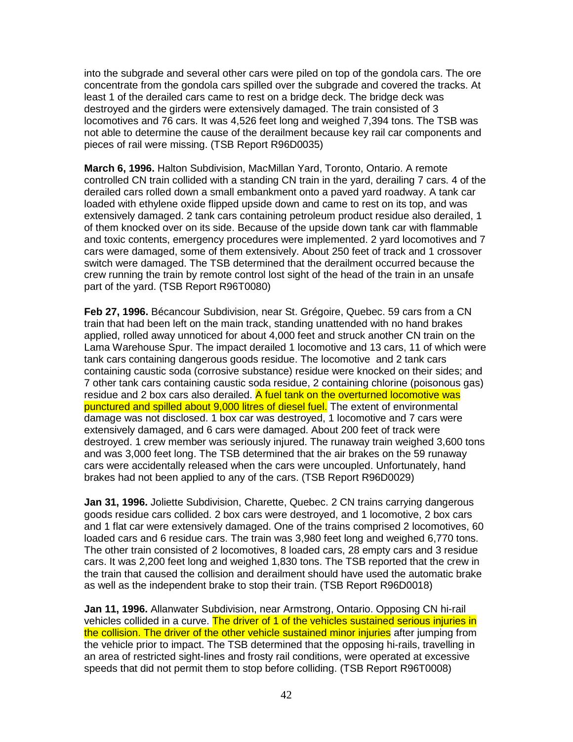into the subgrade and several other cars were piled on top of the gondola cars. The ore concentrate from the gondola cars spilled over the subgrade and covered the tracks. At least 1 of the derailed cars came to rest on a bridge deck. The bridge deck was destroyed and the girders were extensively damaged. The train consisted of 3 locomotives and 76 cars. It was 4,526 feet long and weighed 7,394 tons. The TSB was not able to determine the cause of the derailment because key rail car components and pieces of rail were missing. (TSB Report R96D0035)

**March 6, 1996.** Halton Subdivision, MacMillan Yard, Toronto, Ontario. A remote controlled CN train collided with a standing CN train in the yard, derailing 7 cars. 4 of the derailed cars rolled down a small embankment onto a paved yard roadway. A tank car loaded with ethylene oxide flipped upside down and came to rest on its top, and was extensively damaged. 2 tank cars containing petroleum product residue also derailed, 1 of them knocked over on its side. Because of the upside down tank car with flammable and toxic contents, emergency procedures were implemented. 2 yard locomotives and 7 cars were damaged, some of them extensively. About 250 feet of track and 1 crossover switch were damaged. The TSB determined that the derailment occurred because the crew running the train by remote control lost sight of the head of the train in an unsafe part of the yard. (TSB Report R96T0080)

**Feb 27, 1996.** Bécancour Subdivision, near St. Grégoire, Quebec. 59 cars from a CN train that had been left on the main track, standing unattended with no hand brakes applied, rolled away unnoticed for about 4,000 feet and struck another CN train on the Lama Warehouse Spur. The impact derailed 1 locomotive and 13 cars, 11 of which were tank cars containing dangerous goods residue. The locomotive and 2 tank cars containing caustic soda (corrosive substance) residue were knocked on their sides; and 7 other tank cars containing caustic soda residue, 2 containing chlorine (poisonous gas) residue and 2 box cars also derailed. A fuel tank on the overturned locomotive was punctured and spilled about 9,000 litres of diesel fuel. The extent of environmental damage was not disclosed. 1 box car was destroyed, 1 locomotive and 7 cars were extensively damaged, and 6 cars were damaged. About 200 feet of track were destroyed. 1 crew member was seriously injured. The runaway train weighed 3,600 tons and was 3,000 feet long. The TSB determined that the air brakes on the 59 runaway cars were accidentally released when the cars were uncoupled. Unfortunately, hand brakes had not been applied to any of the cars. (TSB Report R96D0029)

**Jan 31, 1996.** Joliette Subdivision, Charette, Quebec. 2 CN trains carrying dangerous goods residue cars collided. 2 box cars were destroyed, and 1 locomotive, 2 box cars and 1 flat car were extensively damaged. One of the trains comprised 2 locomotives, 60 loaded cars and 6 residue cars. The train was 3,980 feet long and weighed 6,770 tons. The other train consisted of 2 locomotives, 8 loaded cars, 28 empty cars and 3 residue cars. It was 2,200 feet long and weighed 1,830 tons. The TSB reported that the crew in the train that caused the collision and derailment should have used the automatic brake as well as the independent brake to stop their train. (TSB Report R96D0018)

**Jan 11, 1996.** Allanwater Subdivision, near Armstrong, Ontario. Opposing CN hi-rail vehicles collided in a curve. The driver of 1 of the vehicles sustained serious injuries in the collision. The driver of the other vehicle sustained minor injuries after jumping from the vehicle prior to impact. The TSB determined that the opposing hi-rails, travelling in an area of restricted sight-lines and frosty rail conditions, were operated at excessive speeds that did not permit them to stop before colliding. (TSB Report R96T0008)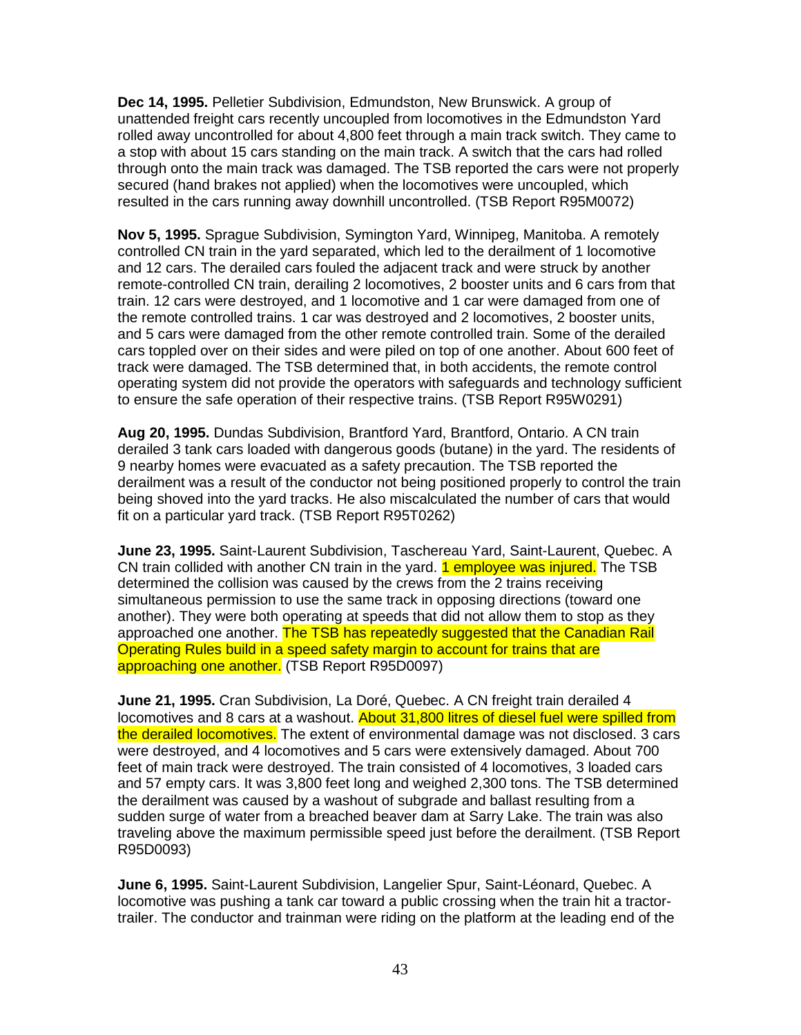**Dec 14, 1995.** Pelletier Subdivision, Edmundston, New Brunswick. A group of unattended freight cars recently uncoupled from locomotives in the Edmundston Yard rolled away uncontrolled for about 4,800 feet through a main track switch. They came to a stop with about 15 cars standing on the main track. A switch that the cars had rolled through onto the main track was damaged. The TSB reported the cars were not properly secured (hand brakes not applied) when the locomotives were uncoupled, which resulted in the cars running away downhill uncontrolled. (TSB Report R95M0072)

**Nov 5, 1995.** Sprague Subdivision, Symington Yard, Winnipeg, Manitoba. A remotely controlled CN train in the yard separated, which led to the derailment of 1 locomotive and 12 cars. The derailed cars fouled the adjacent track and were struck by another remote-controlled CN train, derailing 2 locomotives, 2 booster units and 6 cars from that train. 12 cars were destroyed, and 1 locomotive and 1 car were damaged from one of the remote controlled trains. 1 car was destroyed and 2 locomotives, 2 booster units, and 5 cars were damaged from the other remote controlled train. Some of the derailed cars toppled over on their sides and were piled on top of one another. About 600 feet of track were damaged. The TSB determined that, in both accidents, the remote control operating system did not provide the operators with safeguards and technology sufficient to ensure the safe operation of their respective trains. (TSB Report R95W0291)

**Aug 20, 1995.** Dundas Subdivision, Brantford Yard, Brantford, Ontario. A CN train derailed 3 tank cars loaded with dangerous goods (butane) in the yard. The residents of 9 nearby homes were evacuated as a safety precaution. The TSB reported the derailment was a result of the conductor not being positioned properly to control the train being shoved into the yard tracks. He also miscalculated the number of cars that would fit on a particular yard track. (TSB Report R95T0262)

**June 23, 1995.** Saint-Laurent Subdivision, Taschereau Yard, Saint-Laurent, Quebec. A CN train collided with another CN train in the yard. 1 employee was injured. The TSB determined the collision was caused by the crews from the 2 trains receiving simultaneous permission to use the same track in opposing directions (toward one another). They were both operating at speeds that did not allow them to stop as they approached one another. The TSB has repeatedly suggested that the Canadian Rail Operating Rules build in a speed safety margin to account for trains that are approaching one another. (TSB Report R95D0097)

**June 21, 1995.** Cran Subdivision, La Doré, Quebec. A CN freight train derailed 4 locomotives and 8 cars at a washout. About 31,800 litres of diesel fuel were spilled from the derailed locomotives. The extent of environmental damage was not disclosed. 3 cars were destroyed, and 4 locomotives and 5 cars were extensively damaged. About 700 feet of main track were destroyed. The train consisted of 4 locomotives, 3 loaded cars and 57 empty cars. It was 3,800 feet long and weighed 2,300 tons. The TSB determined the derailment was caused by a washout of subgrade and ballast resulting from a sudden surge of water from a breached beaver dam at Sarry Lake. The train was also traveling above the maximum permissible speed just before the derailment. (TSB Report R95D0093)

**June 6, 1995.** Saint-Laurent Subdivision, Langelier Spur, Saint-Léonard, Quebec. A locomotive was pushing a tank car toward a public crossing when the train hit a tractor-trailer. The conductor and trainman were riding on the platform at the leading end of the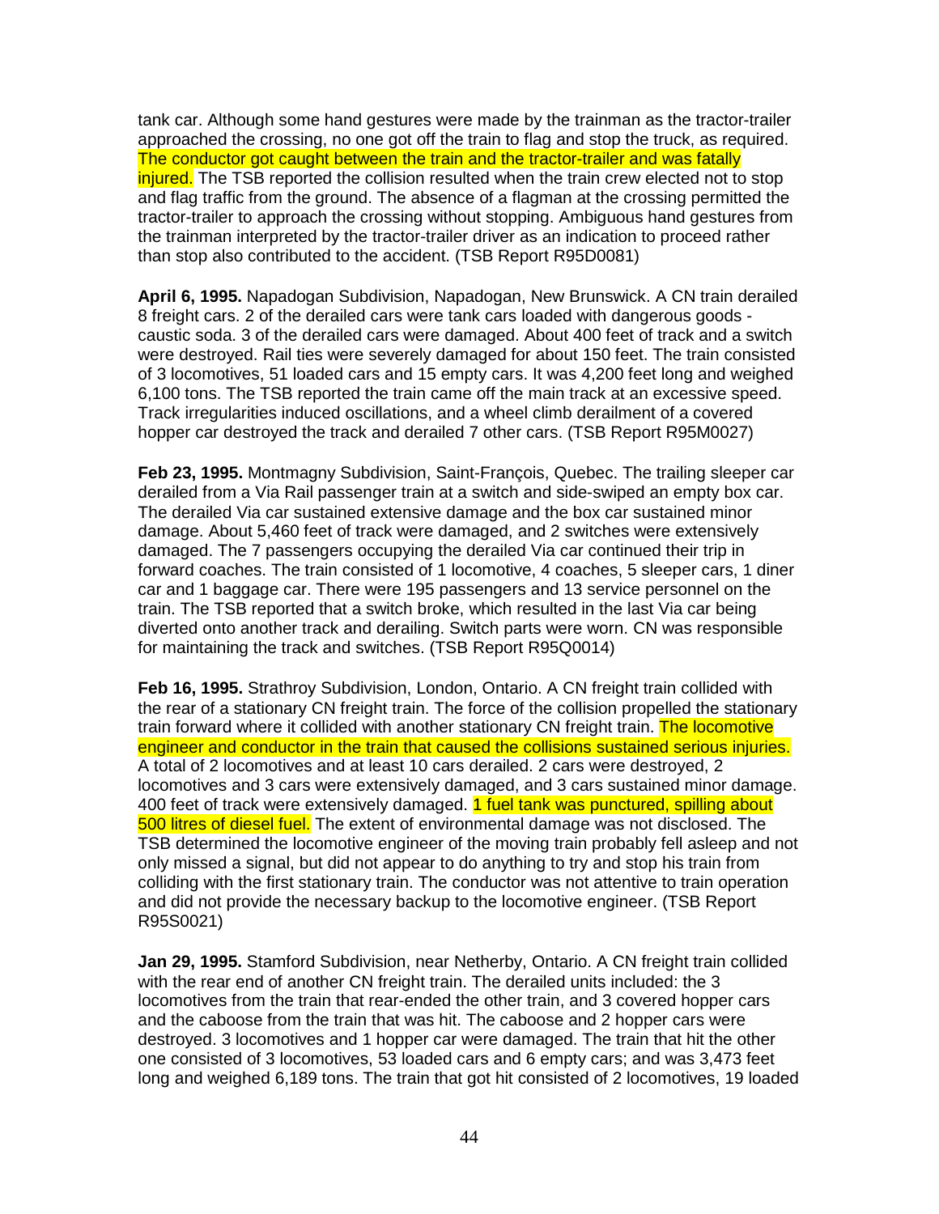tank car. Although some hand gestures were made by the trainman as the tractor-trailer approached the crossing, no one got off the train to flag and stop the truck, as required. The conductor got caught between the train and the tractor-trailer and was fatally injured. The TSB reported the collision resulted when the train crew elected not to stop and flag traffic from the ground. The absence of a flagman at the crossing permitted the tractor-trailer to approach the crossing without stopping. Ambiguous hand gestures from the trainman interpreted by the tractor-trailer driver as an indication to proceed rather than stop also contributed to the accident. (TSB Report R95D0081)

**April 6, 1995.** Napadogan Subdivision, Napadogan, New Brunswick. A CN train derailed 8 freight cars. 2 of the derailed cars were tank cars loaded with dangerous goods - caustic soda. 3 of the derailed cars were damaged. About 400 feet of track and a switch were destroyed. Rail ties were severely damaged for about 150 feet. The train consisted of 3 locomotives, 51 loaded cars and 15 empty cars. It was 4,200 feet long and weighed 6,100 tons. The TSB reported the train came off the main track at an excessive speed. Track irregularities induced oscillations, and a wheel climb derailment of a covered hopper car destroyed the track and derailed 7 other cars. (TSB Report R95M0027)

**Feb 23, 1995.** Montmagny Subdivision, Saint-François, Quebec. The trailing sleeper car derailed from a Via Rail passenger train at a switch and side-swiped an empty box car. The derailed Via car sustained extensive damage and the box car sustained minor damage. About 5,460 feet of track were damaged, and 2 switches were extensively damaged. The 7 passengers occupying the derailed Via car continued their trip in forward coaches. The train consisted of 1 locomotive, 4 coaches, 5 sleeper cars, 1 diner car and 1 baggage car. There were 195 passengers and 13 service personnel on the train. The TSB reported that a switch broke, which resulted in the last Via car being diverted onto another track and derailing. Switch parts were worn. CN was responsible for maintaining the track and switches. (TSB Report R95Q0014)

**Feb 16, 1995.** Strathroy Subdivision, London, Ontario. A CN freight train collided with the rear of a stationary CN freight train. The force of the collision propelled the stationary train forward where it collided with another stationary CN freight train. The locomotive engineer and conductor in the train that caused the collisions sustained serious injuries. A total of 2 locomotives and at least 10 cars derailed. 2 cars were destroyed, 2 locomotives and 3 cars were extensively damaged, and 3 cars sustained minor damage. 400 feet of track were extensively damaged. 1 fuel tank was punctured, spilling about 500 litres of diesel fuel. The extent of environmental damage was not disclosed. The TSB determined the locomotive engineer of the moving train probably fell asleep and not only missed a signal, but did not appear to do anything to try and stop his train from colliding with the first stationary train. The conductor was not attentive to train operation and did not provide the necessary backup to the locomotive engineer. (TSB Report R95S0021)

**Jan 29, 1995.** Stamford Subdivision, near Netherby, Ontario. A CN freight train collided with the rear end of another CN freight train. The derailed units included: the 3 locomotives from the train that rear-ended the other train, and 3 covered hopper cars and the caboose from the train that was hit. The caboose and 2 hopper cars were destroyed. 3 locomotives and 1 hopper car were damaged. The train that hit the other one consisted of 3 locomotives, 53 loaded cars and 6 empty cars; and was 3,473 feet long and weighed 6,189 tons. The train that got hit consisted of 2 locomotives, 19 loaded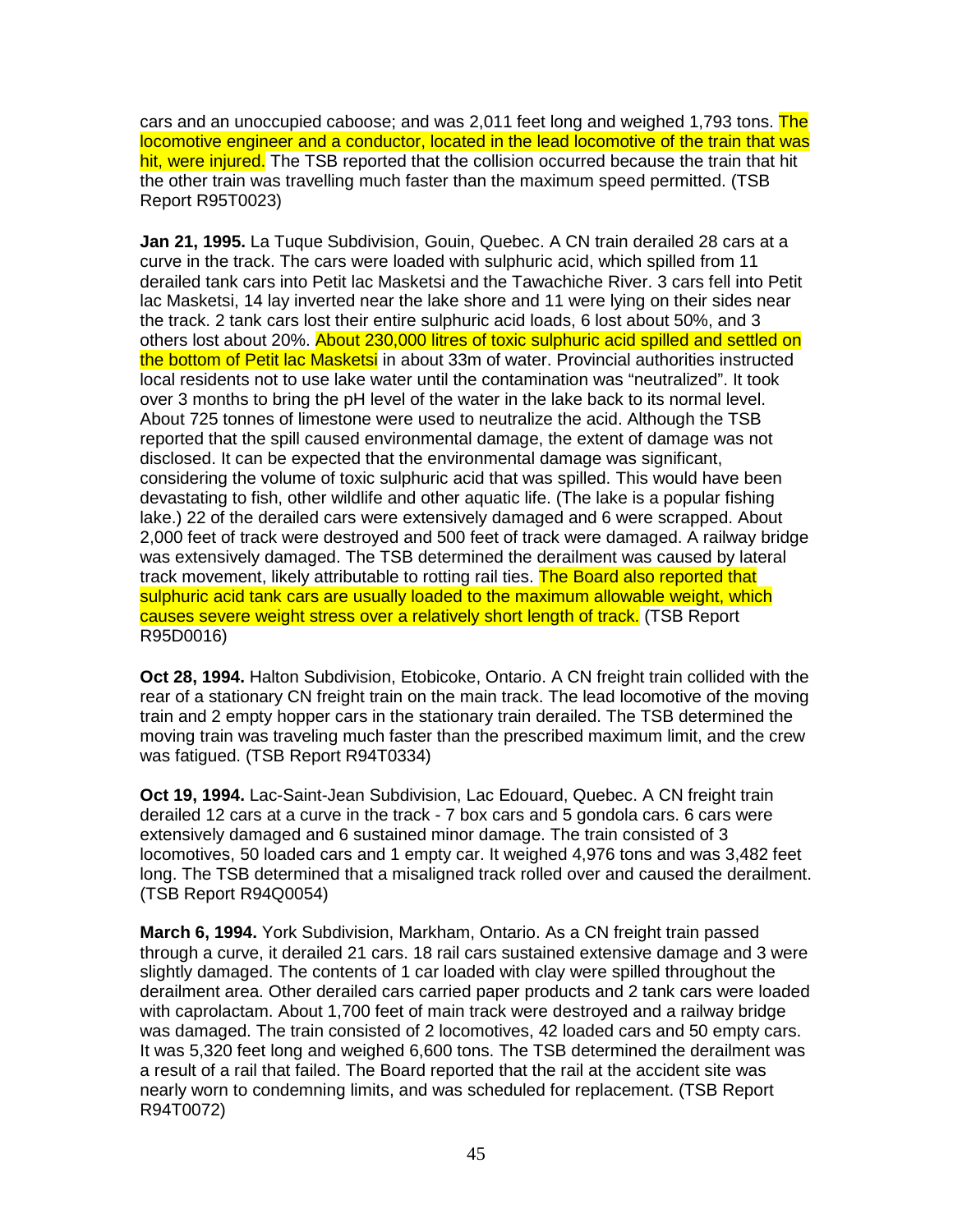cars and an unoccupied caboose; and was 2,011 feet long and weighed 1,793 tons. The locomotive engineer and a conductor, located in the lead locomotive of the train that was hit, were injured. The TSB reported that the collision occurred because the train that hit the other train was travelling much faster than the maximum speed permitted. (TSB Report R95T0023)

**Jan 21, 1995.** La Tuque Subdivision, Gouin, Quebec. A CN train derailed 28 cars at a curve in the track. The cars were loaded with sulphuric acid, which spilled from 11 derailed tank cars into Petit lac Masketsi and the Tawachiche River. 3 cars fell into Petit lac Masketsi, 14 lay inverted near the lake shore and 11 were lying on their sides near the track. 2 tank cars lost their entire sulphuric acid loads, 6 lost about 50%, and 3 others lost about 20%. About 230,000 litres of toxic sulphuric acid spilled and settled on the bottom of Petit lac Masketsi in about 33m of water. Provincial authorities instructed local residents not to use lake water until the contamination was "neutralized". It took over 3 months to bring the pH level of the water in the lake back to its normal level. About 725 tonnes of limestone were used to neutralize the acid. Although the TSB reported that the spill caused environmental damage, the extent of damage was not disclosed. It can be expected that the environmental damage was significant, considering the volume of toxic sulphuric acid that was spilled. This would have been devastating to fish, other wildlife and other aquatic life. (The lake is a popular fishing lake.) 22 of the derailed cars were extensively damaged and 6 were scrapped. About 2,000 feet of track were destroyed and 500 feet of track were damaged. A railway bridge was extensively damaged. The TSB determined the derailment was caused by lateral track movement, likely attributable to rotting rail ties. The Board also reported that sulphuric acid tank cars are usually loaded to the maximum allowable weight, which causes severe weight stress over a relatively short length of track. (TSB Report R95D0016)

**Oct 28, 1994.** Halton Subdivision, Etobicoke, Ontario. A CN freight train collided with the rear of a stationary CN freight train on the main track. The lead locomotive of the moving train and 2 empty hopper cars in the stationary train derailed. The TSB determined the moving train was traveling much faster than the prescribed maximum limit, and the crew was fatigued. (TSB Report R94T0334)

**Oct 19, 1994.** Lac-Saint-Jean Subdivision, Lac Edouard, Quebec. A CN freight train derailed 12 cars at a curve in the track - 7 box cars and 5 gondola cars. 6 cars were extensively damaged and 6 sustained minor damage. The train consisted of 3 locomotives, 50 loaded cars and 1 empty car. It weighed 4,976 tons and was 3,482 feet long. The TSB determined that a misaligned track rolled over and caused the derailment. (TSB Report R94Q0054)

**March 6, 1994.** York Subdivision, Markham, Ontario. As a CN freight train passed through a curve, it derailed 21 cars. 18 rail cars sustained extensive damage and 3 were slightly damaged. The contents of 1 car loaded with clay were spilled throughout the derailment area. Other derailed cars carried paper products and 2 tank cars were loaded with caprolactam. About 1,700 feet of main track were destroyed and a railway bridge was damaged. The train consisted of 2 locomotives, 42 loaded cars and 50 empty cars. It was 5,320 feet long and weighed 6,600 tons. The TSB determined the derailment was a result of a rail that failed. The Board reported that the rail at the accident site was nearly worn to condemning limits, and was scheduled for replacement. (TSB Report R94T0072)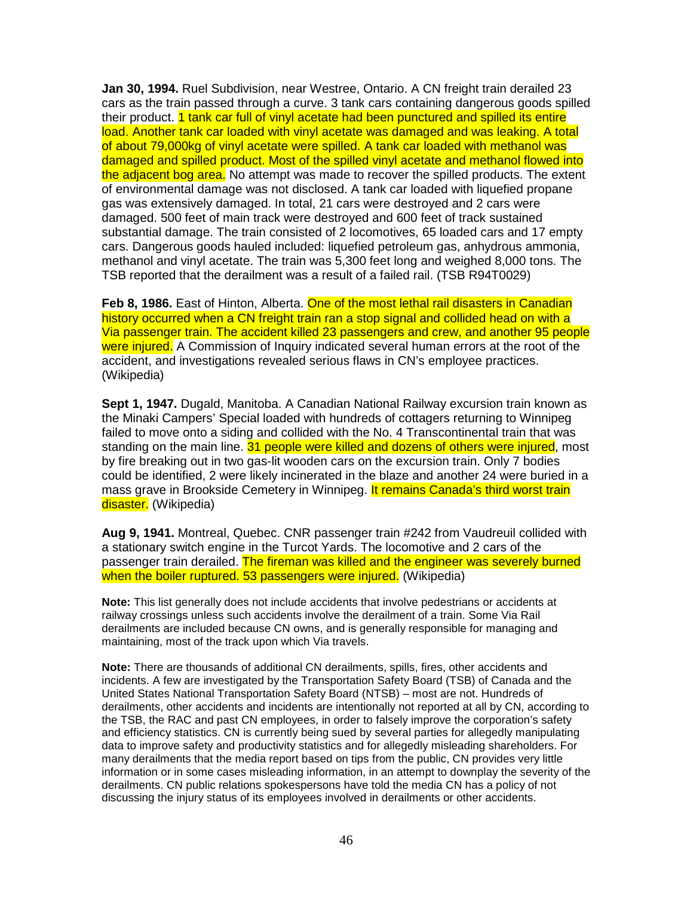**Jan 30, 1994.** Ruel Subdivision, near Westree, Ontario. A CN freight train derailed 23 cars as the train passed through a curve. 3 tank cars containing dangerous goods spilled their product. 1 tank car full of vinyl acetate had been punctured and spilled its entire load. Another tank car loaded with vinyl acetate was damaged and was leaking. A total of about 79,000kg of vinyl acetate were spilled. A tank car loaded with methanol was damaged and spilled product. Most of the spilled vinyl acetate and methanol flowed into the adjacent bog area. No attempt was made to recover the spilled products. The extent of environmental damage was not disclosed. A tank car loaded with liquefied propane gas was extensively damaged. In total, 21 cars were destroyed and 2 cars were damaged. 500 feet of main track were destroyed and 600 feet of track sustained substantial damage. The train consisted of 2 locomotives, 65 loaded cars and 17 empty cars. Dangerous goods hauled included: liquefied petroleum gas, anhydrous ammonia, methanol and vinyl acetate. The train was 5,300 feet long and weighed 8,000 tons. The TSB reported that the derailment was a result of a failed rail. (TSB R94T0029)

**Feb 8, 1986.** East of Hinton, Alberta. One of the most lethal rail disasters in Canadian history occurred when a CN freight train ran a stop signal and collided head on with a Via passenger train. The accident killed 23 passengers and crew, and another 95 people were injured. A Commission of Inquiry indicated several human errors at the root of the accident, and investigations revealed serious flaws in CN's employee practices. (Wikipedia)

**Sept 1, 1947.** Dugald, Manitoba. A Canadian National Railway excursion train known as the Minaki Campers' Special loaded with hundreds of cottagers returning to Winnipeg failed to move onto a siding and collided with the No. 4 Transcontinental train that was standing on the main line. 31 people were killed and dozens of others were injured, most by fire breaking out in two gas-lit wooden cars on the excursion train. Only 7 bodies could be identified, 2 were likely incinerated in the blaze and another 24 were buried in a mass grave in Brookside Cemetery in Winnipeg. It remains Canada's third worst train disaster. (Wikipedia)

**Aug 9, 1941.** Montreal, Quebec. CNR passenger train #242 from Vaudreuil collided with a stationary switch engine in the Turcot Yards. The locomotive and 2 cars of the passenger train derailed. The fireman was killed and the engineer was severely burned when the boiler ruptured. 53 passengers were injured. (Wikipedia)

**Note:** This list generally does not include accidents that involve pedestrians or accidents at railway crossings unless such accidents involve the derailment of a train. Some Via Rail derailments are included because CN owns, and is generally responsible for managing and maintaining, most of the track upon which Via travels.

**Note:** There are thousands of additional CN derailments, spills, fires, other accidents and incidents. A few are investigated by the Transportation Safety Board (TSB) of Canada and the United States National Transportation Safety Board (NTSB) – most are not. Hundreds of derailments, other accidents and incidents are intentionally not reported at all by CN, according to the TSB, the RAC and past CN employees, in order to falsely improve the corporation's safety and efficiency statistics. CN is currently being sued by several parties for allegedly manipulating data to improve safety and productivity statistics and for allegedly misleading shareholders. For many derailments that the media report based on tips from the public, CN provides very little information or in some cases misleading information, in an attempt to downplay the severity of the derailments. CN public relations spokespersons have told the media CN has a policy of not discussing the injury status of its employees involved in derailments or other accidents.